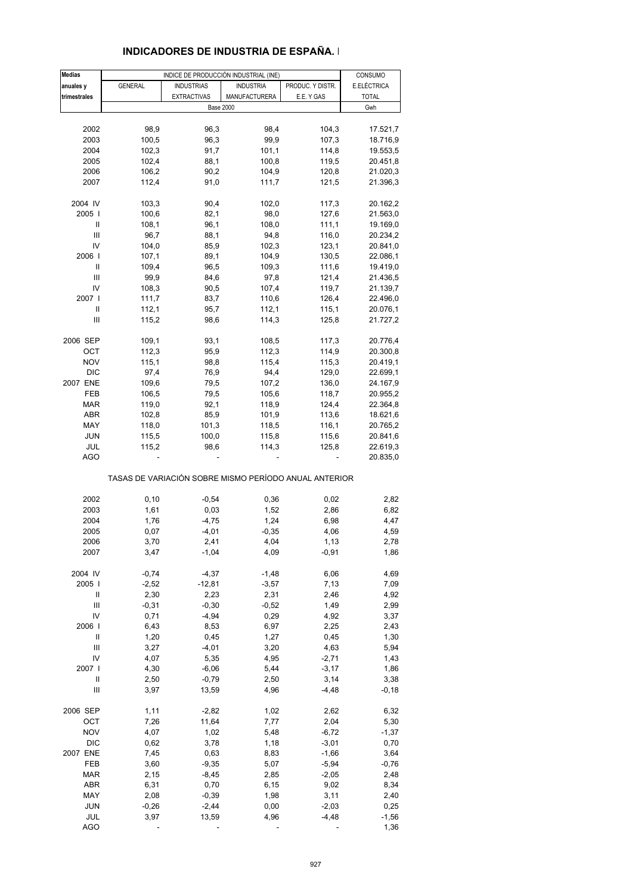## INDICADORES DE INDUSTRIA DE ESPAÑA. I

| Medias anuales y trimestrales | INDICE DE PRODUCCIÓN INDUSTRIAL (INE) | | | | CONSUMO |
|---|---|---|---|---|---|
| | GENERAL | INDUSTRIAS EXTRACTIVAS | INDUSTRIA MANUFACTURERA | PRODUC. Y DISTR. E.E. Y GAS | E.ELÉCTRICA TOTAL |
| | Base 2000 | | | | Gwh |
| 2002 | 98,9 | 96,3 | 98,4 | 104,3 | 17.521,7 |
| 2003 | 100,5 | 96,3 | 99,9 | 107,3 | 18.716,9 |
| 2004 | 102,3 | 91,7 | 101,1 | 114,8 | 19.553,5 |
| 2005 | 102,4 | 88,1 | 100,8 | 119,5 | 20.451,8 |
| 2006 | 106,2 | 90,2 | 104,9 | 120,8 | 21.020,3 |
| 2007 | 112,4 | 91,0 | 111,7 | 121,5 | 21.396,3 |
| 2004 IV | 103,3 | 90,4 | 102,0 | 117,3 | 20.162,2 |
| 2005 I | 100,6 | 82,1 | 98,0 | 127,6 | 21.563,0 |
| II | 108,1 | 96,1 | 108,0 | 111,1 | 19.169,0 |
| III | 96,7 | 88,1 | 94,8 | 116,0 | 20.234,2 |
| IV | 104,0 | 85,9 | 102,3 | 123,1 | 20.841,0 |
| 2006 I | 107,1 | 89,1 | 104,9 | 130,5 | 22.086,1 |
| II | 109,4 | 96,5 | 109,3 | 111,6 | 19.419,0 |
| III | 99,9 | 84,6 | 97,8 | 121,4 | 21.436,5 |
| IV | 108,3 | 90,5 | 107,4 | 119,7 | 21.139,7 |
| 2007 I | 111,7 | 83,7 | 110,6 | 126,4 | 22.496,0 |
| II | 112,1 | 95,7 | 112,1 | 115,1 | 20.076,1 |
| III | 115,2 | 98,6 | 114,3 | 125,8 | 21.727,2 |
| 2006 SEP | 109,1 | 93,1 | 108,5 | 117,3 | 20.776,4 |
| OCT | 112,3 | 95,9 | 112,3 | 114,9 | 20.300,8 |
| NOV | 115,1 | 98,8 | 115,4 | 115,3 | 20.419,1 |
| DIC | 97,4 | 76,9 | 94,4 | 129,0 | 22.699,1 |
| 2007 ENE | 109,6 | 79,5 | 107,2 | 136,0 | 24.167,9 |
| FEB | 106,5 | 79,5 | 105,6 | 118,7 | 20.955,2 |
| MAR | 119,0 | 92,1 | 118,9 | 124,4 | 22.364,8 |
| ABR | 102,8 | 85,9 | 101,9 | 113,6 | 18.621,6 |
| MAY | 118,0 | 101,3 | 118,5 | 116,1 | 20.765,2 |
| JUN | 115,5 | 100,0 | 115,8 | 115,6 | 20.841,6 |
| JUL | 115,2 | 98,6 | 114,3 | 125,8 | 22.619,3 |
| AGO | - | - | - | - | 20.835,0 |
| | TASAS DE VARIACIÓN SOBRE MISMO PERÍODO ANUAL ANTERIOR | | | | |
| 2002 | 0,10 | -0,54 | 0,36 | 0,02 | 2,82 |
| 2003 | 1,61 | 0,03 | 1,52 | 2,86 | 6,82 |
| 2004 | 1,76 | -4,75 | 1,24 | 6,98 | 4,47 |
| 2005 | 0,07 | -4,01 | -0,35 | 4,06 | 4,59 |
| 2006 | 3,70 | 2,41 | 4,04 | 1,13 | 2,78 |
| 2007 | 3,47 | -1,04 | 4,09 | -0,91 | 1,86 |
| 2004 IV | -0,74 | -4,37 | -1,48 | 6,06 | 4,69 |
| 2005 I | -2,52 | -12,81 | -3,57 | 7,13 | 7,09 |
| II | 2,30 | 2,23 | 2,31 | 2,46 | 4,92 |
| III | -0,31 | -0,30 | -0,52 | 1,49 | 2,99 |
| IV | 0,71 | -4,94 | 0,29 | 4,92 | 3,37 |
| 2006 I | 6,43 | 8,53 | 6,97 | 2,25 | 2,43 |
| II | 1,20 | 0,45 | 1,27 | 0,45 | 1,30 |
| III | 3,27 | -4,01 | 3,20 | 4,63 | 5,94 |
| IV | 4,07 | 5,35 | 4,95 | -2,71 | 1,43 |
| 2007 I | 4,30 | -6,06 | 5,44 | -3,17 | 1,86 |
| II | 2,50 | -0,79 | 2,50 | 3,14 | 3,38 |
| III | 3,97 | 13,59 | 4,96 | -4,48 | -0,18 |
| 2006 SEP | 1,11 | -2,82 | 1,02 | 2,62 | 6,32 |
| OCT | 7,26 | 11,64 | 7,77 | 2,04 | 5,30 |
| NOV | 4,07 | 1,02 | 5,48 | -6,72 | -1,37 |
| DIC | 0,62 | 3,78 | 1,18 | -3,01 | 0,70 |
| 2007 ENE | 7,45 | 0,63 | 8,83 | -1,66 | 3,64 |
| FEB | 3,60 | -9,35 | 5,07 | -5,94 | -0,76 |
| MAR | 2,15 | -8,45 | 2,85 | -2,05 | 2,48 |
| ABR | 6,31 | 0,70 | 6,15 | 9,02 | 8,34 |
| MAY | 2,08 | -0,39 | 1,98 | 3,11 | 2,40 |
| JUN | -0,26 | -2,44 | 0,00 | -2,03 | 0,25 |
| JUL | 3,97 | 13,59 | 4,96 | -4,48 | -1,56 |
| AGO | - | - | - | - | 1,36 |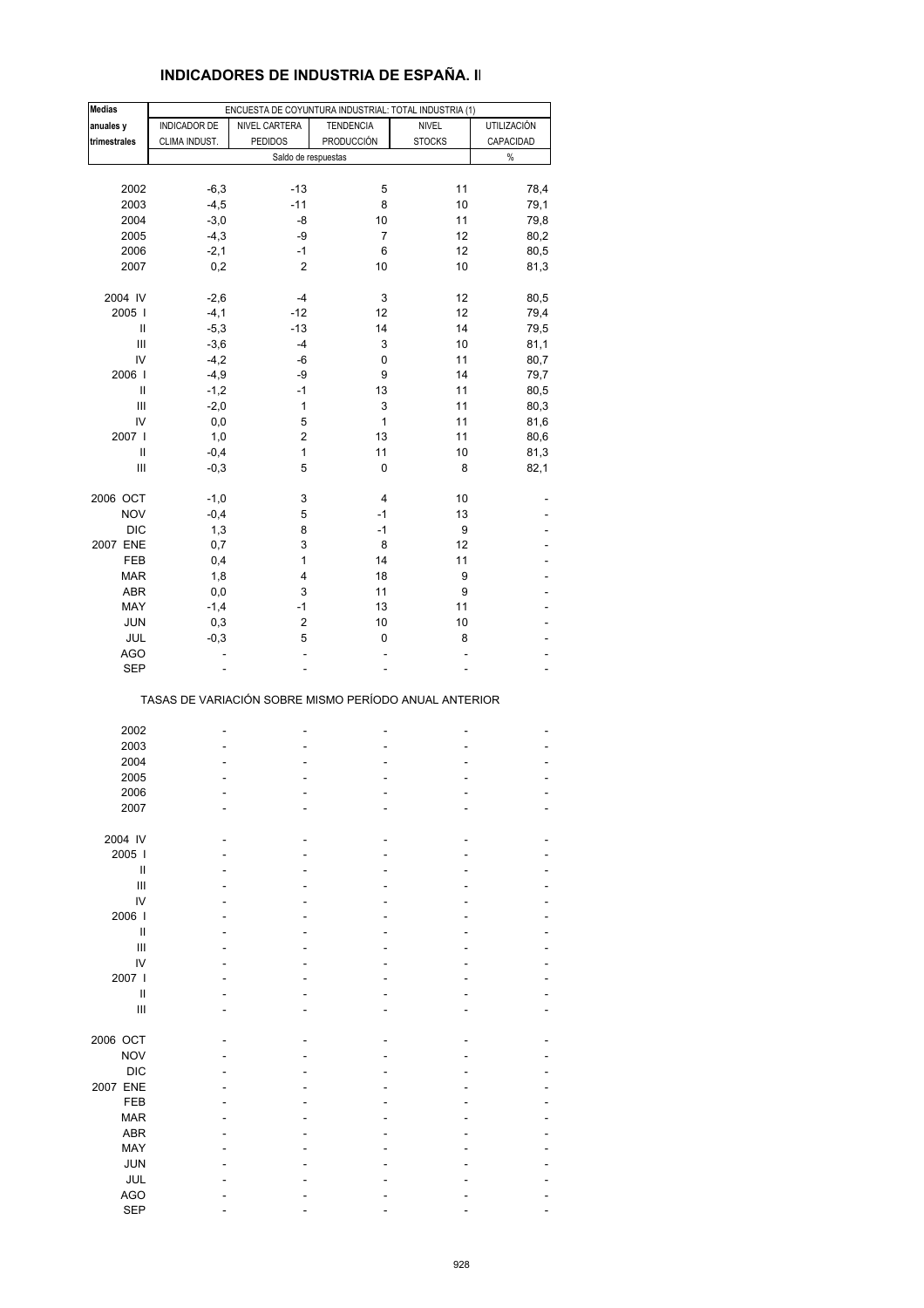## INDICADORES DE INDUSTRIA DE ESPAÑA. II

| Medias anuales y trimestrales | ENCUESTA DE COYUNTURA INDUSTRIAL: TOTAL INDUSTRIA (1) | | | | |
|---|---|---|---|---|---|
| | INDICADOR DE CLIMA INDUST. | NIVEL CARTERA PEDIDOS | TENDENCIA PRODUCCIÓN | NIVEL STOCKS | UTILIZACIÓN CAPACIDAD |
| | Saldo de respuestas | | | | % |
| 2002 | -6,3 | -13 | 5 | 11 | 78,4 |
| 2003 | -4,5 | -11 | 8 | 10 | 79,1 |
| 2004 | -3,0 | -8 | 10 | 11 | 79,8 |
| 2005 | -4,3 | -9 | 7 | 12 | 80,2 |
| 2006 | -2,1 | -1 | 6 | 12 | 80,5 |
| 2007 | 0,2 | 2 | 10 | 10 | 81,3 |
| 2004 IV | -2,6 | -4 | 3 | 12 | 80,5 |
| 2005 I | -4,1 | -12 | 12 | 12 | 79,4 |
| II | -5,3 | -13 | 14 | 14 | 79,5 |
| III | -3,6 | -4 | 3 | 10 | 81,1 |
| IV | -4,2 | -6 | 0 | 11 | 80,7 |
| 2006 I | -4,9 | -9 | 9 | 14 | 79,7 |
| II | -1,2 | -1 | 13 | 11 | 80,5 |
| III | -2,0 | 1 | 3 | 11 | 80,3 |
| IV | 0,0 | 5 | 1 | 11 | 81,6 |
| 2007 I | 1,0 | 2 | 13 | 11 | 80,6 |
| II | -0,4 | 1 | 11 | 10 | 81,3 |
| III | -0,3 | 5 | 0 | 8 | 82,1 |
| 2006 OCT | -1,0 | 3 | 4 | 10 | - |
| NOV | -0,4 | 5 | -1 | 13 | - |
| DIC | 1,3 | 8 | -1 | 9 | - |
| 2007 ENE | 0,7 | 3 | 8 | 12 | - |
| FEB | 0,4 | 1 | 14 | 11 | - |
| MAR | 1,8 | 4 | 18 | 9 | - |
| ABR | 0,0 | 3 | 11 | 9 | - |
| MAY | -1,4 | -1 | 13 | 11 | - |
| JUN | 0,3 | 2 | 10 | 10 | - |
| JUL | -0,3 | 5 | 0 | 8 | - |
| AGO | - | - | - | - | - |
| SEP | - | - | - | - | - |

TASAS DE VARIACIÓN SOBRE MISMO PERÍODO ANUAL ANTERIOR

| | | | | | |
|---|---|---|---|---|---|
| 2002 | - | - | - | - | - |
| 2003 | - | - | - | - | - |
| 2004 | - | - | - | - | - |
| 2005 | - | - | - | - | - |
| 2006 | - | - | - | - | - |
| 2007 | - | - | - | - | - |
| 2004 IV | - | - | - | - | - |
| 2005 I | - | - | - | - | - |
| II | - | - | - | - | - |
| III | - | - | - | - | - |
| IV | - | - | - | - | - |
| 2006 I | - | - | - | - | - |
| II | - | - | - | - | - |
| III | - | - | - | - | - |
| IV | - | - | - | - | - |
| 2007 I | - | - | - | - | - |
| II | - | - | - | - | - |
| III | - | - | - | - | - |
| 2006 OCT | - | - | - | - | - |
| NOV | - | - | - | - | - |
| DIC | - | - | - | - | - |
| 2007 ENE | - | - | - | - | - |
| FEB | - | - | - | - | - |
| MAR | - | - | - | - | - |
| ABR | - | - | - | - | - |
| MAY | - | - | - | - | - |
| JUN | - | - | - | - | - |
| JUL | - | - | - | - | - |
| AGO | - | - | - | - | - |
| SEP | - | - | - | - | - |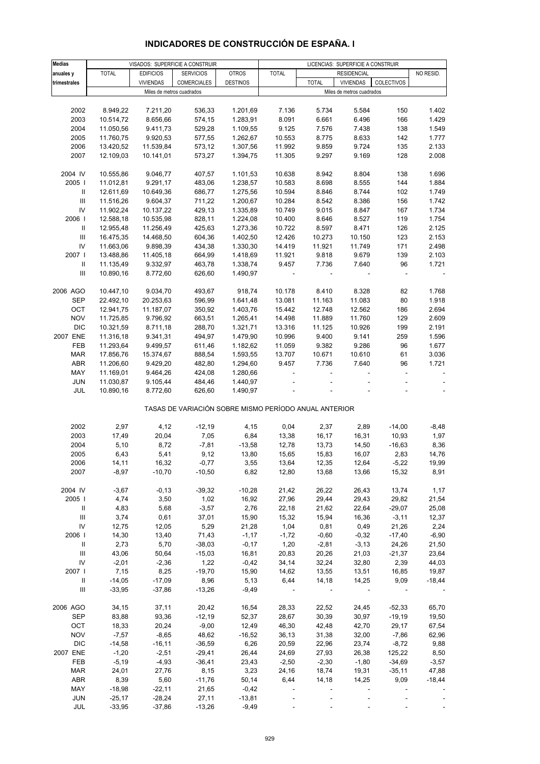# INDICADORES DE CONSTRUCCIÓN DE ESPAÑA. I

| Medias anuales y trimestrales | VISADOS: SUPERFICIE A CONSTRUIR | | | | LICENCIAS: SUPERFICIE A CONSTRUIR | | | | |
|---|---|---|---|---|---|---|---|---|---|
| | TOTAL | EDIFICIOS VIVIENDAS | SERVICIOS COMERCIALES | OTROS DESTINOS | TOTAL | RESIDENCIAL | | | NO RESID. |
| | | | | | | TOTAL | VIVIENDAS | COLECTIVOS | |
| | Miles de metros cuadrados | | | | Miles de metros cuadrados | | | | |
| 2002 | 8.949,22 | 7.211,20 | 536,33 | 1.201,69 | 7.136 | 5.734 | 5.584 | 150 | 1.402 |
| 2003 | 10.514,72 | 8.656,66 | 574,15 | 1.283,91 | 8.091 | 6.661 | 6.496 | 166 | 1.429 |
| 2004 | 11.050,56 | 9.411,73 | 529,28 | 1.109,55 | 9.125 | 7.576 | 7.438 | 138 | 1.549 |
| 2005 | 11.760,75 | 9.920,53 | 577,55 | 1.262,67 | 10.553 | 8.775 | 8.633 | 142 | 1.777 |
| 2006 | 13.420,52 | 11.539,84 | 573,12 | 1.307,56 | 11.992 | 9.859 | 9.724 | 135 | 2.133 |
| 2007 | 12.109,03 | 10.141,01 | 573,27 | 1.394,75 | 11.305 | 9.297 | 9.169 | 128 | 2.008 |
| 2004 IV | 10.555,86 | 9.046,77 | 407,57 | 1.101,53 | 10.638 | 8.942 | 8.804 | 138 | 1.696 |
| 2005 I | 11.012,81 | 9.291,17 | 483,06 | 1.238,57 | 10.583 | 8.698 | 8.555 | 144 | 1.884 |
| II | 12.611,69 | 10.649,36 | 686,77 | 1.275,56 | 10.594 | 8.846 | 8.744 | 102 | 1.749 |
| III | 11.516,26 | 9.604,37 | 711,22 | 1.200,67 | 10.284 | 8.542 | 8.386 | 156 | 1.742 |
| IV | 11.902,24 | 10.137,22 | 429,13 | 1.335,89 | 10.749 | 9.015 | 8.847 | 167 | 1.734 |
| 2006 I | 12.588,18 | 10.535,98 | 828,11 | 1.224,08 | 10.400 | 8.646 | 8.527 | 119 | 1.754 |
| II | 12.955,48 | 11.256,49 | 425,63 | 1.273,36 | 10.722 | 8.597 | 8.471 | 126 | 2.125 |
| III | 16.475,35 | 14.468,50 | 604,36 | 1.402,50 | 12.426 | 10.273 | 10.150 | 123 | 2.153 |
| IV | 11.663,06 | 9.898,39 | 434,38 | 1.330,30 | 14.419 | 11.921 | 11.749 | 171 | 2.498 |
| 2007 I | 13.488,86 | 11.405,18 | 664,99 | 1.418,69 | 11.921 | 9.818 | 9.679 | 139 | 2.103 |
| II | 11.135,49 | 9.332,97 | 463,78 | 1.338,74 | 9.457 | 7.736 | 7.640 | 96 | 1.721 |
| III | 10.890,16 | 8.772,60 | 626,60 | 1.490,97 | - | - | - | - | - |
| 2006 AGO | 10.447,10 | 9.034,70 | 493,67 | 918,74 | 10.178 | 8.410 | 8.328 | 82 | 1.768 |
| SEP | 22.492,10 | 20.253,63 | 596,99 | 1.641,48 | 13.081 | 11.163 | 11.083 | 80 | 1.918 |
| OCT | 12.941,75 | 11.187,07 | 350,92 | 1.403,76 | 15.442 | 12.748 | 12.562 | 186 | 2.694 |
| NOV | 11.725,85 | 9.796,92 | 663,51 | 1.265,41 | 14.498 | 11.889 | 11.760 | 129 | 2.609 |
| DIC | 10.321,59 | 8.711,18 | 288,70 | 1.321,71 | 13.316 | 11.125 | 10.926 | 199 | 2.191 |
| 2007 ENE | 11.316,18 | 9.341,31 | 494,97 | 1.479,90 | 10.996 | 9.400 | 9.141 | 259 | 1.596 |
| FEB | 11.293,64 | 9.499,57 | 611,46 | 1.182,62 | 11.059 | 9.382 | 9.286 | 96 | 1.677 |
| MAR | 17.856,76 | 15.374,67 | 888,54 | 1.593,55 | 13.707 | 10.671 | 10.610 | 61 | 3.036 |
| ABR | 11.206,60 | 9.429,20 | 482,80 | 1.294,60 | 9.457 | 7.736 | 7.640 | 96 | 1.721 |
| MAY | 11.169,01 | 9.464,26 | 424,08 | 1.280,66 | - | - | - | - | - |
| JUN | 11.030,87 | 9.105,44 | 484,46 | 1.440,97 | - | - | - | - | - |
| JUL | 10.890,16 | 8.772,60 | 626,60 | 1.490,97 | - | - | - | - | - |
| **TASAS DE VARIACIÓN SOBRE MISMO PERÍODO ANUAL ANTERIOR** | | | | | | | | | |
| 2002 | 2,97 | 4,12 | -12,19 | 4,15 | 0,04 | 2,37 | 2,89 | -14,00 | -8,48 |
| 2003 | 17,49 | 20,04 | 7,05 | 6,84 | 13,38 | 16,17 | 16,31 | 10,93 | 1,97 |
| 2004 | 5,10 | 8,72 | -7,81 | -13,58 | 12,78 | 13,73 | 14,50 | -16,63 | 8,36 |
| 2005 | 6,43 | 5,41 | 9,12 | 13,80 | 15,65 | 15,83 | 16,07 | 2,83 | 14,76 |
| 2006 | 14,11 | 16,32 | -0,77 | 3,55 | 13,64 | 12,35 | 12,64 | -5,22 | 19,99 |
| 2007 | -8,97 | -10,70 | -10,50 | 6,82 | 12,80 | 13,68 | 13,66 | 15,32 | 8,91 |
| 2004 IV | -3,67 | -0,13 | -39,32 | -10,28 | 21,42 | 26,22 | 26,43 | 13,74 | 1,17 |
| 2005 I | 4,74 | 3,50 | 1,02 | 16,92 | 27,96 | 29,44 | 29,43 | 29,82 | 21,54 |
| II | 4,83 | 5,68 | -3,57 | 2,76 | 22,18 | 21,62 | 22,64 | -29,07 | 25,08 |
| III | 3,74 | 0,61 | 37,01 | 15,90 | 15,32 | 15,94 | 16,36 | -3,11 | 12,37 |
| IV | 12,75 | 12,05 | 5,29 | 21,28 | 1,04 | 0,81 | 0,49 | 21,26 | 2,24 |
| 2006 I | 14,30 | 13,40 | 71,43 | -1,17 | -1,72 | -0,60 | -0,32 | -17,40 | -6,90 |
| II | 2,73 | 5,70 | -38,03 | -0,17 | 1,20 | -2,81 | -3,13 | 24,26 | 21,50 |
| III | 43,06 | 50,64 | -15,03 | 16,81 | 20,83 | 20,26 | 21,03 | -21,37 | 23,64 |
| IV | -2,01 | -2,36 | 1,22 | -0,42 | 34,14 | 32,24 | 32,80 | 2,39 | 44,03 |
| 2007 I | 7,15 | 8,25 | -19,70 | 15,90 | 14,62 | 13,55 | 13,51 | 16,85 | 19,87 |
| II | -14,05 | -17,09 | 8,96 | 5,13 | 6,44 | 14,18 | 14,25 | 9,09 | -18,44 |
| III | -33,95 | -37,86 | -13,26 | -9,49 | - | - | - | - | - |
| 2006 AGO | 34,15 | 37,11 | 20,42 | 16,54 | 28,33 | 22,52 | 24,45 | -52,33 | 65,70 |
| SEP | 83,88 | 93,36 | -12,19 | 52,37 | 28,67 | 30,39 | 30,97 | -19,19 | 19,50 |
| OCT | 18,33 | 20,24 | -9,00 | 12,49 | 46,30 | 42,48 | 42,70 | 29,17 | 67,54 |
| NOV | -7,57 | -8,65 | 48,62 | -16,52 | 36,13 | 31,38 | 32,00 | -7,86 | 62,96 |
| DIC | -14,58 | -16,11 | -36,59 | 6,26 | 20,59 | 22,96 | 23,74 | -8,72 | 9,88 |
| 2007 ENE | -1,20 | -2,51 | -29,41 | 26,44 | 24,69 | 27,93 | 26,38 | 125,22 | 8,50 |
| FEB | -5,19 | -4,93 | -36,41 | 23,43 | -2,50 | -2,30 | -1,80 | -34,69 | -3,57 |
| MAR | 24,01 | 27,76 | 8,15 | 3,23 | 24,16 | 18,74 | 19,31 | -35,11 | 47,88 |
| ABR | 8,39 | 5,60 | -11,76 | 50,14 | 6,44 | 14,18 | 14,25 | 9,09 | -18,44 |
| MAY | -18,98 | -22,11 | 21,65 | -0,42 | - | - | - | - | - |
| JUN | -25,17 | -28,24 | 27,11 | -13,81 | - | - | - | - | - |
| JUL | -33,95 | -37,86 | -13,26 | -9,49 | - | - | - | - | - |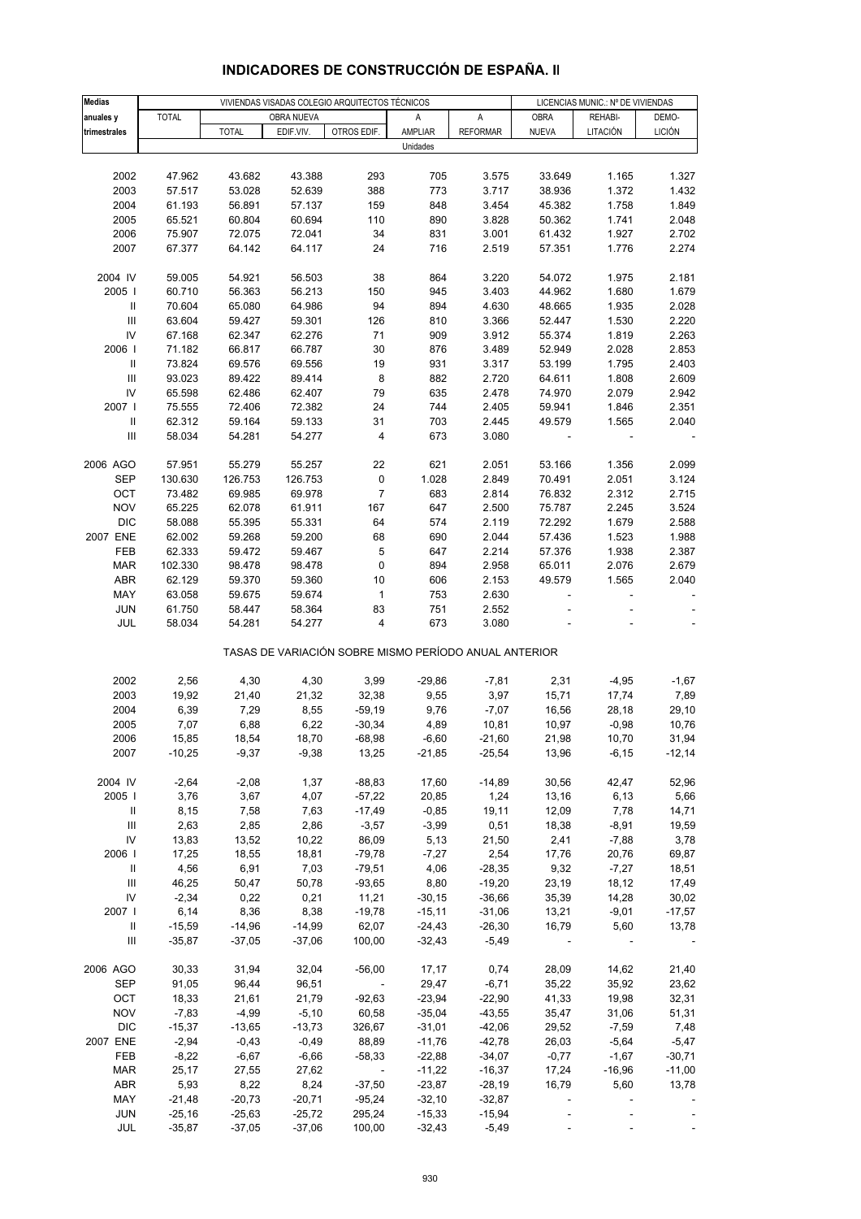# INDICADORES DE CONSTRUCCIÓN DE ESPAÑA. II

| Medias anuales y trimestrales | VIVIENDAS VISADAS COLEGIO ARQUITECTOS TÉCNICOS | | | | | | LICENCIAS MUNIC.: Nº DE VIVIENDAS | | |
|---|---|---|---|---|---|---|---|---|---|
| | TOTAL | OBRA NUEVA | | | A | A | OBRA | REHABI- | DEMO- |
| | | TOTAL | EDIF.VIV. | OTROS EDIF. | AMPLIAR | REFORMAR | NUEVA | LITACIÓN | LICIÓN |
| | Unidades | | | | | | | | |
| 2002 | 47.962 | 43.682 | 43.388 | 293 | 705 | 3.575 | 33.649 | 1.165 | 1.327 |
| 2003 | 57.517 | 53.028 | 52.639 | 388 | 773 | 3.717 | 38.936 | 1.372 | 1.432 |
| 2004 | 61.193 | 56.891 | 57.137 | 159 | 848 | 3.454 | 45.382 | 1.758 | 1.849 |
| 2005 | 65.521 | 60.804 | 60.694 | 110 | 890 | 3.828 | 50.362 | 1.741 | 2.048 |
| 2006 | 75.907 | 72.075 | 72.041 | 34 | 831 | 3.001 | 61.432 | 1.927 | 2.702 |
| 2007 | 67.377 | 64.142 | 64.117 | 24 | 716 | 2.519 | 57.351 | 1.776 | 2.274 |
| 2004 IV | 59.005 | 54.921 | 56.503 | 38 | 864 | 3.220 | 54.072 | 1.975 | 2.181 |
| 2005 I | 60.710 | 56.363 | 56.213 | 150 | 945 | 3.403 | 44.962 | 1.680 | 1.679 |
| II | 70.604 | 65.080 | 64.986 | 94 | 894 | 4.630 | 48.665 | 1.935 | 2.028 |
| III | 63.604 | 59.427 | 59.301 | 126 | 810 | 3.366 | 52.447 | 1.530 | 2.220 |
| IV | 67.168 | 62.347 | 62.276 | 71 | 909 | 3.912 | 55.374 | 1.819 | 2.263 |
| 2006 I | 71.182 | 66.817 | 66.787 | 30 | 876 | 3.489 | 52.949 | 2.028 | 2.853 |
| II | 73.824 | 69.576 | 69.556 | 19 | 931 | 3.317 | 53.199 | 1.795 | 2.403 |
| III | 93.023 | 89.422 | 89.414 | 8 | 882 | 2.720 | 64.611 | 1.808 | 2.609 |
| IV | 65.598 | 62.486 | 62.407 | 79 | 635 | 2.478 | 74.970 | 2.079 | 2.942 |
| 2007 I | 75.555 | 72.406 | 72.382 | 24 | 744 | 2.405 | 59.941 | 1.846 | 2.351 |
| II | 62.312 | 59.164 | 59.133 | 31 | 703 | 2.445 | 49.579 | 1.565 | 2.040 |
| III | 58.034 | 54.281 | 54.277 | 4 | 673 | 3.080 | - | - | - |
| 2006 AGO | 57.951 | 55.279 | 55.257 | 22 | 621 | 2.051 | 53.166 | 1.356 | 2.099 |
| SEP | 130.630 | 126.753 | 126.753 | 0 | 1.028 | 2.849 | 70.491 | 2.051 | 3.124 |
| OCT | 73.482 | 69.985 | 69.978 | 7 | 683 | 2.814 | 76.832 | 2.312 | 2.715 |
| NOV | 65.225 | 62.078 | 61.911 | 167 | 647 | 2.500 | 75.787 | 2.245 | 3.524 |
| DIC | 58.088 | 55.395 | 55.331 | 64 | 574 | 2.119 | 72.292 | 1.679 | 2.588 |
| 2007 ENE | 62.002 | 59.268 | 59.200 | 68 | 690 | 2.044 | 57.436 | 1.523 | 1.988 |
| FEB | 62.333 | 59.472 | 59.467 | 5 | 647 | 2.214 | 57.376 | 1.938 | 2.387 |
| MAR | 102.330 | 98.478 | 98.478 | 0 | 894 | 2.958 | 65.011 | 2.076 | 2.679 |
| ABR | 62.129 | 59.370 | 59.360 | 10 | 606 | 2.153 | 49.579 | 1.565 | 2.040 |
| MAY | 63.058 | 59.675 | 59.674 | 1 | 753 | 2.630 | - | - | - |
| JUN | 61.750 | 58.447 | 58.364 | 83 | 751 | 2.552 | - | - | - |
| JUL | 58.034 | 54.281 | 54.277 | 4 | 673 | 3.080 | - | - | - |
| | TASAS DE VARIACIÓN SOBRE MISMO PERÍODO ANUAL ANTERIOR | | | | | | | | |
| 2002 | 2,56 | 4,30 | 4,30 | 3,99 | -29,86 | -7,81 | 2,31 | -4,95 | -1,67 |
| 2003 | 19,92 | 21,40 | 21,32 | 32,38 | 9,55 | 3,97 | 15,71 | 17,74 | 7,89 |
| 2004 | 6,39 | 7,29 | 8,55 | -59,19 | 9,76 | -7,07 | 16,56 | 28,18 | 29,10 |
| 2005 | 7,07 | 6,88 | 6,22 | -30,34 | 4,89 | 10,81 | 10,97 | -0,98 | 10,76 |
| 2006 | 15,85 | 18,54 | 18,70 | -68,98 | -6,60 | -21,60 | 21,98 | 10,70 | 31,94 |
| 2007 | -10,25 | -9,37 | -9,38 | 13,25 | -21,85 | -25,54 | 13,96 | -6,15 | -12,14 |
| 2004 IV | -2,64 | -2,08 | 1,37 | -88,83 | 17,60 | -14,89 | 30,56 | 42,47 | 52,96 |
| 2005 I | 3,76 | 3,67 | 4,07 | -57,22 | 20,85 | 1,24 | 13,16 | 6,13 | 5,66 |
| II | 8,15 | 7,58 | 7,63 | -17,49 | -0,85 | 19,11 | 12,09 | 7,78 | 14,71 |
| III | 2,63 | 2,85 | 2,86 | -3,57 | -3,99 | 0,51 | 18,38 | -8,91 | 19,59 |
| IV | 13,83 | 13,52 | 10,22 | 86,09 | 5,13 | 21,50 | 2,41 | -7,88 | 3,78 |
| 2006 I | 17,25 | 18,55 | 18,81 | -79,78 | -7,27 | 2,54 | 17,76 | 20,76 | 69,87 |
| II | 4,56 | 6,91 | 7,03 | -79,51 | 4,06 | -28,35 | 9,32 | -7,27 | 18,51 |
| III | 46,25 | 50,47 | 50,78 | -93,65 | 8,80 | -19,20 | 23,19 | 18,12 | 17,49 |
| IV | -2,34 | 0,22 | 0,21 | 11,21 | -30,15 | -36,66 | 35,39 | 14,28 | 30,02 |
| 2007 I | 6,14 | 8,36 | 8,38 | -19,78 | -15,11 | -31,06 | 13,21 | -9,01 | -17,57 |
| II | -15,59 | -14,96 | -14,99 | 62,07 | -24,43 | -26,30 | 16,79 | 5,60 | 13,78 |
| III | -35,87 | -37,05 | -37,06 | 100,00 | -32,43 | -5,49 | - | - | - |
| 2006 AGO | 30,33 | 31,94 | 32,04 | -56,00 | 17,17 | 0,74 | 28,09 | 14,62 | 21,40 |
| SEP | 91,05 | 96,44 | 96,51 | - | 29,47 | -6,71 | 35,22 | 35,92 | 23,62 |
| OCT | 18,33 | 21,61 | 21,79 | -92,63 | -23,94 | -22,90 | 41,33 | 19,98 | 32,31 |
| NOV | -7,83 | -4,99 | -5,10 | 60,58 | -35,04 | -43,55 | 35,47 | 31,06 | 51,31 |
| DIC | -15,37 | -13,65 | -13,73 | 326,67 | -31,01 | -42,06 | 29,52 | -7,59 | 7,48 |
| 2007 ENE | -2,94 | -0,43 | -0,49 | 88,89 | -11,76 | -42,78 | 26,03 | -5,64 | -5,47 |
| FEB | -8,22 | -6,67 | -6,66 | -58,33 | -22,88 | -34,07 | -0,77 | -1,67 | -30,71 |
| MAR | 25,17 | 27,55 | 27,62 | - | -11,22 | -16,37 | 17,24 | -16,96 | -11,00 |
| ABR | 5,93 | 8,22 | 8,24 | -37,50 | -23,87 | -28,19 | 16,79 | 5,60 | 13,78 |
| MAY | -21,48 | -20,73 | -20,71 | -95,24 | -32,10 | -32,87 | - | - | - |
| JUN | -25,16 | -25,63 | -25,72 | 295,24 | -15,33 | -15,94 | - | - | - |
| JUL | -35,87 | -37,05 | -37,06 | 100,00 | -32,43 | -5,49 | - | - | - |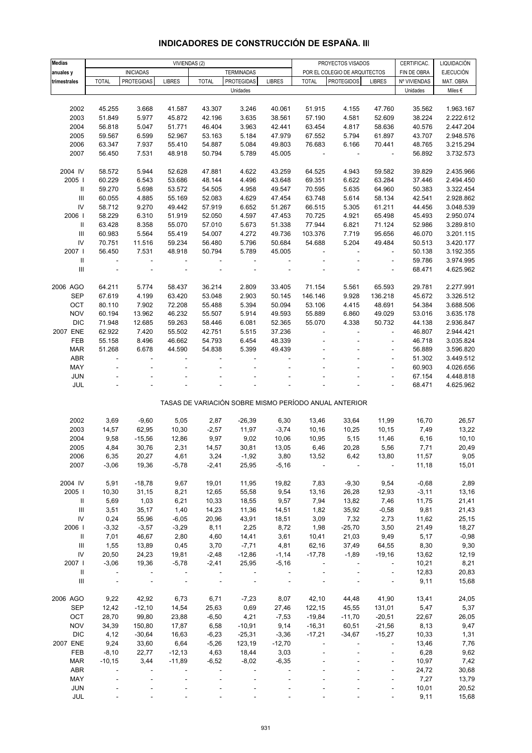# INDICADORES DE CONSTRUCCIÓN DE ESPAÑA. III

| Medias anuales y trimestrales | VIVIENDAS (2) | | | | | | PROYECTOS VISADOS POR EL COLEGIO DE ARQUITECTOS | | | CERTIFICAC. FIN DE OBRA | LIQUIDACIÓN EJECUCIÓN MAT. OBRA |
|---|---|---|---|---|---|---|---|---|---|---|---|
| | INICIADAS | | | TERMINADAS | | | | | | | |
| | TOTAL | PROTEGIDAS | LIBRES | TOTAL | PROTEGIDAS | LIBRES | TOTAL | PROTEGIDOS | LIBRES | Nº VIVIENDAS | MAT. OBRA |
| | Unidades | | | | | | | | | Unidades | Miles € |
| 2002 | 45.255 | 3.668 | 41.587 | 43.307 | 3.246 | 40.061 | 51.915 | 4.155 | 47.760 | 35.562 | 1.963.167 |
| 2003 | 51.849 | 5.977 | 45.872 | 42.196 | 3.635 | 38.561 | 57.190 | 4.581 | 52.609 | 38.224 | 2.222.612 |
| 2004 | 56.818 | 5.047 | 51.771 | 46.404 | 3.963 | 42.441 | 63.454 | 4.817 | 58.636 | 40.576 | 2.447.204 |
| 2005 | 59.567 | 6.599 | 52.967 | 53.163 | 5.184 | 47.979 | 67.552 | 5.794 | 61.897 | 43.707 | 2.948.576 |
| 2006 | 63.347 | 7.937 | 55.410 | 54.887 | 5.084 | 49.803 | 76.683 | 6.166 | 70.441 | 48.765 | 3.215.294 |
| 2007 | 56.450 | 7.531 | 48.918 | 50.794 | 5.789 | 45.005 | - | - | - | 56.892 | 3.732.573 |
| 2004 IV | 58.572 | 5.944 | 52.628 | 47.881 | 4.622 | 43.259 | 64.525 | 4.943 | 59.582 | 39.829 | 2.435.966 |
| 2005 I | 60.229 | 6.543 | 53.686 | 48.144 | 4.496 | 43.648 | 69.351 | 6.622 | 63.284 | 37.446 | 2.494.450 |
| II | 59.270 | 5.698 | 53.572 | 54.505 | 4.958 | 49.547 | 70.595 | 5.635 | 64.960 | 50.383 | 3.322.454 |
| III | 60.055 | 4.885 | 55.169 | 52.083 | 4.629 | 47.454 | 63.748 | 5.614 | 58.134 | 42.541 | 2.928.862 |
| IV | 58.712 | 9.270 | 49.442 | 57.919 | 6.652 | 51.267 | 66.515 | 5.305 | 61.211 | 44.456 | 3.048.539 |
| 2006 I | 58.229 | 6.310 | 51.919 | 52.050 | 4.597 | 47.453 | 70.725 | 4.921 | 65.498 | 45.493 | 2.950.074 |
| II | 63.428 | 8.358 | 55.070 | 57.010 | 5.673 | 51.338 | 77.944 | 6.821 | 71.124 | 52.986 | 3.289.810 |
| III | 60.983 | 5.564 | 55.419 | 54.007 | 4.272 | 49.736 | 103.376 | 7.719 | 95.656 | 46.070 | 3.201.115 |
| IV | 70.751 | 11.516 | 59.234 | 56.480 | 5.796 | 50.684 | 54.688 | 5.204 | 49.484 | 50.513 | 3.420.177 |
| 2007 I | 56.450 | 7.531 | 48.918 | 50.794 | 5.789 | 45.005 | - | - | - | 50.138 | 3.192.355 |
| II | - | - | - | - | - | - | - | - | - | 59.786 | 3.974.995 |
| III | - | - | - | - | - | - | - | - | - | 68.471 | 4.625.962 |
| 2006 AGO | 64.211 | 5.774 | 58.437 | 36.214 | 2.809 | 33.405 | 71.154 | 5.561 | 65.593 | 29.781 | 2.277.991 |
| SEP | 67.619 | 4.199 | 63.420 | 53.048 | 2.903 | 50.145 | 146.146 | 9.928 | 136.218 | 45.672 | 3.326.512 |
| OCT | 80.110 | 7.902 | 72.208 | 55.488 | 5.394 | 50.094 | 53.106 | 4.415 | 48.691 | 54.384 | 3.688.506 |
| NOV | 60.194 | 13.962 | 46.232 | 55.507 | 5.914 | 49.593 | 55.889 | 6.860 | 49.029 | 53.016 | 3.635.178 |
| DIC | 71.948 | 12.685 | 59.263 | 58.446 | 6.081 | 52.365 | 55.070 | 4.338 | 50.732 | 44.138 | 2.936.847 |
| 2007 ENE | 62.922 | 7.420 | 55.502 | 42.751 | 5.515 | 37.236 | - | - | - | 46.807 | 2.944.421 |
| FEB | 55.158 | 8.496 | 46.662 | 54.793 | 6.454 | 48.339 | - | - | - | 46.718 | 3.035.824 |
| MAR | 51.268 | 6.678 | 44.590 | 54.838 | 5.399 | 49.439 | - | - | - | 56.889 | 3.596.820 |
| ABR | - | - | - | - | - | - | - | - | - | 51.302 | 3.449.512 |
| MAY | - | - | - | - | - | - | - | - | - | 60.903 | 4.026.656 |
| JUN | - | - | - | - | - | - | - | - | - | 67.154 | 4.448.818 |
| JUL | - | - | - | - | - | - | - | - | - | 68.471 | 4.625.962 |
| | TASAS DE VARIACIÓN SOBRE MISMO PERÍODO ANUAL ANTERIOR | | | | | | | | | | |
| 2002 | 3,69 | -9,60 | 5,05 | 2,87 | -26,39 | 6,30 | 13,46 | 33,64 | 11,99 | 16,70 | 26,57 |
| 2003 | 14,57 | 62,95 | 10,30 | -2,57 | 11,97 | -3,74 | 10,16 | 10,25 | 10,15 | 7,49 | 13,22 |
| 2004 | 9,58 | -15,56 | 12,86 | 9,97 | 9,02 | 10,06 | 10,95 | 5,15 | 11,46 | 6,16 | 10,10 |
| 2005 | 4,84 | 30,76 | 2,31 | 14,57 | 30,81 | 13,05 | 6,46 | 20,28 | 5,56 | 7,71 | 20,49 |
| 2006 | 6,35 | 20,27 | 4,61 | 3,24 | -1,92 | 3,80 | 13,52 | 6,42 | 13,80 | 11,57 | 9,05 |
| 2007 | -3,06 | 19,36 | -5,78 | -2,41 | 25,95 | -5,16 | - | - | - | 11,18 | 15,01 |
| 2004 IV | 5,91 | -18,78 | 9,67 | 19,01 | 11,95 | 19,82 | 7,83 | -9,30 | 9,54 | -0,68 | 2,89 |
| 2005 I | 10,30 | 31,15 | 8,21 | 12,65 | 55,58 | 9,54 | 13,16 | 26,28 | 12,93 | -3,11 | 13,16 |
| II | 5,69 | 1,03 | 6,21 | 10,33 | 18,55 | 9,57 | 7,94 | 13,82 | 7,46 | 11,75 | 21,41 |
| III | 3,51 | 35,17 | 1,40 | 14,23 | 11,36 | 14,51 | 1,82 | 35,92 | -0,58 | 9,81 | 21,43 |
| IV | 0,24 | 55,96 | -6,05 | 20,96 | 43,91 | 18,51 | 3,09 | 7,32 | 2,73 | 11,62 | 25,15 |
| 2006 I | -3,32 | -3,57 | -3,29 | 8,11 | 2,25 | 8,72 | 1,98 | -25,70 | 3,50 | 21,49 | 18,27 |
| II | 7,01 | 46,67 | 2,80 | 4,60 | 14,41 | 3,61 | 10,41 | 21,03 | 9,49 | 5,17 | -0,98 |
| III | 1,55 | 13,89 | 0,45 | 3,70 | -7,71 | 4,81 | 62,16 | 37,49 | 64,55 | 8,30 | 9,30 |
| IV | 20,50 | 24,23 | 19,81 | -2,48 | -12,86 | -1,14 | -17,78 | -1,89 | -19,16 | 13,62 | 12,19 |
| 2007 I | -3,06 | 19,36 | -5,78 | -2,41 | 25,95 | -5,16 | - | - | - | 10,21 | 8,21 |
| II | - | - | - | - | - | - | - | - | - | 12,83 | 20,83 |
| III | - | - | - | - | - | - | - | - | - | 9,11 | 15,68 |
| 2006 AGO | 9,22 | 42,92 | 6,73 | 6,71 | -7,23 | 8,07 | 42,10 | 44,48 | 41,90 | 13,41 | 24,05 |
| SEP | 12,42 | -12,10 | 14,54 | 25,63 | 0,69 | 27,46 | 122,15 | 45,55 | 131,01 | 5,47 | 5,37 |
| OCT | 28,70 | 99,80 | 23,88 | -6,50 | 4,21 | -7,53 | -19,84 | -11,70 | -20,51 | 22,67 | 26,05 |
| NOV | 34,39 | 150,80 | 17,87 | 6,58 | -10,91 | 9,14 | -16,31 | 60,51 | -21,56 | 8,13 | 9,47 |
| DIC | 4,12 | -30,64 | 16,63 | -6,23 | -25,31 | -3,36 | -17,21 | -34,67 | -15,27 | 10,33 | 1,31 |
| 2007 ENE | 9,24 | 33,60 | 6,64 | -5,26 | 123,19 | -12,70 | - | - | - | 13,46 | 7,76 |
| FEB | -8,10 | 22,77 | -12,13 | 4,63 | 18,44 | 3,03 | - | - | - | 6,28 | 9,62 |
| MAR | -10,15 | 3,44 | -11,89 | -6,52 | -8,02 | -6,35 | - | - | - | 10,97 | 7,42 |
| ABR | - | - | - | - | - | - | - | - | - | 24,72 | 30,68 |
| MAY | - | - | - | - | - | - | - | - | - | 7,27 | 13,79 |
| JUN | - | - | - | - | - | - | - | - | - | 10,01 | 20,52 |
| JUL | - | - | - | - | - | - | - | - | - | 9,11 | 15,68 |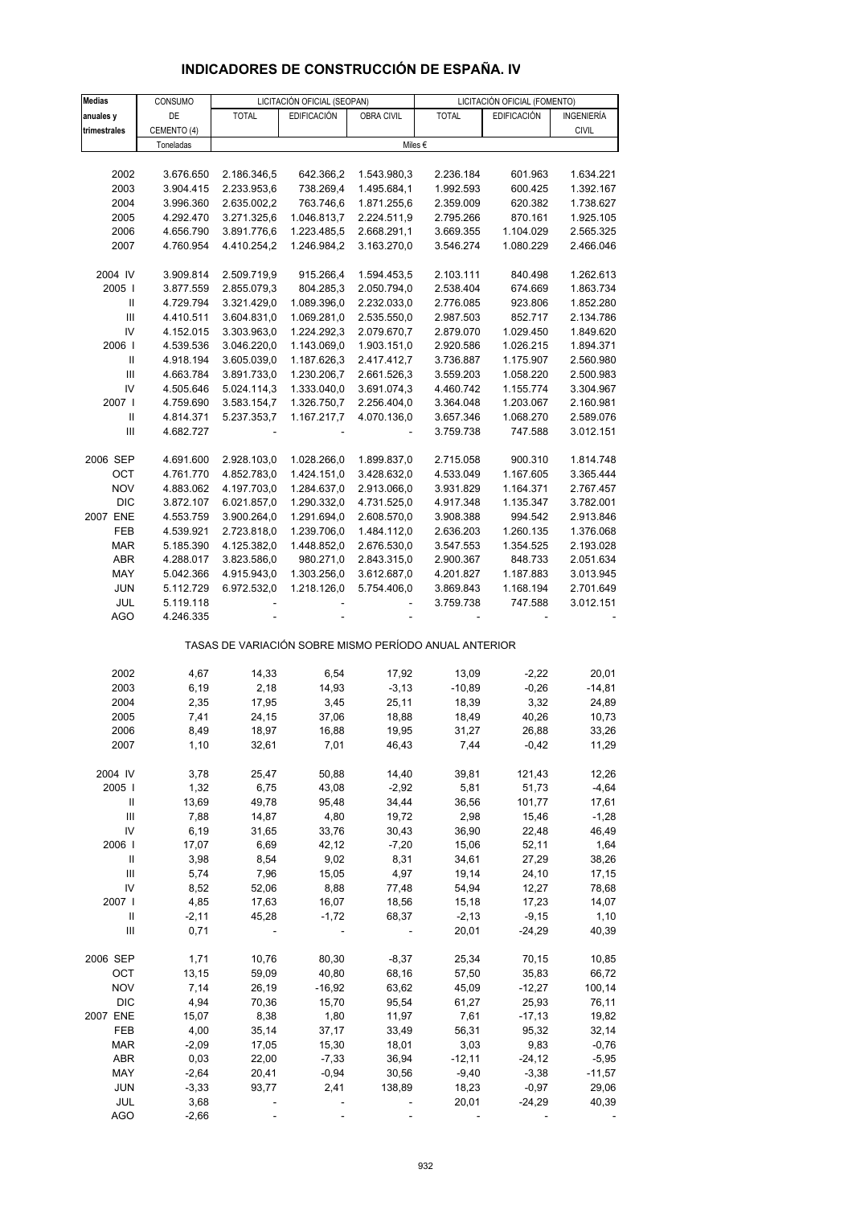# INDICADORES DE CONSTRUCCIÓN DE ESPAÑA. IV

| Medias anuales y trimestrales | CONSUMO DE CEMENTO (4) | LICITACIÓN OFICIAL (SEOPAN) | | | LICITACIÓN OFICIAL (FOMENTO) | | |
|---|---|---|---|---|---|---|---|
| | | TOTAL | EDIFICACIÓN | OBRA CIVIL | TOTAL | EDIFICACIÓN | INGENIERÍA CIVIL |
| | Toneladas | Miles € | | | | | |
| 2002 | 3.676.650 | 2.186.346,5 | 642.366,2 | 1.543.980,3 | 2.236.184 | 601.963 | 1.634.221 |
| 2003 | 3.904.415 | 2.233.953,6 | 738.269,4 | 1.495.684,1 | 1.992.593 | 600.425 | 1.392.167 |
| 2004 | 3.996.360 | 2.635.002,2 | 763.746,6 | 1.871.255,6 | 2.359.009 | 620.382 | 1.738.627 |
| 2005 | 4.292.470 | 3.271.325,6 | 1.046.813,7 | 2.224.511,9 | 2.795.266 | 870.161 | 1.925.105 |
| 2006 | 4.656.790 | 3.891.776,6 | 1.223.485,5 | 2.668.291,1 | 3.669.355 | 1.104.029 | 2.565.325 |
| 2007 | 4.760.954 | 4.410.254,2 | 1.246.984,2 | 3.163.270,0 | 3.546.274 | 1.080.229 | 2.466.046 |
| 2004 IV | 3.909.814 | 2.509.719,9 | 915.266,4 | 1.594.453,5 | 2.103.111 | 840.498 | 1.262.613 |
| 2005 I | 3.877.559 | 2.855.079,3 | 804.285,3 | 2.050.794,0 | 2.538.404 | 674.669 | 1.863.734 |
| II | 4.729.794 | 3.321.429,0 | 1.089.396,0 | 2.232.033,0 | 2.776.085 | 923.806 | 1.852.280 |
| III | 4.410.511 | 3.604.831,0 | 1.069.281,0 | 2.535.550,0 | 2.987.503 | 852.717 | 2.134.786 |
| IV | 4.152.015 | 3.303.963,0 | 1.224.292,3 | 2.079.670,7 | 2.879.070 | 1.029.450 | 1.849.620 |
| 2006 I | 4.539.536 | 3.046.220,0 | 1.143.069,0 | 1.903.151,0 | 2.920.586 | 1.026.215 | 1.894.371 |
| II | 4.918.194 | 3.605.039,0 | 1.187.626,3 | 2.417.412,7 | 3.736.887 | 1.175.907 | 2.560.980 |
| III | 4.663.784 | 3.891.733,0 | 1.230.206,7 | 2.661.526,3 | 3.559.203 | 1.058.220 | 2.500.983 |
| IV | 4.505.646 | 5.024.114,3 | 1.333.040,0 | 3.691.074,3 | 4.460.742 | 1.155.774 | 3.304.967 |
| 2007 I | 4.759.690 | 3.583.154,7 | 1.326.750,7 | 2.256.404,0 | 3.364.048 | 1.203.067 | 2.160.981 |
| II | 4.814.371 | 5.237.353,7 | 1.167.217,7 | 4.070.136,0 | 3.657.346 | 1.068.270 | 2.589.076 |
| III | 4.682.727 | - | - | - | 3.759.738 | 747.588 | 3.012.151 |
| 2006 SEP | 4.691.600 | 2.928.103,0 | 1.028.266,0 | 1.899.837,0 | 2.715.058 | 900.310 | 1.814.748 |
| OCT | 4.761.770 | 4.852.783,0 | 1.424.151,0 | 3.428.632,0 | 4.533.049 | 1.167.605 | 3.365.444 |
| NOV | 4.883.062 | 4.197.703,0 | 1.284.637,0 | 2.913.066,0 | 3.931.829 | 1.164.371 | 2.767.457 |
| DIC | 3.872.107 | 6.021.857,0 | 1.290.332,0 | 4.731.525,0 | 4.917.348 | 1.135.347 | 3.782.001 |
| 2007 ENE | 4.553.759 | 3.900.264,0 | 1.291.694,0 | 2.608.570,0 | 3.908.388 | 994.542 | 2.913.846 |
| FEB | 4.539.921 | 2.723.818,0 | 1.239.706,0 | 1.484.112,0 | 2.636.203 | 1.260.135 | 1.376.068 |
| MAR | 5.185.390 | 4.125.382,0 | 1.448.852,0 | 2.676.530,0 | 3.547.553 | 1.354.525 | 2.193.028 |
| ABR | 4.288.017 | 3.823.586,0 | 980.271,0 | 2.843.315,0 | 2.900.367 | 848.733 | 2.051.634 |
| MAY | 5.042.366 | 4.915.943,0 | 1.303.256,0 | 3.612.687,0 | 4.201.827 | 1.187.883 | 3.013.945 |
| JUN | 5.112.729 | 6.972.532,0 | 1.218.126,0 | 5.754.406,0 | 3.869.843 | 1.168.194 | 2.701.649 |
| JUL | 5.119.118 | - | - | - | 3.759.738 | 747.588 | 3.012.151 |
| AGO | 4.246.335 | - | - | - | - | - | - |

TASAS DE VARIACIÓN SOBRE MISMO PERÍODO ANUAL ANTERIOR

| | | | | | | | |
|---|---|---|---|---|---|---|---|
| 2002 | 4,67 | 14,33 | 6,54 | 17,92 | 13,09 | -2,22 | 20,01 |
| 2003 | 6,19 | 2,18 | 14,93 | -3,13 | -10,89 | -0,26 | -14,81 |
| 2004 | 2,35 | 17,95 | 3,45 | 25,11 | 18,39 | 3,32 | 24,89 |
| 2005 | 7,41 | 24,15 | 37,06 | 18,88 | 18,49 | 40,26 | 10,73 |
| 2006 | 8,49 | 18,97 | 16,88 | 19,95 | 31,27 | 26,88 | 33,26 |
| 2007 | 1,10 | 32,61 | 7,01 | 46,43 | 7,44 | -0,42 | 11,29 |
| 2004 IV | 3,78 | 25,47 | 50,88 | 14,40 | 39,81 | 121,43 | 12,26 |
| 2005 I | 1,32 | 6,75 | 43,08 | -2,92 | 5,81 | 51,73 | -4,64 |
| II | 13,69 | 49,78 | 95,48 | 34,44 | 36,56 | 101,77 | 17,61 |
| III | 7,88 | 14,87 | 4,80 | 19,72 | 2,98 | 15,46 | -1,28 |
| IV | 6,19 | 31,65 | 33,76 | 30,43 | 36,90 | 22,48 | 46,49 |
| 2006 I | 17,07 | 6,69 | 42,12 | -7,20 | 15,06 | 52,11 | 1,64 |
| II | 3,98 | 8,54 | 9,02 | 8,31 | 34,61 | 27,29 | 38,26 |
| III | 5,74 | 7,96 | 15,05 | 4,97 | 19,14 | 24,10 | 17,15 |
| IV | 8,52 | 52,06 | 8,88 | 77,48 | 54,94 | 12,27 | 78,68 |
| 2007 I | 4,85 | 17,63 | 16,07 | 18,56 | 15,18 | 17,23 | 14,07 |
| II | -2,11 | 45,28 | -1,72 | 68,37 | -2,13 | -9,15 | 1,10 |
| III | 0,71 | - | - | - | 20,01 | -24,29 | 40,39 |
| 2006 SEP | 1,71 | 10,76 | 80,30 | -8,37 | 25,34 | 70,15 | 10,85 |
| OCT | 13,15 | 59,09 | 40,80 | 68,16 | 57,50 | 35,83 | 66,72 |
| NOV | 7,14 | 26,19 | -16,92 | 63,62 | 45,09 | -12,27 | 100,14 |
| DIC | 4,94 | 70,36 | 15,70 | 95,54 | 61,27 | 25,93 | 76,11 |
| 2007 ENE | 15,07 | 8,38 | 1,80 | 11,97 | 7,61 | -17,13 | 19,82 |
| FEB | 4,00 | 35,14 | 37,17 | 33,49 | 56,31 | 95,32 | 32,14 |
| MAR | -2,09 | 17,05 | 15,30 | 18,01 | 3,03 | 9,83 | -0,76 |
| ABR | 0,03 | 22,00 | -7,33 | 36,94 | -12,11 | -24,12 | -5,95 |
| MAY | -2,64 | 20,41 | -0,94 | 30,56 | -9,40 | -3,38 | -11,57 |
| JUN | -3,33 | 93,77 | 2,41 | 138,89 | 18,23 | -0,97 | 29,06 |
| JUL | 3,68 | - | - | - | 20,01 | -24,29 | 40,39 |
| AGO | -2,66 | - | - | - | - | - | - |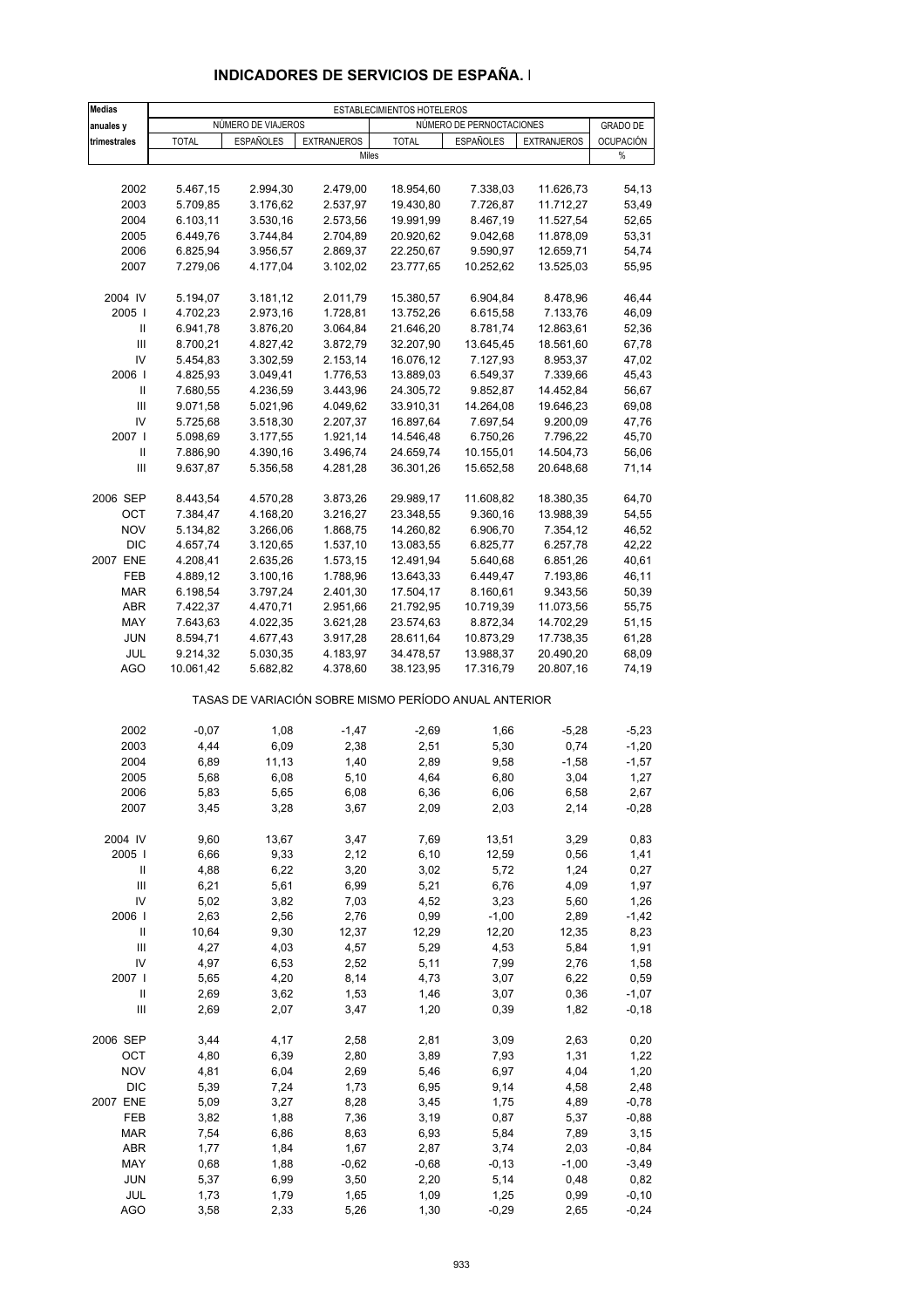# INDICADORES DE SERVICIOS DE ESPAÑA. I

| Medias anuales y trimestrales | ESTABLECIMIENTOS HOTELEROS | | | | | | |
|---|---|---|---|---|---|---|---|
| | NÚMERO DE VIAJEROS | | | NÚMERO DE PERNOCTACIONES | | | GRADO DE |
| | TOTAL | ESPAÑOLES | EXTRANJEROS | TOTAL | ESPAÑOLES | EXTRANJEROS | OCUPACIÓN |
| | Miles | | | | | | % |
| 2002 | 5.467,15 | 2.994,30 | 2.479,00 | 18.954,60 | 7.338,03 | 11.626,73 | 54,13 |
| 2003 | 5.709,85 | 3.176,62 | 2.537,97 | 19.430,80 | 7.726,87 | 11.712,27 | 53,49 |
| 2004 | 6.103,11 | 3.530,16 | 2.573,56 | 19.991,99 | 8.467,19 | 11.527,54 | 52,65 |
| 2005 | 6.449,76 | 3.744,84 | 2.704,89 | 20.920,62 | 9.042,68 | 11.878,09 | 53,31 |
| 2006 | 6.825,94 | 3.956,57 | 2.869,37 | 22.250,67 | 9.590,97 | 12.659,71 | 54,74 |
| 2007 | 7.279,06 | 4.177,04 | 3.102,02 | 23.777,65 | 10.252,62 | 13.525,03 | 55,95 |
| 2004 IV | 5.194,07 | 3.181,12 | 2.011,79 | 15.380,57 | 6.904,84 | 8.478,96 | 46,44 |
| 2005 I | 4.702,23 | 2.973,16 | 1.728,81 | 13.752,26 | 6.615,58 | 7.133,76 | 46,09 |
| II | 6.941,78 | 3.876,20 | 3.064,84 | 21.646,20 | 8.781,74 | 12.863,61 | 52,36 |
| III | 8.700,21 | 4.827,42 | 3.872,79 | 32.207,90 | 13.645,45 | 18.561,60 | 67,78 |
| IV | 5.454,83 | 3.302,59 | 2.153,14 | 16.076,12 | 7.127,93 | 8.953,37 | 47,02 |
| 2006 I | 4.825,93 | 3.049,41 | 1.776,53 | 13.889,03 | 6.549,37 | 7.339,66 | 45,43 |
| II | 7.680,55 | 4.236,59 | 3.443,96 | 24.305,72 | 9.852,87 | 14.452,84 | 56,67 |
| III | 9.071,58 | 5.021,96 | 4.049,62 | 33.910,31 | 14.264,08 | 19.646,23 | 69,08 |
| IV | 5.725,68 | 3.518,30 | 2.207,37 | 16.897,64 | 7.697,54 | 9.200,09 | 47,76 |
| 2007 I | 5.098,69 | 3.177,55 | 1.921,14 | 14.546,48 | 6.750,26 | 7.796,22 | 45,70 |
| II | 7.886,90 | 4.390,16 | 3.496,74 | 24.659,74 | 10.155,01 | 14.504,73 | 56,06 |
| III | 9.637,87 | 5.356,58 | 4.281,28 | 36.301,26 | 15.652,58 | 20.648,68 | 71,14 |
| 2006 SEP | 8.443,54 | 4.570,28 | 3.873,26 | 29.989,17 | 11.608,82 | 18.380,35 | 64,70 |
| OCT | 7.384,47 | 4.168,20 | 3.216,27 | 23.348,55 | 9.360,16 | 13.988,39 | 54,55 |
| NOV | 5.134,82 | 3.266,06 | 1.868,75 | 14.260,82 | 6.906,70 | 7.354,12 | 46,52 |
| DIC | 4.657,74 | 3.120,65 | 1.537,10 | 13.083,55 | 6.825,77 | 6.257,78 | 42,22 |
| 2007 ENE | 4.208,41 | 2.635,26 | 1.573,15 | 12.491,94 | 5.640,68 | 6.851,26 | 40,61 |
| FEB | 4.889,12 | 3.100,16 | 1.788,96 | 13.643,33 | 6.449,47 | 7.193,86 | 46,11 |
| MAR | 6.198,54 | 3.797,24 | 2.401,30 | 17.504,17 | 8.160,61 | 9.343,56 | 50,39 |
| ABR | 7.422,37 | 4.470,71 | 2.951,66 | 21.792,95 | 10.719,39 | 11.073,56 | 55,75 |
| MAY | 7.643,63 | 4.022,35 | 3.621,28 | 23.574,63 | 8.872,34 | 14.702,29 | 51,15 |
| JUN | 8.594,71 | 4.677,43 | 3.917,28 | 28.611,64 | 10.873,29 | 17.738,35 | 61,28 |
| JUL | 9.214,32 | 5.030,35 | 4.183,97 | 34.478,57 | 13.988,37 | 20.490,20 | 68,09 |
| AGO | 10.061,42 | 5.682,82 | 4.378,60 | 38.123,95 | 17.316,79 | 20.807,16 | 74,19 |
| | TASAS DE VARIACIÓN SOBRE MISMO PERÍODO ANUAL ANTERIOR | | | | | | |
| 2002 | -0,07 | 1,08 | -1,47 | -2,69 | 1,66 | -5,28 | -5,23 |
| 2003 | 4,44 | 6,09 | 2,38 | 2,51 | 5,30 | 0,74 | -1,20 |
| 2004 | 6,89 | 11,13 | 1,40 | 2,89 | 9,58 | -1,58 | -1,57 |
| 2005 | 5,68 | 6,08 | 5,10 | 4,64 | 6,80 | 3,04 | 1,27 |
| 2006 | 5,83 | 5,65 | 6,08 | 6,36 | 6,06 | 6,58 | 2,67 |
| 2007 | 3,45 | 3,28 | 3,67 | 2,09 | 2,03 | 2,14 | -0,28 |
| 2004 IV | 9,60 | 13,67 | 3,47 | 7,69 | 13,51 | 3,29 | 0,83 |
| 2005 I | 6,66 | 9,33 | 2,12 | 6,10 | 12,59 | 0,56 | 1,41 |
| II | 4,88 | 6,22 | 3,20 | 3,02 | 5,72 | 1,24 | 0,27 |
| III | 6,21 | 5,61 | 6,99 | 5,21 | 6,76 | 4,09 | 1,97 |
| IV | 5,02 | 3,82 | 7,03 | 4,52 | 3,23 | 5,60 | 1,26 |
| 2006 I | 2,63 | 2,56 | 2,76 | 0,99 | -1,00 | 2,89 | -1,42 |
| II | 10,64 | 9,30 | 12,37 | 12,29 | 12,20 | 12,35 | 8,23 |
| III | 4,27 | 4,03 | 4,57 | 5,29 | 4,53 | 5,84 | 1,91 |
| IV | 4,97 | 6,53 | 2,52 | 5,11 | 7,99 | 2,76 | 1,58 |
| 2007 I | 5,65 | 4,20 | 8,14 | 4,73 | 3,07 | 6,22 | 0,59 |
| II | 2,69 | 3,62 | 1,53 | 1,46 | 3,07 | 0,36 | -1,07 |
| III | 2,69 | 2,07 | 3,47 | 1,20 | 0,39 | 1,82 | -0,18 |
| 2006 SEP | 3,44 | 4,17 | 2,58 | 2,81 | 3,09 | 2,63 | 0,20 |
| OCT | 4,80 | 6,39 | 2,80 | 3,89 | 7,93 | 1,31 | 1,22 |
| NOV | 4,81 | 6,04 | 2,69 | 5,46 | 6,97 | 4,04 | 1,20 |
| DIC | 5,39 | 7,24 | 1,73 | 6,95 | 9,14 | 4,58 | 2,48 |
| 2007 ENE | 5,09 | 3,27 | 8,28 | 3,45 | 1,75 | 4,89 | -0,78 |
| FEB | 3,82 | 1,88 | 7,36 | 3,19 | 0,87 | 5,37 | -0,88 |
| MAR | 7,54 | 6,86 | 8,63 | 6,93 | 5,84 | 7,89 | 3,15 |
| ABR | 1,77 | 1,84 | 1,67 | 2,87 | 3,74 | 2,03 | -0,84 |
| MAY | 0,68 | 1,88 | -0,62 | -0,68 | -0,13 | -1,00 | -3,49 |
| JUN | 5,37 | 6,99 | 3,50 | 2,20 | 5,14 | 0,48 | 0,82 |
| JUL | 1,73 | 1,79 | 1,65 | 1,09 | 1,25 | 0,99 | -0,10 |
| AGO | 3,58 | 2,33 | 5,26 | 1,30 | -0,29 | 2,65 | -0,24 |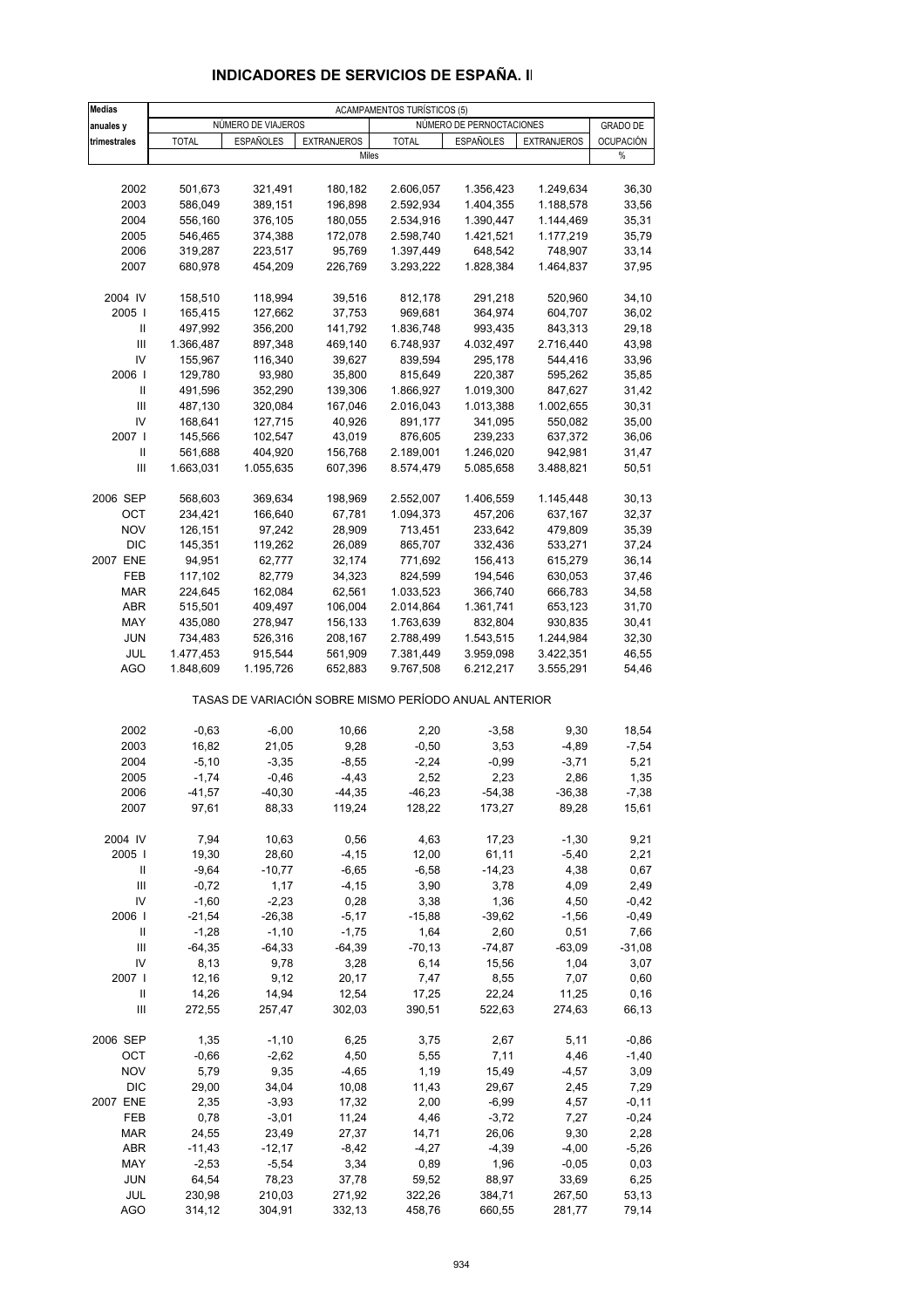## INDICADORES DE SERVICIOS DE ESPAÑA. I

| Medias anuales y trimestrales | ACAMPAMENTOS TURÍSTICOS (5) | | | | | | |
|---|---|---|---|---|---|---|---|
| | NÚMERO DE VIAJEROS | | | NÚMERO DE PERNOCTACIONES | | | GRADO DE OCUPACIÓN |
| | TOTAL | ESPAÑOLES | EXTRANJEROS | TOTAL | ESPAÑOLES | EXTRANJEROS | |
| | Miles | | | | | | % |
| 2002 | 501,673 | 321,491 | 180,182 | 2.606,057 | 1.356,423 | 1.249,634 | 36,30 |
| 2003 | 586,049 | 389,151 | 196,898 | 2.592,934 | 1.404,355 | 1.188,578 | 33,56 |
| 2004 | 556,160 | 376,105 | 180,055 | 2.534,916 | 1.390,447 | 1.144,469 | 35,31 |
| 2005 | 546,465 | 374,388 | 172,078 | 2.598,740 | 1.421,521 | 1.177,219 | 35,79 |
| 2006 | 319,287 | 223,517 | 95,769 | 1.397,449 | 648,542 | 748,907 | 33,14 |
| 2007 | 680,978 | 454,209 | 226,769 | 3.293,222 | 1.828,384 | 1.464,837 | 37,95 |
| 2004 IV | 158,510 | 118,994 | 39,516 | 812,178 | 291,218 | 520,960 | 34,10 |
| 2005 I | 165,415 | 127,662 | 37,753 | 969,681 | 364,974 | 604,707 | 36,02 |
| II | 497,992 | 356,200 | 141,792 | 1.836,748 | 993,435 | 843,313 | 29,18 |
| III | 1.366,487 | 897,348 | 469,140 | 6.748,937 | 4.032,497 | 2.716,440 | 43,98 |
| IV | 155,967 | 116,340 | 39,627 | 839,594 | 295,178 | 544,416 | 33,96 |
| 2006 I | 129,780 | 93,980 | 35,800 | 815,649 | 220,387 | 595,262 | 35,85 |
| II | 491,596 | 352,290 | 139,306 | 1.866,927 | 1.019,300 | 847,627 | 31,42 |
| III | 487,130 | 320,084 | 167,046 | 2.016,043 | 1.013,388 | 1.002,655 | 30,31 |
| IV | 168,641 | 127,715 | 40,926 | 891,177 | 341,095 | 550,082 | 35,00 |
| 2007 I | 145,566 | 102,547 | 43,019 | 876,605 | 239,233 | 637,372 | 36,06 |
| II | 561,688 | 404,920 | 156,768 | 2.189,001 | 1.246,020 | 942,981 | 31,47 |
| III | 1.663,031 | 1.055,635 | 607,396 | 8.574,479 | 5.085,658 | 3.488,821 | 50,51 |
| 2006 SEP | 568,603 | 369,634 | 198,969 | 2.552,007 | 1.406,559 | 1.145,448 | 30,13 |
| OCT | 234,421 | 166,640 | 67,781 | 1.094,373 | 457,206 | 637,167 | 32,37 |
| NOV | 126,151 | 97,242 | 28,909 | 713,451 | 233,642 | 479,809 | 35,39 |
| DIC | 145,351 | 119,262 | 26,089 | 865,707 | 332,436 | 533,271 | 37,24 |
| 2007 ENE | 94,951 | 62,777 | 32,174 | 771,692 | 156,413 | 615,279 | 36,14 |
| FEB | 117,102 | 82,779 | 34,323 | 824,599 | 194,546 | 630,053 | 37,46 |
| MAR | 224,645 | 162,084 | 62,561 | 1.033,523 | 366,740 | 666,783 | 34,58 |
| ABR | 515,501 | 409,497 | 106,004 | 2.014,864 | 1.361,741 | 653,123 | 31,70 |
| MAY | 435,080 | 278,947 | 156,133 | 1.763,639 | 832,804 | 930,835 | 30,41 |
| JUN | 734,483 | 526,316 | 208,167 | 2.788,499 | 1.543,515 | 1.244,984 | 32,30 |
| JUL | 1.477,453 | 915,544 | 561,909 | 7.381,449 | 3.959,098 | 3.422,351 | 46,55 |
| AGO | 1.848,609 | 1.195,726 | 652,883 | 9.767,508 | 6.212,217 | 3.555,291 | 54,46 |
| | TASAS DE VARIACIÓN SOBRE MISMO PERÍODO ANUAL ANTERIOR | | | | | | |
| 2002 | -0,63 | -6,00 | 10,66 | 2,20 | -3,58 | 9,30 | 18,54 |
| 2003 | 16,82 | 21,05 | 9,28 | -0,50 | 3,53 | -4,89 | -7,54 |
| 2004 | -5,10 | -3,35 | -8,55 | -2,24 | -0,99 | -3,71 | 5,21 |
| 2005 | -1,74 | -0,46 | -4,43 | 2,52 | 2,23 | 2,86 | 1,35 |
| 2006 | -41,57 | -40,30 | -44,35 | -46,23 | -54,38 | -36,38 | -7,38 |
| 2007 | 97,61 | 88,33 | 119,24 | 128,22 | 173,27 | 89,28 | 15,61 |
| 2004 IV | 7,94 | 10,63 | 0,56 | 4,63 | 17,23 | -1,30 | 9,21 |
| 2005 I | 19,30 | 28,60 | -4,15 | 12,00 | 61,11 | -5,40 | 2,21 |
| II | -9,64 | -10,77 | -6,65 | -6,58 | -14,23 | 4,38 | 0,67 |
| III | -0,72 | 1,17 | -4,15 | 3,90 | 3,78 | 4,09 | 2,49 |
| IV | -1,60 | -2,23 | 0,28 | 3,38 | 1,36 | 4,50 | -0,42 |
| 2006 I | -21,54 | -26,38 | -5,17 | -15,88 | -39,62 | -1,56 | -0,49 |
| II | -1,28 | -1,10 | -1,75 | 1,64 | 2,60 | 0,51 | 7,66 |
| III | -64,35 | -64,33 | -64,39 | -70,13 | -74,87 | -63,09 | -31,08 |
| IV | 8,13 | 9,78 | 3,28 | 6,14 | 15,56 | 1,04 | 3,07 |
| 2007 I | 12,16 | 9,12 | 20,17 | 7,47 | 8,55 | 7,07 | 0,60 |
| II | 14,26 | 14,94 | 12,54 | 17,25 | 22,24 | 11,25 | 0,16 |
| III | 272,55 | 257,47 | 302,03 | 390,51 | 522,63 | 274,63 | 66,13 |
| 2006 SEP | 1,35 | -1,10 | 6,25 | 3,75 | 2,67 | 5,11 | -0,86 |
| OCT | -0,66 | -2,62 | 4,50 | 5,55 | 7,11 | 4,46 | -1,40 |
| NOV | 5,79 | 9,35 | -4,65 | 1,19 | 15,49 | -4,57 | 3,09 |
| DIC | 29,00 | 34,04 | 10,08 | 11,43 | 29,67 | 2,45 | 7,29 |
| 2007 ENE | 2,35 | -3,93 | 17,32 | 2,00 | -6,99 | 4,57 | -0,11 |
| FEB | 0,78 | -3,01 | 11,24 | 4,46 | -3,72 | 7,27 | -0,24 |
| MAR | 24,55 | 23,49 | 27,37 | 14,71 | 26,06 | 9,30 | 2,28 |
| ABR | -11,43 | -12,17 | -8,42 | -4,27 | -4,39 | -4,00 | -5,26 |
| MAY | -2,53 | -5,54 | 3,34 | 0,89 | 1,96 | -0,05 | 0,03 |
| JUN | 64,54 | 78,23 | 37,78 | 59,52 | 88,97 | 33,69 | 6,25 |
| JUL | 230,98 | 210,03 | 271,92 | 322,26 | 384,71 | 267,50 | 53,13 |
| AGO | 314,12 | 304,91 | 332,13 | 458,76 | 660,55 | 281,77 | 79,14 |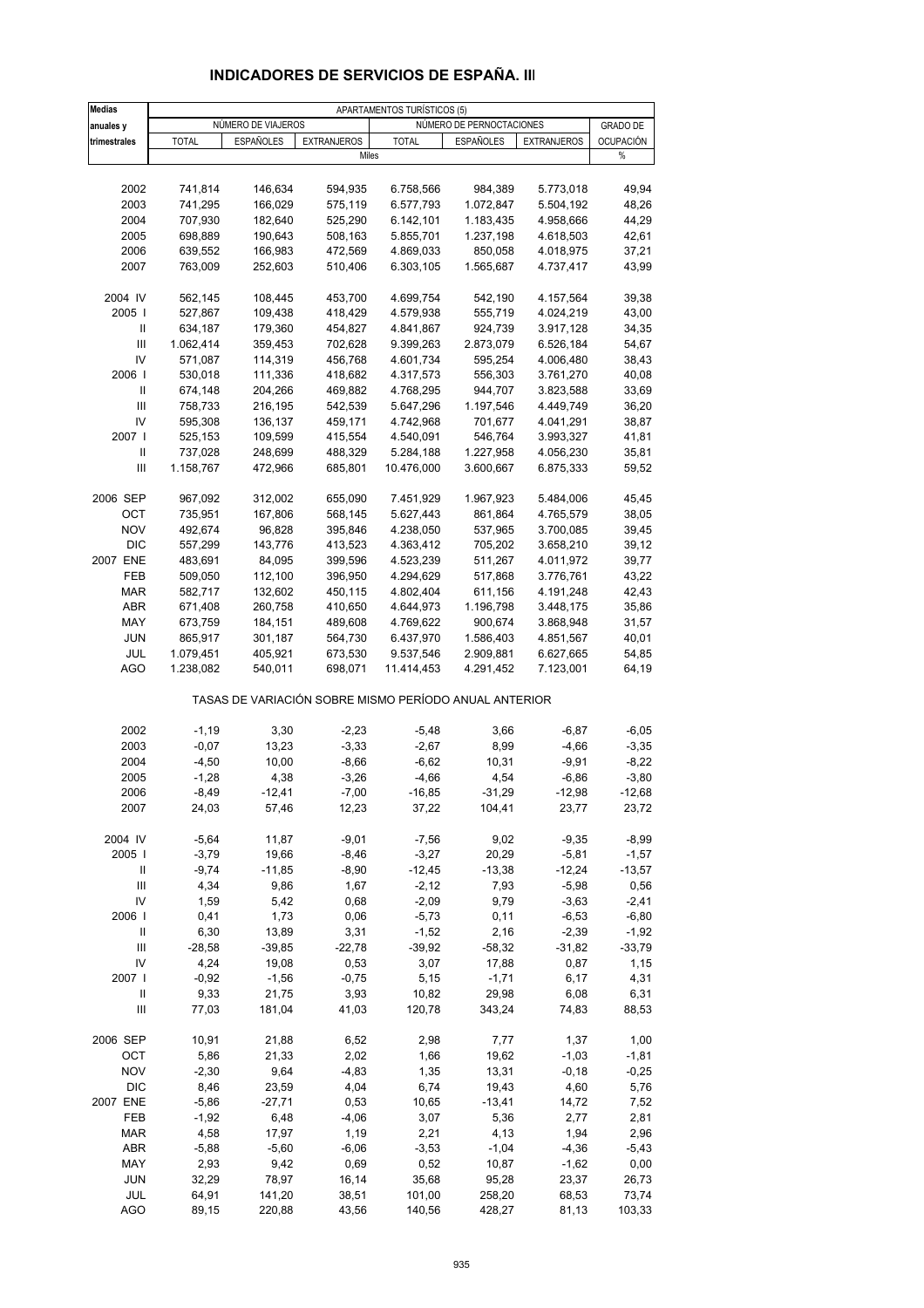# INDICADORES DE SERVICIOS DE ESPAÑA. III

| Medias anuales y trimestrales | APARTAMENTOS TURÍSTICOS (5) | | | | | | |
|---|---|---|---|---|---|---|---|
| | NÚMERO DE VIAJEROS | | | NÚMERO DE PERNOCTACIONES | | | GRADO DE OCUPACIÓN |
| | TOTAL | ESPAÑOLES | EXTRANJEROS | TOTAL | ESPAÑOLES | EXTRANJEROS | |
| | Miles | | | | | | % |
| 2002 | 741,814 | 146,634 | 594,935 | 6.758,566 | 984,389 | 5.773,018 | 49,94 |
| 2003 | 741,295 | 166,029 | 575,119 | 6.577,793 | 1.072,847 | 5.504,192 | 48,26 |
| 2004 | 707,930 | 182,640 | 525,290 | 6.142,101 | 1.183,435 | 4.958,666 | 44,29 |
| 2005 | 698,889 | 190,643 | 508,163 | 5.855,701 | 1.237,198 | 4.618,503 | 42,61 |
| 2006 | 639,552 | 166,983 | 472,569 | 4.869,033 | 850,058 | 4.018,975 | 37,21 |
| 2007 | 763,009 | 252,603 | 510,406 | 6.303,105 | 1.565,687 | 4.737,417 | 43,99 |
| 2004 IV | 562,145 | 108,445 | 453,700 | 4.699,754 | 542,190 | 4.157,564 | 39,38 |
| 2005 I | 527,867 | 109,438 | 418,429 | 4.579,938 | 555,719 | 4.024,219 | 43,00 |
| II | 634,187 | 179,360 | 454,827 | 4.841,867 | 924,739 | 3.917,128 | 34,35 |
| III | 1.062,414 | 359,453 | 702,628 | 9.399,263 | 2.873,079 | 6.526,184 | 54,67 |
| IV | 571,087 | 114,319 | 456,768 | 4.601,734 | 595,254 | 4.006,480 | 38,43 |
| 2006 I | 530,018 | 111,336 | 418,682 | 4.317,573 | 556,303 | 3.761,270 | 40,08 |
| II | 674,148 | 204,266 | 469,882 | 4.768,295 | 944,707 | 3.823,588 | 33,69 |
| III | 758,733 | 216,195 | 542,539 | 5.647,296 | 1.197,546 | 4.449,749 | 36,20 |
| IV | 595,308 | 136,137 | 459,171 | 4.742,968 | 701,677 | 4.041,291 | 38,87 |
| 2007 I | 525,153 | 109,599 | 415,554 | 4.540,091 | 546,764 | 3.993,327 | 41,81 |
| II | 737,028 | 248,699 | 488,329 | 5.284,188 | 1.227,958 | 4.056,230 | 35,81 |
| III | 1.158,767 | 472,966 | 685,801 | 10.476,000 | 3.600,667 | 6.875,333 | 59,52 |
| 2006 SEP | 967,092 | 312,002 | 655,090 | 7.451,929 | 1.967,923 | 5.484,006 | 45,45 |
| OCT | 735,951 | 167,806 | 568,145 | 5.627,443 | 861,864 | 4.765,579 | 38,05 |
| NOV | 492,674 | 96,828 | 395,846 | 4.238,050 | 537,965 | 3.700,085 | 39,45 |
| DIC | 557,299 | 143,776 | 413,523 | 4.363,412 | 705,202 | 3.658,210 | 39,12 |
| 2007 ENE | 483,691 | 84,095 | 399,596 | 4.523,239 | 511,267 | 4.011,972 | 39,77 |
| FEB | 509,050 | 112,100 | 396,950 | 4.294,629 | 517,868 | 3.776,761 | 43,22 |
| MAR | 582,717 | 132,602 | 450,115 | 4.802,404 | 611,156 | 4.191,248 | 42,43 |
| ABR | 671,408 | 260,758 | 410,650 | 4.644,973 | 1.196,798 | 3.448,175 | 35,86 |
| MAY | 673,759 | 184,151 | 489,608 | 4.769,622 | 900,674 | 3.868,948 | 31,57 |
| JUN | 865,917 | 301,187 | 564,730 | 6.437,970 | 1.586,403 | 4.851,567 | 40,01 |
| JUL | 1.079,451 | 405,921 | 673,530 | 9.537,546 | 2.909,881 | 6.627,665 | 54,85 |
| AGO | 1.238,082 | 540,011 | 698,071 | 11.414,453 | 4.291,452 | 7.123,001 | 64,19 |
| | TASAS DE VARIACIÓN SOBRE MISMO PERÍODO ANUAL ANTERIOR | | | | | | |
| 2002 | -1,19 | 3,30 | -2,23 | -5,48 | 3,66 | -6,87 | -6,05 |
| 2003 | -0,07 | 13,23 | -3,33 | -2,67 | 8,99 | -4,66 | -3,35 |
| 2004 | -4,50 | 10,00 | -8,66 | -6,62 | 10,31 | -9,91 | -8,22 |
| 2005 | -1,28 | 4,38 | -3,26 | -4,66 | 4,54 | -6,86 | -3,80 |
| 2006 | -8,49 | -12,41 | -7,00 | -16,85 | -31,29 | -12,98 | -12,68 |
| 2007 | 24,03 | 57,46 | 12,23 | 37,22 | 104,41 | 23,77 | 23,72 |
| 2004 IV | -5,64 | 11,87 | -9,01 | -7,56 | 9,02 | -9,35 | -8,99 |
| 2005 I | -3,79 | 19,66 | -8,46 | -3,27 | 20,29 | -5,81 | -1,57 |
| II | -9,74 | -11,85 | -8,90 | -12,45 | -13,38 | -12,24 | -13,57 |
| III | 4,34 | 9,86 | 1,67 | -2,12 | 7,93 | -5,98 | 0,56 |
| IV | 1,59 | 5,42 | 0,68 | -2,09 | 9,79 | -3,63 | -2,41 |
| 2006 I | 0,41 | 1,73 | 0,06 | -5,73 | 0,11 | -6,53 | -6,80 |
| II | 6,30 | 13,89 | 3,31 | -1,52 | 2,16 | -2,39 | -1,92 |
| III | -28,58 | -39,85 | -22,78 | -39,92 | -58,32 | -31,82 | -33,79 |
| IV | 4,24 | 19,08 | 0,53 | 3,07 | 17,88 | 0,87 | 1,15 |
| 2007 I | -0,92 | -1,56 | -0,75 | 5,15 | -1,71 | 6,17 | 4,31 |
| II | 9,33 | 21,75 | 3,93 | 10,82 | 29,98 | 6,08 | 6,31 |
| III | 77,03 | 181,04 | 41,03 | 120,78 | 343,24 | 74,83 | 88,53 |
| 2006 SEP | 10,91 | 21,88 | 6,52 | 2,98 | 7,77 | 1,37 | 1,00 |
| OCT | 5,86 | 21,33 | 2,02 | 1,66 | 19,62 | -1,03 | -1,81 |
| NOV | -2,30 | 9,64 | -4,83 | 1,35 | 13,31 | -0,18 | -0,25 |
| DIC | 8,46 | 23,59 | 4,04 | 6,74 | 19,43 | 4,60 | 5,76 |
| 2007 ENE | -5,86 | -27,71 | 0,53 | 10,65 | -13,41 | 14,72 | 7,52 |
| FEB | -1,92 | 6,48 | -4,06 | 3,07 | 5,36 | 2,77 | 2,81 |
| MAR | 4,58 | 17,97 | 1,19 | 2,21 | 4,13 | 1,94 | 2,96 |
| ABR | -5,88 | -5,60 | -6,06 | -3,53 | -1,04 | -4,36 | -5,43 |
| MAY | 2,93 | 9,42 | 0,69 | 0,52 | 10,87 | -1,62 | 0,00 |
| JUN | 32,29 | 78,97 | 16,14 | 35,68 | 95,28 | 23,37 | 26,73 |
| JUL | 64,91 | 141,20 | 38,51 | 101,00 | 258,20 | 68,53 | 73,74 |
| AGO | 89,15 | 220,88 | 43,56 | 140,56 | 428,27 | 81,13 | 103,33 |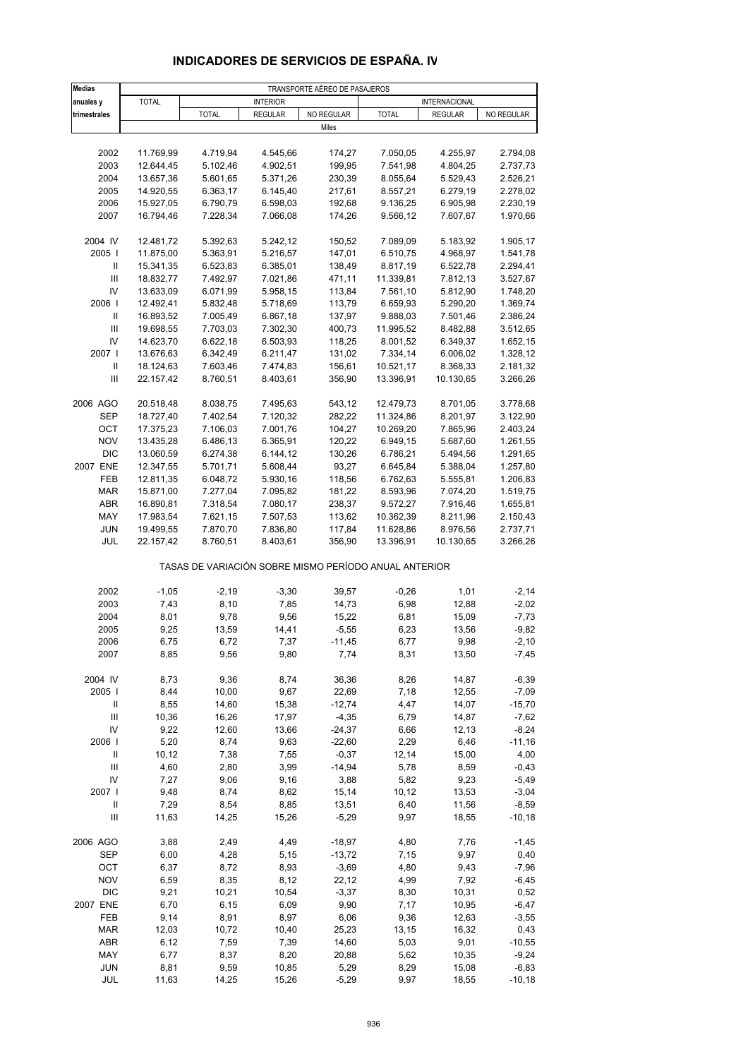# INDICADORES DE SERVICIOS DE ESPAÑA. IV

| Medias anuales y trimestrales | TRANSPORTE AÉREO DE PASAJEROS | | | | | | |
|---|---|---|---|---|---|---|---|
| | TOTAL | INTERIOR | | | INTERNACIONAL | | |
| | | TOTAL | REGULAR | NO REGULAR | TOTAL | REGULAR | NO REGULAR |
| | Miles | | | | | | |
| 2002 | 11.769,99 | 4.719,94 | 4.545,66 | 174,27 | 7.050,05 | 4.255,97 | 2.794,08 |
| 2003 | 12.644,45 | 5.102,46 | 4.902,51 | 199,95 | 7.541,98 | 4.804,25 | 2.737,73 |
| 2004 | 13.657,36 | 5.601,65 | 5.371,26 | 230,39 | 8.055,64 | 5.529,43 | 2.526,21 |
| 2005 | 14.920,55 | 6.363,17 | 6.145,40 | 217,61 | 8.557,21 | 6.279,19 | 2.278,02 |
| 2006 | 15.927,05 | 6.790,79 | 6.598,03 | 192,68 | 9.136,25 | 6.905,98 | 2.230,19 |
| 2007 | 16.794,46 | 7.228,34 | 7.066,08 | 174,26 | 9.566,12 | 7.607,67 | 1.970,66 |
| 2004 IV | 12.481,72 | 5.392,63 | 5.242,12 | 150,52 | 7.089,09 | 5.183,92 | 1.905,17 |
| 2005 I | 11.875,00 | 5.363,91 | 5.216,57 | 147,01 | 6.510,75 | 4.968,97 | 1.541,78 |
| II | 15.341,35 | 6.523,83 | 6.385,01 | 138,49 | 8.817,19 | 6.522,78 | 2.294,41 |
| III | 18.832,77 | 7.492,97 | 7.021,86 | 471,11 | 11.339,81 | 7.812,13 | 3.527,67 |
| IV | 13.633,09 | 6.071,99 | 5.958,15 | 113,84 | 7.561,10 | 5.812,90 | 1.748,20 |
| 2006 I | 12.492,41 | 5.832,48 | 5.718,69 | 113,79 | 6.659,93 | 5.290,20 | 1.369,74 |
| II | 16.893,52 | 7.005,49 | 6.867,18 | 137,97 | 9.888,03 | 7.501,46 | 2.386,24 |
| III | 19.698,55 | 7.703,03 | 7.302,30 | 400,73 | 11.995,52 | 8.482,88 | 3.512,65 |
| IV | 14.623,70 | 6.622,18 | 6.503,93 | 118,25 | 8.001,52 | 6.349,37 | 1.652,15 |
| 2007 I | 13.676,63 | 6.342,49 | 6.211,47 | 131,02 | 7.334,14 | 6.006,02 | 1.328,12 |
| II | 18.124,63 | 7.603,46 | 7.474,83 | 156,61 | 10.521,17 | 8.368,33 | 2.181,32 |
| III | 22.157,42 | 8.760,51 | 8.403,61 | 356,90 | 13.396,91 | 10.130,65 | 3.266,26 |
| 2006 AGO | 20.518,48 | 8.038,75 | 7.495,63 | 543,12 | 12.479,73 | 8.701,05 | 3.778,68 |
| SEP | 18.727,40 | 7.402,54 | 7.120,32 | 282,22 | 11.324,86 | 8.201,97 | 3.122,90 |
| OCT | 17.375,23 | 7.106,03 | 7.001,76 | 104,27 | 10.269,20 | 7.865,96 | 2.403,24 |
| NOV | 13.435,28 | 6.486,13 | 6.365,91 | 120,22 | 6.949,15 | 5.687,60 | 1.261,55 |
| DIC | 13.060,59 | 6.274,38 | 6.144,12 | 130,26 | 6.786,21 | 5.494,56 | 1.291,65 |
| 2007 ENE | 12.347,55 | 5.701,71 | 5.608,44 | 93,27 | 6.645,84 | 5.388,04 | 1.257,80 |
| FEB | 12.811,35 | 6.048,72 | 5.930,16 | 118,56 | 6.762,63 | 5.555,81 | 1.206,83 |
| MAR | 15.871,00 | 7.277,04 | 7.095,82 | 181,22 | 8.593,96 | 7.074,20 | 1.519,75 |
| ABR | 16.890,81 | 7.318,54 | 7.080,17 | 238,37 | 9.572,27 | 7.916,46 | 1.655,81 |
| MAY | 17.983,54 | 7.621,15 | 7.507,53 | 113,62 | 10.362,39 | 8.211,96 | 2.150,43 |
| JUN | 19.499,55 | 7.870,70 | 7.836,80 | 117,84 | 11.628,86 | 8.976,56 | 2.737,71 |
| JUL | 22.157,42 | 8.760,51 | 8.403,61 | 356,90 | 13.396,91 | 10.130,65 | 3.266,26 |
| | TASAS DE VARIACIÓN SOBRE MISMO PERÍODO ANUAL ANTERIOR | | | | | | |
| 2002 | -1,05 | -2,19 | -3,30 | 39,57 | -0,26 | 1,01 | -2,14 |
| 2003 | 7,43 | 8,10 | 7,85 | 14,73 | 6,98 | 12,88 | -2,02 |
| 2004 | 8,01 | 9,78 | 9,56 | 15,22 | 6,81 | 15,09 | -7,73 |
| 2005 | 9,25 | 13,59 | 14,41 | -5,55 | 6,23 | 13,56 | -9,82 |
| 2006 | 6,75 | 6,72 | 7,37 | -11,45 | 6,77 | 9,98 | -2,10 |
| 2007 | 8,85 | 9,56 | 9,80 | 7,74 | 8,31 | 13,50 | -7,45 |
| 2004 IV | 8,73 | 9,36 | 8,74 | 36,36 | 8,26 | 14,87 | -6,39 |
| 2005 I | 8,44 | 10,00 | 9,67 | 22,69 | 7,18 | 12,55 | -7,09 |
| II | 8,55 | 14,60 | 15,38 | -12,74 | 4,47 | 14,07 | -15,70 |
| III | 10,36 | 16,26 | 17,97 | -4,35 | 6,79 | 14,87 | -7,62 |
| IV | 9,22 | 12,60 | 13,66 | -24,37 | 6,66 | 12,13 | -8,24 |
| 2006 I | 5,20 | 8,74 | 9,63 | -22,60 | 2,29 | 6,46 | -11,16 |
| II | 10,12 | 7,38 | 7,55 | -0,37 | 12,14 | 15,00 | 4,00 |
| III | 4,60 | 2,80 | 3,99 | -14,94 | 5,78 | 8,59 | -0,43 |
| IV | 7,27 | 9,06 | 9,16 | 3,88 | 5,82 | 9,23 | -5,49 |
| 2007 I | 9,48 | 8,74 | 8,62 | 15,14 | 10,12 | 13,53 | -3,04 |
| II | 7,29 | 8,54 | 8,85 | 13,51 | 6,40 | 11,56 | -8,59 |
| III | 11,63 | 14,25 | 15,26 | -5,29 | 9,97 | 18,55 | -10,18 |
| 2006 AGO | 3,88 | 2,49 | 4,49 | -18,97 | 4,80 | 7,76 | -1,45 |
| SEP | 6,00 | 4,28 | 5,15 | -13,72 | 7,15 | 9,97 | 0,40 |
| OCT | 6,37 | 8,72 | 8,93 | -3,69 | 4,80 | 9,43 | -7,96 |
| NOV | 6,59 | 8,35 | 8,12 | 22,12 | 4,99 | 7,92 | -6,45 |
| DIC | 9,21 | 10,21 | 10,54 | -3,37 | 8,30 | 10,31 | 0,52 |
| 2007 ENE | 6,70 | 6,15 | 6,09 | 9,90 | 7,17 | 10,95 | -6,47 |
| FEB | 9,14 | 8,91 | 8,97 | 6,06 | 9,36 | 12,63 | -3,55 |
| MAR | 12,03 | 10,72 | 10,40 | 25,23 | 13,15 | 16,32 | 0,43 |
| ABR | 6,12 | 7,59 | 7,39 | 14,60 | 5,03 | 9,01 | -10,55 |
| MAY | 6,77 | 8,37 | 8,20 | 20,88 | 5,62 | 10,35 | -9,24 |
| JUN | 8,81 | 9,59 | 10,85 | 5,29 | 8,29 | 15,08 | -6,83 |
| JUL | 11,63 | 14,25 | 15,26 | -5,29 | 9,97 | 18,55 | -10,18 |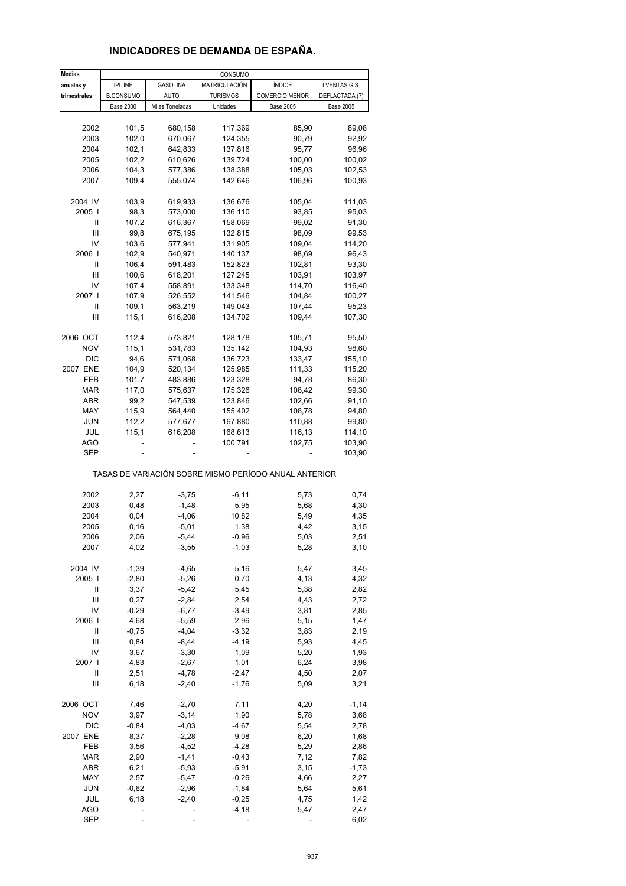## INDICADORES DE DEMANDA DE ESPAÑA.

| Medias | CONSUMO | | | | |
|---|---|---|---|---|---|
| anuales y | IPI. INE | GASOLINA | MATRICULACIÓN | ÍNDICE | I.VENTAS G.S. |
| trimestrales | B.CONSUMO | AUTO | TURISMOS | COMERCIO MENOR | DEFLACTADA (7) |
| | Base 2000 | Miles Toneladas | Unidades | Base 2005 | Base 2005 |
| 2002 | 101,5 | 680,158 | 117.369 | 85,90 | 89,08 |
| 2003 | 102,0 | 670,067 | 124.355 | 90,79 | 92,92 |
| 2004 | 102,1 | 642,833 | 137.816 | 95,77 | 96,96 |
| 2005 | 102,2 | 610,626 | 139.724 | 100,00 | 100,02 |
| 2006 | 104,3 | 577,386 | 138.388 | 105,03 | 102,53 |
| 2007 | 109,4 | 555,074 | 142.646 | 106,96 | 100,93 |
| 2004 IV | 103,9 | 619,933 | 136.676 | 105,04 | 111,03 |
| 2005 I | 98,3 | 573,000 | 136.110 | 93,85 | 95,03 |
| II | 107,2 | 616,367 | 158.069 | 99,02 | 91,30 |
| III | 99,8 | 675,195 | 132.815 | 98,09 | 99,53 |
| IV | 103,6 | 577,941 | 131.905 | 109,04 | 114,20 |
| 2006 I | 102,9 | 540,971 | 140.137 | 98,69 | 96,43 |
| II | 106,4 | 591,483 | 152.823 | 102,81 | 93,30 |
| III | 100,6 | 618,201 | 127.245 | 103,91 | 103,97 |
| IV | 107,4 | 558,891 | 133.348 | 114,70 | 116,40 |
| 2007 I | 107,9 | 526,552 | 141.546 | 104,84 | 100,27 |
| II | 109,1 | 563,219 | 149.043 | 107,44 | 95,23 |
| III | 115,1 | 616,208 | 134.702 | 109,44 | 107,30 |
| 2006 OCT | 112,4 | 573,821 | 128.178 | 105,71 | 95,50 |
| NOV | 115,1 | 531,783 | 135.142 | 104,93 | 98,60 |
| DIC | 94,6 | 571,068 | 136.723 | 133,47 | 155,10 |
| 2007 ENE | 104,9 | 520,134 | 125.985 | 111,33 | 115,20 |
| FEB | 101,7 | 483,886 | 123.328 | 94,78 | 86,30 |
| MAR | 117,0 | 575,637 | 175.326 | 108,42 | 99,30 |
| ABR | 99,2 | 547,539 | 123.846 | 102,66 | 91,10 |
| MAY | 115,9 | 564,440 | 155.402 | 108,78 | 94,80 |
| JUN | 112,2 | 577,677 | 167.880 | 110,88 | 99,80 |
| JUL | 115,1 | 616,208 | 168.613 | 116,13 | 114,10 |
| AGO | - | - | 100.791 | 102,75 | 103,90 |
| SEP | - | - | - | - | 103,90 |
| | TASAS DE VARIACIÓN SOBRE MISMO PERÍODO ANUAL ANTERIOR | | | | |
| 2002 | 2,27 | -3,75 | -6,11 | 5,73 | 0,74 |
| 2003 | 0,48 | -1,48 | 5,95 | 5,68 | 4,30 |
| 2004 | 0,04 | -4,06 | 10,82 | 5,49 | 4,35 |
| 2005 | 0,16 | -5,01 | 1,38 | 4,42 | 3,15 |
| 2006 | 2,06 | -5,44 | -0,96 | 5,03 | 2,51 |
| 2007 | 4,02 | -3,55 | -1,03 | 5,28 | 3,10 |
| 2004 IV | -1,39 | -4,65 | 5,16 | 5,47 | 3,45 |
| 2005 I | -2,80 | -5,26 | 0,70 | 4,13 | 4,32 |
| II | 3,37 | -5,42 | 5,45 | 5,38 | 2,82 |
| III | 0,27 | -2,84 | 2,54 | 4,43 | 2,72 |
| IV | -0,29 | -6,77 | -3,49 | 3,81 | 2,85 |
| 2006 I | 4,68 | -5,59 | 2,96 | 5,15 | 1,47 |
| II | -0,75 | -4,04 | -3,32 | 3,83 | 2,19 |
| III | 0,84 | -8,44 | -4,19 | 5,93 | 4,45 |
| IV | 3,67 | -3,30 | 1,09 | 5,20 | 1,93 |
| 2007 I | 4,83 | -2,67 | 1,01 | 6,24 | 3,98 |
| II | 2,51 | -4,78 | -2,47 | 4,50 | 2,07 |
| III | 6,18 | -2,40 | -1,76 | 5,09 | 3,21 |
| 2006 OCT | 7,46 | -2,70 | 7,11 | 4,20 | -1,14 |
| NOV | 3,97 | -3,14 | 1,90 | 5,78 | 3,68 |
| DIC | -0,84 | -4,03 | -4,67 | 5,54 | 2,78 |
| 2007 ENE | 8,37 | -2,28 | 9,08 | 6,20 | 1,68 |
| FEB | 3,56 | -4,52 | -4,28 | 5,29 | 2,86 |
| MAR | 2,90 | -1,41 | -0,43 | 7,12 | 7,82 |
| ABR | 6,21 | -5,93 | -5,91 | 3,15 | -1,73 |
| MAY | 2,57 | -5,47 | -0,26 | 4,66 | 2,27 |
| JUN | -0,62 | -2,96 | -1,84 | 5,64 | 5,61 |
| JUL | 6,18 | -2,40 | -0,25 | 4,75 | 1,42 |
| AGO | - | - | -4,18 | 5,47 | 2,47 |
| SEP | - | - | - | - | 6,02 |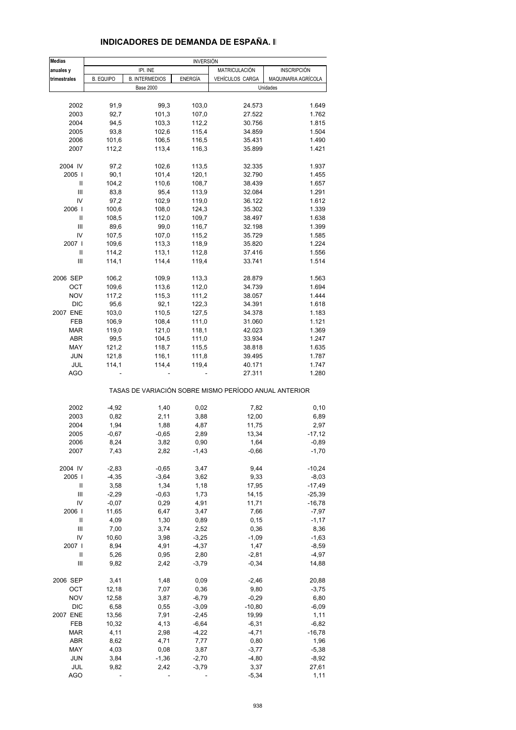## INDICADORES DE DEMANDA DE ESPAÑA. I

| Medias anuales y trimestrales | INVERSIÓN | | | | |
|---|---|---|---|---|---|
| | IPI. INE | | | MATRICULACIÓN | INSCRIPCIÓN |
| | B. EQUIPO | B. INTERMEDIOS | ENERGÍA | VEHÍCULOS CARGA | MAQUINARIA AGRÍCOLA |
| | Base 2000 | | | Unidades | |
| 2002 | 91,9 | 99,3 | 103,0 | 24.573 | 1.649 |
| 2003 | 92,7 | 101,3 | 107,0 | 27.522 | 1.762 |
| 2004 | 94,5 | 103,3 | 112,2 | 30.756 | 1.815 |
| 2005 | 93,8 | 102,6 | 115,4 | 34.859 | 1.504 |
| 2006 | 101,6 | 106,5 | 116,5 | 35.431 | 1.490 |
| 2007 | 112,2 | 113,4 | 116,3 | 35.899 | 1.421 |
| 2004 IV | 97,2 | 102,6 | 113,5 | 32.335 | 1.937 |
| 2005 I | 90,1 | 101,4 | 120,1 | 32.790 | 1.455 |
| II | 104,2 | 110,6 | 108,7 | 38.439 | 1.657 |
| III | 83,8 | 95,4 | 113,9 | 32.084 | 1.291 |
| IV | 97,2 | 102,9 | 119,0 | 36.122 | 1.612 |
| 2006 I | 100,6 | 108,0 | 124,3 | 35.302 | 1.339 |
| II | 108,5 | 112,0 | 109,7 | 38.497 | 1.638 |
| III | 89,6 | 99,0 | 116,7 | 32.198 | 1.399 |
| IV | 107,5 | 107,0 | 115,2 | 35.729 | 1.585 |
| 2007 I | 109,6 | 113,3 | 118,9 | 35.820 | 1.224 |
| II | 114,2 | 113,1 | 112,8 | 37.416 | 1.556 |
| III | 114,1 | 114,4 | 119,4 | 33.741 | 1.514 |
| 2006 SEP | 106,2 | 109,9 | 113,3 | 28.879 | 1.563 |
| OCT | 109,6 | 113,6 | 112,0 | 34.739 | 1.694 |
| NOV | 117,2 | 115,3 | 111,2 | 38.057 | 1.444 |
| DIC | 95,6 | 92,1 | 122,3 | 34.391 | 1.618 |
| 2007 ENE | 103,0 | 110,5 | 127,5 | 34.378 | 1.183 |
| FEB | 106,9 | 108,4 | 111,0 | 31.060 | 1.121 |
| MAR | 119,0 | 121,0 | 118,1 | 42.023 | 1.369 |
| ABR | 99,5 | 104,5 | 111,0 | 33.934 | 1.247 |
| MAY | 121,2 | 118,7 | 115,5 | 38.818 | 1.635 |
| JUN | 121,8 | 116,1 | 111,8 | 39.495 | 1.787 |
| JUL | 114,1 | 114,4 | 119,4 | 40.171 | 1.747 |
| AGO | - | - | - | 27.311 | 1.280 |
| | TASAS DE VARIACIÓN SOBRE MISMO PERÍODO ANUAL ANTERIOR | | | | |
| 2002 | -4,92 | 1,40 | 0,02 | 7,82 | 0,10 |
| 2003 | 0,82 | 2,11 | 3,88 | 12,00 | 6,89 |
| 2004 | 1,94 | 1,88 | 4,87 | 11,75 | 2,97 |
| 2005 | -0,67 | -0,65 | 2,89 | 13,34 | -17,12 |
| 2006 | 8,24 | 3,82 | 0,90 | 1,64 | -0,89 |
| 2007 | 7,43 | 2,82 | -1,43 | -0,66 | -1,70 |
| 2004 IV | -2,83 | -0,65 | 3,47 | 9,44 | -10,24 |
| 2005 I | -4,35 | -3,64 | 3,62 | 9,33 | -8,03 |
| II | 3,58 | 1,34 | 1,18 | 17,95 | -17,49 |
| III | -2,29 | -0,63 | 1,73 | 14,15 | -25,39 |
| IV | -0,07 | 0,29 | 4,91 | 11,71 | -16,78 |
| 2006 I | 11,65 | 6,47 | 3,47 | 7,66 | -7,97 |
| II | 4,09 | 1,30 | 0,89 | 0,15 | -1,17 |
| III | 7,00 | 3,74 | 2,52 | 0,36 | 8,36 |
| IV | 10,60 | 3,98 | -3,25 | -1,09 | -1,63 |
| 2007 I | 8,94 | 4,91 | -4,37 | 1,47 | -8,59 |
| II | 5,26 | 0,95 | 2,80 | -2,81 | -4,97 |
| III | 9,82 | 2,42 | -3,79 | -0,34 | 14,88 |
| 2006 SEP | 3,41 | 1,48 | 0,09 | -2,46 | 20,88 |
| OCT | 12,18 | 7,07 | 0,36 | 9,80 | -3,75 |
| NOV | 12,58 | 3,87 | -6,79 | -0,29 | 6,80 |
| DIC | 6,58 | 0,55 | -3,09 | -10,80 | -6,09 |
| 2007 ENE | 13,56 | 7,91 | -2,45 | 19,99 | 1,11 |
| FEB | 10,32 | 4,13 | -6,64 | -6,31 | -6,82 |
| MAR | 4,11 | 2,98 | -4,22 | -4,71 | -16,78 |
| ABR | 8,62 | 4,71 | 7,77 | 0,80 | 1,96 |
| MAY | 4,03 | 0,08 | 3,87 | -3,77 | -5,38 |
| JUN | 3,84 | -1,36 | -2,70 | -4,80 | -8,92 |
| JUL | 9,82 | 2,42 | -3,79 | 3,37 | 27,61 |
| AGO | - | - | - | -5,34 | 1,11 |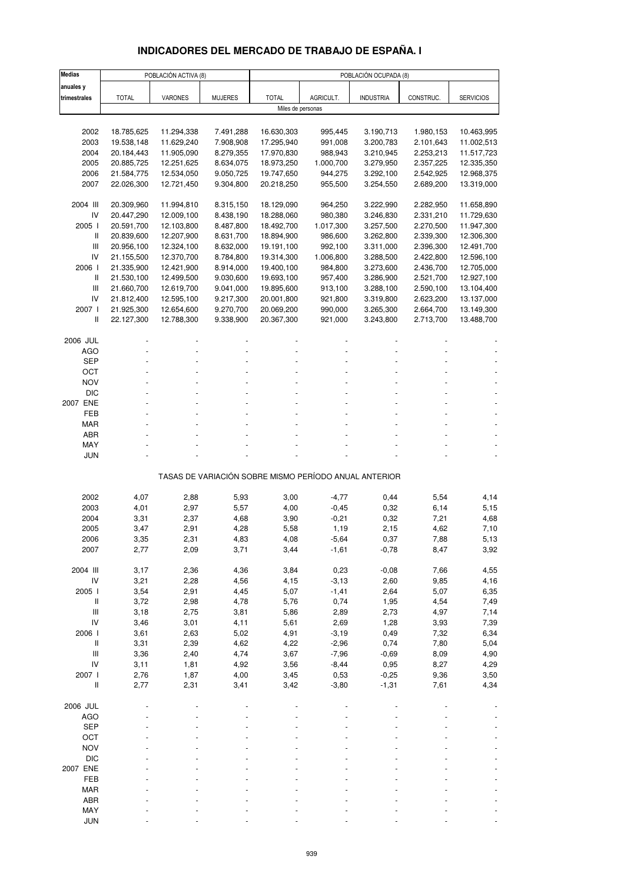## INDICADORES DEL MERCADO DE TRABAJO DE ESPAÑA. I

| Medias anuales y trimestrales | POBLACIÓN ACTIVA (8) | | | POBLACIÓN OCUPADA (8) | | | | |
|---|---|---|---|---|---|---|---|---|
| | TOTAL | VARONES | MUJERES | TOTAL | AGRICULT. | INDUSTRIA | CONSTRUC. | SERVICIOS |
| | Miles de personas | | | | | | | |
| 2002 | 18.785,625 | 11.294,338 | 7.491,288 | 16.630,303 | 995,445 | 3.190,713 | 1.980,153 | 10.463,995 |
| 2003 | 19.538,148 | 11.629,240 | 7.908,908 | 17.295,940 | 991,008 | 3.200,783 | 2.101,643 | 11.002,513 |
| 2004 | 20.184,443 | 11.905,090 | 8.279,355 | 17.970,830 | 988,943 | 3.210,945 | 2.253,213 | 11.517,723 |
| 2005 | 20.885,725 | 12.251,625 | 8.634,075 | 18.973,250 | 1.000,700 | 3.279,950 | 2.357,225 | 12.335,350 |
| 2006 | 21.584,775 | 12.534,050 | 9.050,725 | 19.747,650 | 944,275 | 3.292,100 | 2.542,925 | 12.968,375 |
| 2007 | 22.026,300 | 12.721,450 | 9.304,800 | 20.218,250 | 955,500 | 3.254,550 | 2.689,200 | 13.319,000 |
| 2004 III | 20.309,960 | 11.994,810 | 8.315,150 | 18.129,090 | 964,250 | 3.222,990 | 2.282,950 | 11.658,890 |
| IV | 20.447,290 | 12.009,100 | 8.438,190 | 18.288,060 | 980,380 | 3.246,830 | 2.331,210 | 11.729,630 |
| 2005 I | 20.591,700 | 12.103,800 | 8.487,800 | 18.492,700 | 1.017,300 | 3.257,500 | 2.270,500 | 11.947,300 |
| II | 20.839,600 | 12.207,900 | 8.631,700 | 18.894,900 | 986,600 | 3.262,800 | 2.339,300 | 12.306,300 |
| III | 20.956,100 | 12.324,100 | 8.632,000 | 19.191,100 | 992,100 | 3.311,000 | 2.396,300 | 12.491,700 |
| IV | 21.155,500 | 12.370,700 | 8.784,800 | 19.314,300 | 1.006,800 | 3.288,500 | 2.422,800 | 12.596,100 |
| 2006 I | 21.335,900 | 12.421,900 | 8.914,000 | 19.400,100 | 984,800 | 3.273,600 | 2.436,700 | 12.705,000 |
| II | 21.530,100 | 12.499,500 | 9.030,600 | 19.693,100 | 957,400 | 3.286,900 | 2.521,700 | 12.927,100 |
| III | 21.660,700 | 12.619,700 | 9.041,000 | 19.895,600 | 913,100 | 3.288,100 | 2.590,100 | 13.104,400 |
| IV | 21.812,400 | 12.595,100 | 9.217,300 | 20.001,800 | 921,800 | 3.319,800 | 2.623,200 | 13.137,000 |
| 2007 I | 21.925,300 | 12.654,600 | 9.270,700 | 20.069,200 | 990,000 | 3.265,300 | 2.664,700 | 13.149,300 |
| II | 22.127,300 | 12.788,300 | 9.338,900 | 20.367,300 | 921,000 | 3.243,800 | 2.713,700 | 13.488,700 |
| 2006 JUL | - | - | - | - | - | - | - | - |
| AGO | - | - | - | - | - | - | - | - |
| SEP | - | - | - | - | - | - | - | - |
| OCT | - | - | - | - | - | - | - | - |
| NOV | - | - | - | - | - | - | - | - |
| DIC | - | - | - | - | - | - | - | - |
| 2007 ENE | - | - | - | - | - | - | - | - |
| FEB | - | - | - | - | - | - | - | - |
| MAR | - | - | - | - | - | - | - | - |
| ABR | - | - | - | - | - | - | - | - |
| MAY | - | - | - | - | - | - | - | - |
| JUN | - | - | - | - | - | - | - | - |
| | TASAS DE VARIACIÓN SOBRE MISMO PERÍODO ANUAL ANTERIOR | | | | | | | |
| 2002 | 4,07 | 2,88 | 5,93 | 3,00 | -4,77 | 0,44 | 5,54 | 4,14 |
| 2003 | 4,01 | 2,97 | 5,57 | 4,00 | -0,45 | 0,32 | 6,14 | 5,15 |
| 2004 | 3,31 | 2,37 | 4,68 | 3,90 | -0,21 | 0,32 | 7,21 | 4,68 |
| 2005 | 3,47 | 2,91 | 4,28 | 5,58 | 1,19 | 2,15 | 4,62 | 7,10 |
| 2006 | 3,35 | 2,31 | 4,83 | 4,08 | -5,64 | 0,37 | 7,88 | 5,13 |
| 2007 | 2,77 | 2,09 | 3,71 | 3,44 | -1,61 | -0,78 | 8,47 | 3,92 |
| 2004 III | 3,17 | 2,36 | 4,36 | 3,84 | 0,23 | -0,08 | 7,66 | 4,55 |
| IV | 3,21 | 2,28 | 4,56 | 4,15 | -3,13 | 2,60 | 9,85 | 4,16 |
| 2005 I | 3,54 | 2,91 | 4,45 | 5,07 | -1,41 | 2,64 | 5,07 | 6,35 |
| II | 3,72 | 2,98 | 4,78 | 5,76 | 0,74 | 1,95 | 4,54 | 7,49 |
| III | 3,18 | 2,75 | 3,81 | 5,86 | 2,89 | 2,73 | 4,97 | 7,14 |
| IV | 3,46 | 3,01 | 4,11 | 5,61 | 2,69 | 1,28 | 3,93 | 7,39 |
| 2006 I | 3,61 | 2,63 | 5,02 | 4,91 | -3,19 | 0,49 | 7,32 | 6,34 |
| II | 3,31 | 2,39 | 4,62 | 4,22 | -2,96 | 0,74 | 7,80 | 5,04 |
| III | 3,36 | 2,40 | 4,74 | 3,67 | -7,96 | -0,69 | 8,09 | 4,90 |
| IV | 3,11 | 1,81 | 4,92 | 3,56 | -8,44 | 0,95 | 8,27 | 4,29 |
| 2007 I | 2,76 | 1,87 | 4,00 | 3,45 | 0,53 | -0,25 | 9,36 | 3,50 |
| II | 2,77 | 2,31 | 3,41 | 3,42 | -3,80 | -1,31 | 7,61 | 4,34 |
| 2006 JUL | - | - | - | - | - | - | - | - |
| AGO | - | - | - | - | - | - | - | - |
| SEP | - | - | - | - | - | - | - | - |
| OCT | - | - | - | - | - | - | - | - |
| NOV | - | - | - | - | - | - | - | - |
| DIC | - | - | - | - | - | - | - | - |
| 2007 ENE | - | - | - | - | - | - | - | - |
| FEB | - | - | - | - | - | - | - | - |
| MAR | - | - | - | - | - | - | - | - |
| ABR | - | - | - | - | - | - | - | - |
| MAY | - | - | - | - | - | - | - | - |
| JUN | - | - | - | - | - | - | - | - |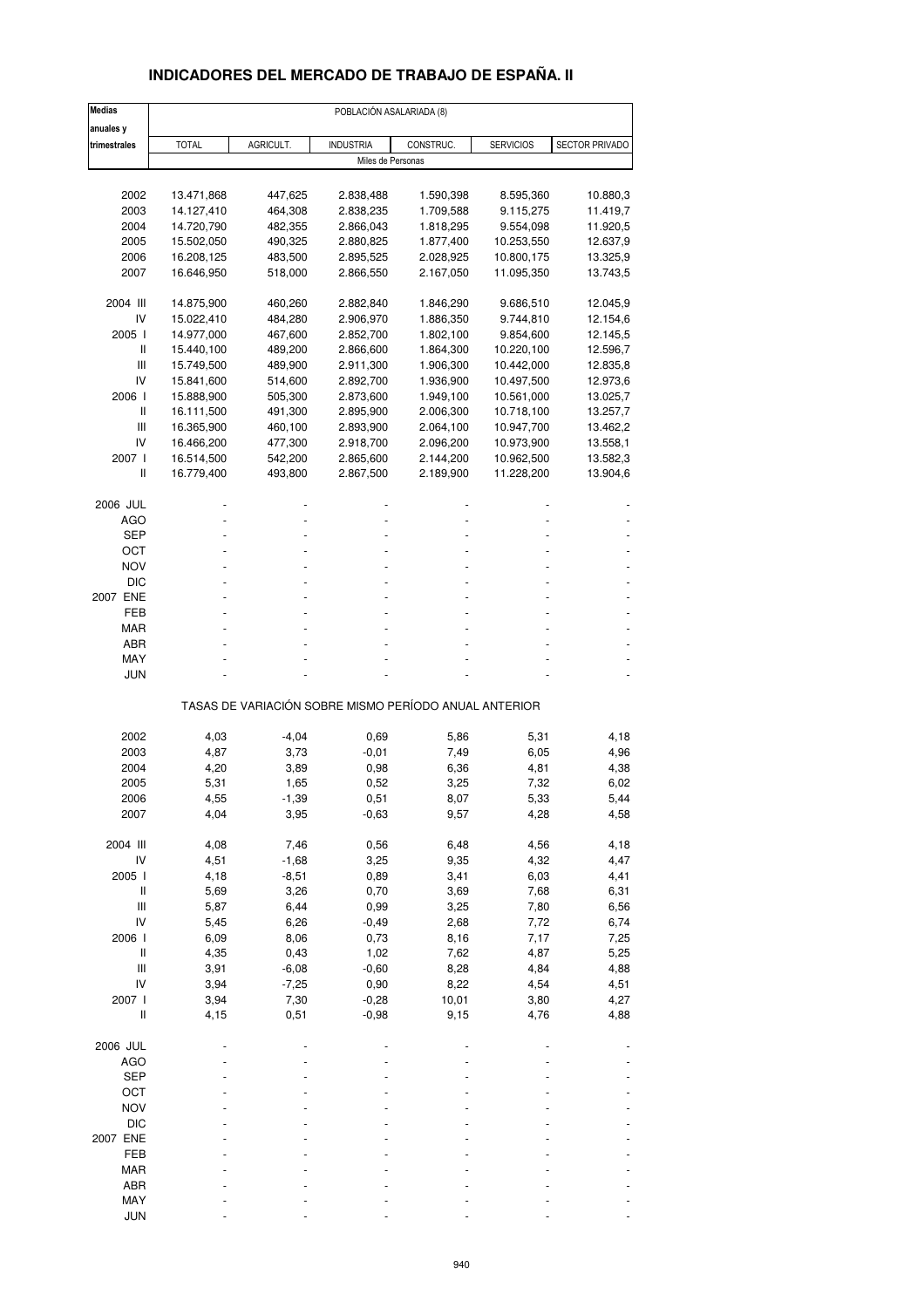# INDICADORES DEL MERCADO DE TRABAJO DE ESPAÑA. II

| Medias anuales y trimestrales | POBLACIÓN ASALARIADA (8) | | | | | |
|---|---|---|---|---|---|---|
| | TOTAL | AGRICULT. | INDUSTRIA | CONSTRUC. | SERVICIOS | SECTOR PRIVADO |
| | Miles de Personas | | | | | |
| 2002 | 13.471,868 | 447,625 | 2.838,488 | 1.590,398 | 8.595,360 | 10.880,3 |
| 2003 | 14.127,410 | 464,308 | 2.838,235 | 1.709,588 | 9.115,275 | 11.419,7 |
| 2004 | 14.720,790 | 482,355 | 2.866,043 | 1.818,295 | 9.554,098 | 11.920,5 |
| 2005 | 15.502,050 | 490,325 | 2.880,825 | 1.877,400 | 10.253,550 | 12.637,9 |
| 2006 | 16.208,125 | 483,500 | 2.895,525 | 2.028,925 | 10.800,175 | 13.325,9 |
| 2007 | 16.646,950 | 518,000 | 2.866,550 | 2.167,050 | 11.095,350 | 13.743,5 |
| 2004 III | 14.875,900 | 460,260 | 2.882,840 | 1.846,290 | 9.686,510 | 12.045,9 |
| IV | 15.022,410 | 484,280 | 2.906,970 | 1.886,350 | 9.744,810 | 12.154,6 |
| 2005 I | 14.977,000 | 467,600 | 2.852,700 | 1.802,100 | 9.854,600 | 12.145,5 |
| II | 15.440,100 | 489,200 | 2.866,600 | 1.864,300 | 10.220,100 | 12.596,7 |
| III | 15.749,500 | 489,900 | 2.911,300 | 1.906,300 | 10.442,000 | 12.835,8 |
| IV | 15.841,600 | 514,600 | 2.892,700 | 1.936,900 | 10.497,500 | 12.973,6 |
| 2006 I | 15.888,900 | 505,300 | 2.873,600 | 1.949,100 | 10.561,000 | 13.025,7 |
| II | 16.111,500 | 491,300 | 2.895,900 | 2.006,300 | 10.718,100 | 13.257,7 |
| III | 16.365,900 | 460,100 | 2.893,900 | 2.064,100 | 10.947,700 | 13.462,2 |
| IV | 16.466,200 | 477,300 | 2.918,700 | 2.096,200 | 10.973,900 | 13.558,1 |
| 2007 I | 16.514,500 | 542,200 | 2.865,600 | 2.144,200 | 10.962,500 | 13.582,3 |
| II | 16.779,400 | 493,800 | 2.867,500 | 2.189,900 | 11.228,200 | 13.904,6 |
| 2006 JUL | - | - | - | - | - | - |
| AGO | - | - | - | - | - | - |
| SEP | - | - | - | - | - | - |
| OCT | - | - | - | - | - | - |
| NOV | - | - | - | - | - | - |
| DIC | - | - | - | - | - | - |
| 2007 ENE | - | - | - | - | - | - |
| FEB | - | - | - | - | - | - |
| MAR | - | - | - | - | - | - |
| ABR | - | - | - | - | - | - |
| MAY | - | - | - | - | - | - |
| JUN | - | - | - | - | - | - |
| | TASAS DE VARIACIÓN SOBRE MISMO PERÍODO ANUAL ANTERIOR | | | | | |
| 2002 | 4,03 | -4,04 | 0,69 | 5,86 | 5,31 | 4,18 |
| 2003 | 4,87 | 3,73 | -0,01 | 7,49 | 6,05 | 4,96 |
| 2004 | 4,20 | 3,89 | 0,98 | 6,36 | 4,81 | 4,38 |
| 2005 | 5,31 | 1,65 | 0,52 | 3,25 | 7,32 | 6,02 |
| 2006 | 4,55 | -1,39 | 0,51 | 8,07 | 5,33 | 5,44 |
| 2007 | 4,04 | 3,95 | -0,63 | 9,57 | 4,28 | 4,58 |
| 2004 III | 4,08 | 7,46 | 0,56 | 6,48 | 4,56 | 4,18 |
| IV | 4,51 | -1,68 | 3,25 | 9,35 | 4,32 | 4,47 |
| 2005 I | 4,18 | -8,51 | 0,89 | 3,41 | 6,03 | 4,41 |
| II | 5,69 | 3,26 | 0,70 | 3,69 | 7,68 | 6,31 |
| III | 5,87 | 6,44 | 0,99 | 3,25 | 7,80 | 6,56 |
| IV | 5,45 | 6,26 | -0,49 | 2,68 | 7,72 | 6,74 |
| 2006 I | 6,09 | 8,06 | 0,73 | 8,16 | 7,17 | 7,25 |
| II | 4,35 | 0,43 | 1,02 | 7,62 | 4,87 | 5,25 |
| III | 3,91 | -6,08 | -0,60 | 8,28 | 4,84 | 4,88 |
| IV | 3,94 | -7,25 | 0,90 | 8,22 | 4,54 | 4,51 |
| 2007 I | 3,94 | 7,30 | -0,28 | 10,01 | 3,80 | 4,27 |
| II | 4,15 | 0,51 | -0,98 | 9,15 | 4,76 | 4,88 |
| 2006 JUL | - | - | - | - | - | - |
| AGO | - | - | - | - | - | - |
| SEP | - | - | - | - | - | - |
| OCT | - | - | - | - | - | - |
| NOV | - | - | - | - | - | - |
| DIC | - | - | - | - | - | - |
| 2007 ENE | - | - | - | - | - | - |
| FEB | - | - | - | - | - | - |
| MAR | - | - | - | - | - | - |
| ABR | - | - | - | - | - | - |
| MAY | - | - | - | - | - | - |
| JUN | - | - | - | - | - | - |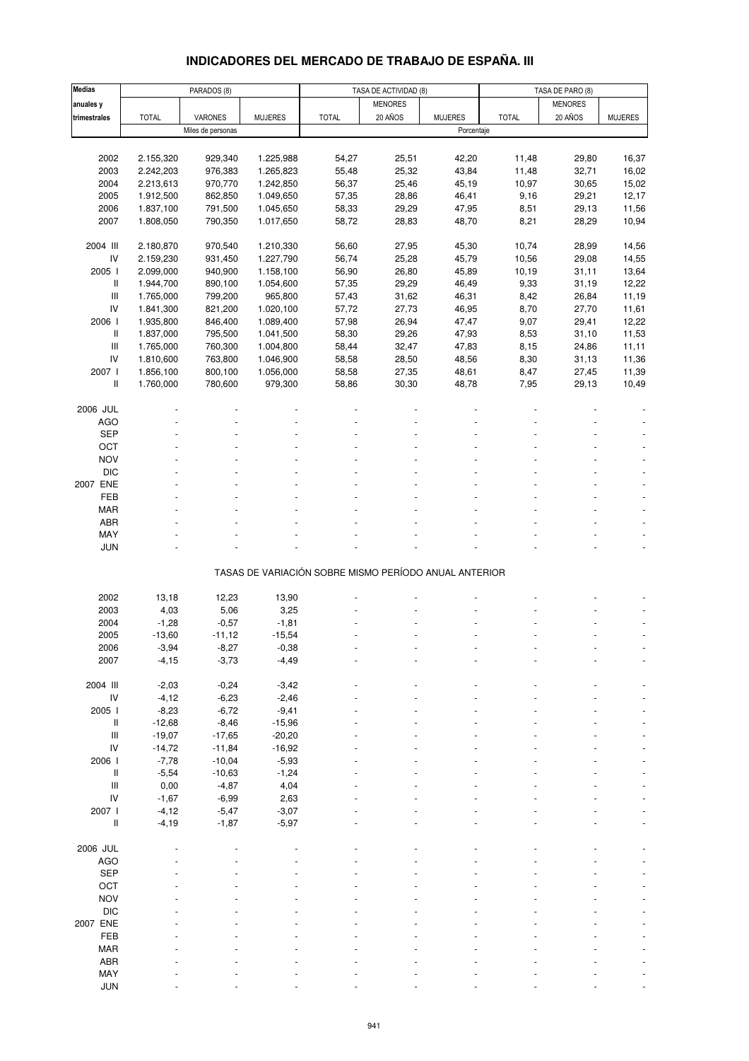# INDICADORES DEL MERCADO DE TRABAJO DE ESPAÑA. III

| Medias anuales y trimestrales | PARADOS (8) | | | TASA DE ACTIVIDAD (8) | | | TASA DE PARO (8) | | |
|---|---|---|---|---|---|---|---|---|---|
| | TOTAL | VARONES | MUJERES | TOTAL | MENORES 20 AÑOS | MUJERES | TOTAL | MENORES 20 AÑOS | MUJERES |
| | Miles de personas | | | Porcentaje | | | | | |
| 2002 | 2.155,320 | 929,340 | 1.225,988 | 54,27 | 25,51 | 42,20 | 11,48 | 29,80 | 16,37 |
| 2003 | 2.242,203 | 976,383 | 1.265,823 | 55,48 | 25,32 | 43,84 | 11,48 | 32,71 | 16,02 |
| 2004 | 2.213,613 | 970,770 | 1.242,850 | 56,37 | 25,46 | 45,19 | 10,97 | 30,65 | 15,02 |
| 2005 | 1.912,500 | 862,850 | 1.049,650 | 57,35 | 28,86 | 46,41 | 9,16 | 29,21 | 12,17 |
| 2006 | 1.837,100 | 791,500 | 1.045,650 | 58,33 | 29,29 | 47,95 | 8,51 | 29,13 | 11,56 |
| 2007 | 1.808,050 | 790,350 | 1.017,650 | 58,72 | 28,83 | 48,70 | 8,21 | 28,29 | 10,94 |
| 2004 III | 2.180,870 | 970,540 | 1.210,330 | 56,60 | 27,95 | 45,30 | 10,74 | 28,99 | 14,56 |
| IV | 2.159,230 | 931,450 | 1.227,790 | 56,74 | 25,28 | 45,79 | 10,56 | 29,08 | 14,55 |
| 2005 I | 2.099,000 | 940,900 | 1.158,100 | 56,90 | 26,80 | 45,89 | 10,19 | 31,11 | 13,64 |
| II | 1.944,700 | 890,100 | 1.054,600 | 57,35 | 29,29 | 46,49 | 9,33 | 31,19 | 12,22 |
| III | 1.765,000 | 799,200 | 965,800 | 57,43 | 31,62 | 46,31 | 8,42 | 26,84 | 11,19 |
| IV | 1.841,300 | 821,200 | 1.020,100 | 57,72 | 27,73 | 46,95 | 8,70 | 27,70 | 11,61 |
| 2006 I | 1.935,800 | 846,400 | 1.089,400 | 57,98 | 26,94 | 47,47 | 9,07 | 29,41 | 12,22 |
| II | 1.837,000 | 795,500 | 1.041,500 | 58,30 | 29,26 | 47,93 | 8,53 | 31,10 | 11,53 |
| III | 1.765,000 | 760,300 | 1.004,800 | 58,44 | 32,47 | 47,83 | 8,15 | 24,86 | 11,11 |
| IV | 1.810,600 | 763,800 | 1.046,900 | 58,58 | 28,50 | 48,56 | 8,30 | 31,13 | 11,36 |
| 2007 I | 1.856,100 | 800,100 | 1.056,000 | 58,58 | 27,35 | 48,61 | 8,47 | 27,45 | 11,39 |
| II | 1.760,000 | 780,600 | 979,300 | 58,86 | 30,30 | 48,78 | 7,95 | 29,13 | 10,49 |
| 2006 JUL | - | - | - | - | - | - | - | - | - |
| AGO | - | - | - | - | - | - | - | - | - |
| SEP | - | - | - | - | - | - | - | - | - |
| OCT | - | - | - | - | - | - | - | - | - |
| NOV | - | - | - | - | - | - | - | - | - |
| DIC | - | - | - | - | - | - | - | - | - |
| 2007 ENE | - | - | - | - | - | - | - | - | - |
| FEB | - | - | - | - | - | - | - | - | - |
| MAR | - | - | - | - | - | - | - | - | - |
| ABR | - | - | - | - | - | - | - | - | - |
| MAY | - | - | - | - | - | - | - | - | - |
| JUN | - | - | - | - | - | - | - | - | - |
| | TASAS DE VARIACIÓN SOBRE MISMO PERÍODO ANUAL ANTERIOR | | | | | | | | |
| 2002 | 13,18 | 12,23 | 13,90 | - | - | - | - | - | - |
| 2003 | 4,03 | 5,06 | 3,25 | - | - | - | - | - | - |
| 2004 | -1,28 | -0,57 | -1,81 | - | - | - | - | - | - |
| 2005 | -13,60 | -11,12 | -15,54 | - | - | - | - | - | - |
| 2006 | -3,94 | -8,27 | -0,38 | - | - | - | - | - | - |
| 2007 | -4,15 | -3,73 | -4,49 | - | - | - | - | - | - |
| 2004 III | -2,03 | -0,24 | -3,42 | - | - | - | - | - | - |
| IV | -4,12 | -6,23 | -2,46 | - | - | - | - | - | - |
| 2005 I | -8,23 | -6,72 | -9,41 | - | - | - | - | - | - |
| II | -12,68 | -8,46 | -15,96 | - | - | - | - | - | - |
| III | -19,07 | -17,65 | -20,20 | - | - | - | - | - | - |
| IV | -14,72 | -11,84 | -16,92 | - | - | - | - | - | - |
| 2006 I | -7,78 | -10,04 | -5,93 | - | - | - | - | - | - |
| II | -5,54 | -10,63 | -1,24 | - | - | - | - | - | - |
| III | 0,00 | -4,87 | 4,04 | - | - | - | - | - | - |
| IV | -1,67 | -6,99 | 2,63 | - | - | - | - | - | - |
| 2007 I | -4,12 | -5,47 | -3,07 | - | - | - | - | - | - |
| II | -4,19 | -1,87 | -5,97 | - | - | - | - | - | - |
| 2006 JUL | - | - | - | - | - | - | - | - | - |
| AGO | - | - | - | - | - | - | - | - | - |
| SEP | - | - | - | - | - | - | - | - | - |
| OCT | - | - | - | - | - | - | - | - | - |
| NOV | - | - | - | - | - | - | - | - | - |
| DIC | - | - | - | - | - | - | - | - | - |
| 2007 ENE | - | - | - | - | - | - | - | - | - |
| FEB | - | - | - | - | - | - | - | - | - |
| MAR | - | - | - | - | - | - | - | - | - |
| ABR | - | - | - | - | - | - | - | - | - |
| MAY | - | - | - | - | - | - | - | - | - |
| JUN | - | - | - | - | - | - | - | - | - |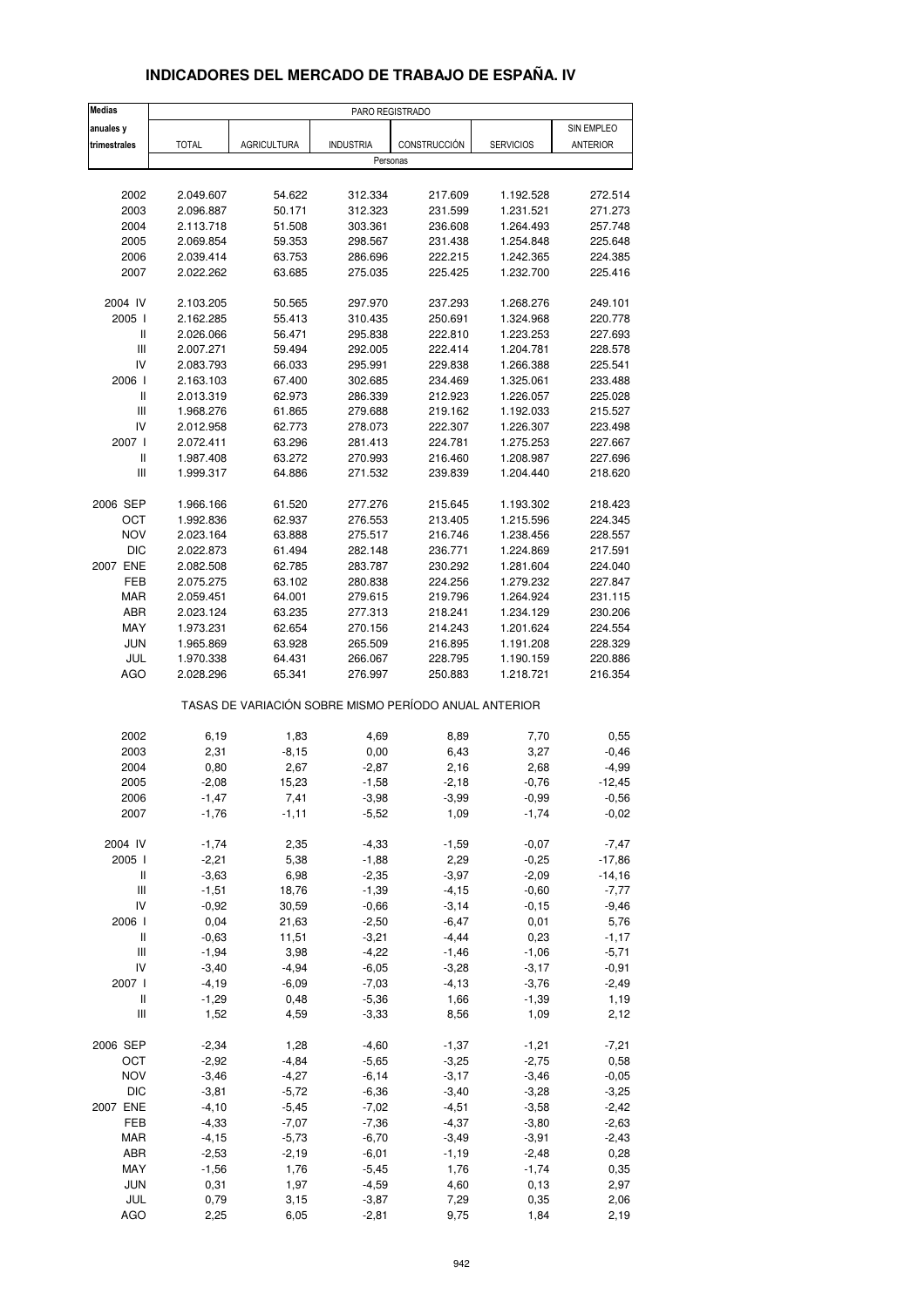# INDICADORES DEL MERCADO DE TRABAJO DE ESPAÑA. IV

| Medias anuales y trimestrales | PARO REGISTRADO | | | | | |
|---|---|---|---|---|---|---|
| | TOTAL | AGRICULTURA | INDUSTRIA | CONSTRUCCIÓN | SERVICIOS | SIN EMPLEO ANTERIOR |
| | Personas | | | | | |
| 2002 | 2.049.607 | 54.622 | 312.334 | 217.609 | 1.192.528 | 272.514 |
| 2003 | 2.096.887 | 50.171 | 312.323 | 231.599 | 1.231.521 | 271.273 |
| 2004 | 2.113.718 | 51.508 | 303.361 | 236.608 | 1.264.493 | 257.748 |
| 2005 | 2.069.854 | 59.353 | 298.567 | 231.438 | 1.254.848 | 225.648 |
| 2006 | 2.039.414 | 63.753 | 286.696 | 222.215 | 1.242.365 | 224.385 |
| 2007 | 2.022.262 | 63.685 | 275.035 | 225.425 | 1.232.700 | 225.416 |
| 2004 IV | 2.103.205 | 50.565 | 297.970 | 237.293 | 1.268.276 | 249.101 |
| 2005 I | 2.162.285 | 55.413 | 310.435 | 250.691 | 1.324.968 | 220.778 |
| II | 2.026.066 | 56.471 | 295.838 | 222.810 | 1.223.253 | 227.693 |
| III | 2.007.271 | 59.494 | 292.005 | 222.414 | 1.204.781 | 228.578 |
| IV | 2.083.793 | 66.033 | 295.991 | 229.838 | 1.266.388 | 225.541 |
| 2006 I | 2.163.103 | 67.400 | 302.685 | 234.469 | 1.325.061 | 233.488 |
| II | 2.013.319 | 62.973 | 286.339 | 212.923 | 1.226.057 | 225.028 |
| III | 1.968.276 | 61.865 | 279.688 | 219.162 | 1.192.033 | 215.527 |
| IV | 2.012.958 | 62.773 | 278.073 | 222.307 | 1.226.307 | 223.498 |
| 2007 I | 2.072.411 | 63.296 | 281.413 | 224.781 | 1.275.253 | 227.667 |
| II | 1.987.408 | 63.272 | 270.993 | 216.460 | 1.208.987 | 227.696 |
| III | 1.999.317 | 64.886 | 271.532 | 239.839 | 1.204.440 | 218.620 |
| 2006 SEP | 1.966.166 | 61.520 | 277.276 | 215.645 | 1.193.302 | 218.423 |
| OCT | 1.992.836 | 62.937 | 276.553 | 213.405 | 1.215.596 | 224.345 |
| NOV | 2.023.164 | 63.888 | 275.517 | 216.746 | 1.238.456 | 228.557 |
| DIC | 2.022.873 | 61.494 | 282.148 | 236.771 | 1.224.869 | 217.591 |
| 2007 ENE | 2.082.508 | 62.785 | 283.787 | 230.292 | 1.281.604 | 224.040 |
| FEB | 2.075.275 | 63.102 | 280.838 | 224.256 | 1.279.232 | 227.847 |
| MAR | 2.059.451 | 64.001 | 279.615 | 219.796 | 1.264.924 | 231.115 |
| ABR | 2.023.124 | 63.235 | 277.313 | 218.241 | 1.234.129 | 230.206 |
| MAY | 1.973.231 | 62.654 | 270.156 | 214.243 | 1.201.624 | 224.554 |
| JUN | 1.965.869 | 63.928 | 265.509 | 216.895 | 1.191.208 | 228.329 |
| JUL | 1.970.338 | 64.431 | 266.067 | 228.795 | 1.190.159 | 220.886 |
| AGO | 2.028.296 | 65.341 | 276.997 | 250.883 | 1.218.721 | 216.354 |
| | TASAS DE VARIACIÓN SOBRE MISMO PERÍODO ANUAL ANTERIOR | | | | | |
| 2002 | 6,19 | 1,83 | 4,69 | 8,89 | 7,70 | 0,55 |
| 2003 | 2,31 | -8,15 | 0,00 | 6,43 | 3,27 | -0,46 |
| 2004 | 0,80 | 2,67 | -2,87 | 2,16 | 2,68 | -4,99 |
| 2005 | -2,08 | 15,23 | -1,58 | -2,18 | -0,76 | -12,45 |
| 2006 | -1,47 | 7,41 | -3,98 | -3,99 | -0,99 | -0,56 |
| 2007 | -1,76 | -1,11 | -5,52 | 1,09 | -1,74 | -0,02 |
| 2004 IV | -1,74 | 2,35 | -4,33 | -1,59 | -0,07 | -7,47 |
| 2005 I | -2,21 | 5,38 | -1,88 | 2,29 | -0,25 | -17,86 |
| II | -3,63 | 6,98 | -2,35 | -3,97 | -2,09 | -14,16 |
| III | -1,51 | 18,76 | -1,39 | -4,15 | -0,60 | -7,77 |
| IV | -0,92 | 30,59 | -0,66 | -3,14 | -0,15 | -9,46 |
| 2006 I | 0,04 | 21,63 | -2,50 | -6,47 | 0,01 | 5,76 |
| II | -0,63 | 11,51 | -3,21 | -4,44 | 0,23 | -1,17 |
| III | -1,94 | 3,98 | -4,22 | -1,46 | -1,06 | -5,71 |
| IV | -3,40 | -4,94 | -6,05 | -3,28 | -3,17 | -0,91 |
| 2007 I | -4,19 | -6,09 | -7,03 | -4,13 | -3,76 | -2,49 |
| II | -1,29 | 0,48 | -5,36 | 1,66 | -1,39 | 1,19 |
| III | 1,52 | 4,59 | -3,33 | 8,56 | 1,09 | 2,12 |
| 2006 SEP | -2,34 | 1,28 | -4,60 | -1,37 | -1,21 | -7,21 |
| OCT | -2,92 | -4,84 | -5,65 | -3,25 | -2,75 | 0,58 |
| NOV | -3,46 | -4,27 | -6,14 | -3,17 | -3,46 | -0,05 |
| DIC | -3,81 | -5,72 | -6,36 | -3,40 | -3,28 | -3,25 |
| 2007 ENE | -4,10 | -5,45 | -7,02 | -4,51 | -3,58 | -2,42 |
| FEB | -4,33 | -7,07 | -7,36 | -4,37 | -3,80 | -2,63 |
| MAR | -4,15 | -5,73 | -6,70 | -3,49 | -3,91 | -2,43 |
| ABR | -2,53 | -2,19 | -6,01 | -1,19 | -2,48 | 0,28 |
| MAY | -1,56 | 1,76 | -5,45 | 1,76 | -1,74 | 0,35 |
| JUN | 0,31 | 1,97 | -4,59 | 4,60 | 0,13 | 2,97 |
| JUL | 0,79 | 3,15 | -3,87 | 7,29 | 0,35 | 2,06 |
| AGO | 2,25 | 6,05 | -2,81 | 9,75 | 1,84 | 2,19 |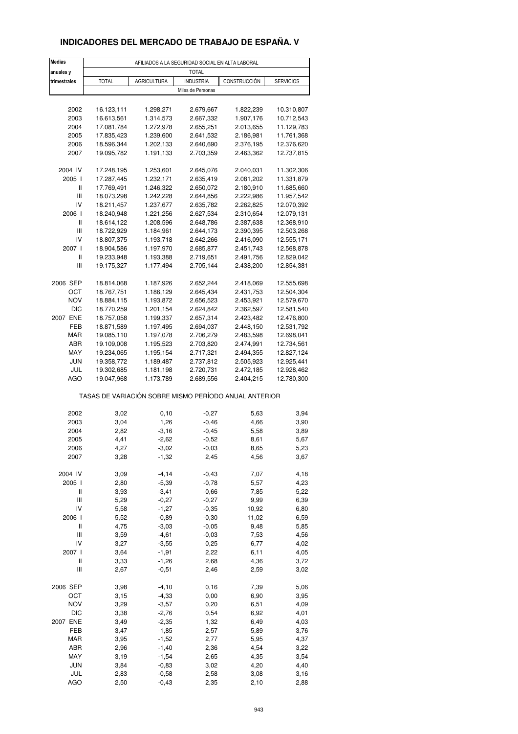## INDICADORES DEL MERCADO DE TRABAJO DE ESPAÑA. V

| Medias anuales y trimestrales | AFILIADOS A LA SEGURIDAD SOCIAL EN ALTA LABORAL | | | | |
|---|---|---|---|---|---|
| | TOTAL | | | | |
| | TOTAL | AGRICULTURA | INDUSTRIA | CONSTRUCCIÓN | SERVICIOS |
| | Miles de Personas | | | | |
| 2002 | 16.123,111 | 1.298,271 | 2.679,667 | 1.822,239 | 10.310,807 |
| 2003 | 16.613,561 | 1.314,573 | 2.667,332 | 1.907,176 | 10.712,543 |
| 2004 | 17.081,784 | 1.272,978 | 2.655,251 | 2.013,655 | 11.129,783 |
| 2005 | 17.835,423 | 1.239,600 | 2.641,532 | 2.186,981 | 11.761,368 |
| 2006 | 18.596,344 | 1.202,133 | 2.640,690 | 2.376,195 | 12.376,620 |
| 2007 | 19.095,782 | 1.191,133 | 2.703,359 | 2.463,362 | 12.737,815 |
| 2004 IV | 17.248,195 | 1.253,601 | 2.645,076 | 2.040,031 | 11.302,306 |
| 2005 I | 17.287,445 | 1.232,171 | 2.635,419 | 2.081,202 | 11.331,879 |
| II | 17.769,491 | 1.246,322 | 2.650,072 | 2.180,910 | 11.685,660 |
| III | 18.073,298 | 1.242,228 | 2.644,856 | 2.222,986 | 11.957,542 |
| IV | 18.211,457 | 1.237,677 | 2.635,782 | 2.262,825 | 12.070,392 |
| 2006 I | 18.240,948 | 1.221,256 | 2.627,534 | 2.310,654 | 12.079,131 |
| II | 18.614,122 | 1.208,596 | 2.648,786 | 2.387,638 | 12.368,910 |
| III | 18.722,929 | 1.184,961 | 2.644,173 | 2.390,395 | 12.503,268 |
| IV | 18.807,375 | 1.193,718 | 2.642,266 | 2.416,090 | 12.555,171 |
| 2007 I | 18.904,586 | 1.197,970 | 2.685,877 | 2.451,743 | 12.568,878 |
| II | 19.233,948 | 1.193,388 | 2.719,651 | 2.491,756 | 12.829,042 |
| III | 19.175,327 | 1.177,494 | 2.705,144 | 2.438,200 | 12.854,381 |
| 2006 SEP | 18.814,068 | 1.187,926 | 2.652,244 | 2.418,069 | 12.555,698 |
| OCT | 18.767,751 | 1.186,129 | 2.645,434 | 2.431,753 | 12.504,304 |
| NOV | 18.884,115 | 1.193,872 | 2.656,523 | 2.453,921 | 12.579,670 |
| DIC | 18.770,259 | 1.201,154 | 2.624,842 | 2.362,597 | 12.581,540 |
| 2007 ENE | 18.757,058 | 1.199,337 | 2.657,314 | 2.423,482 | 12.476,800 |
| FEB | 18.871,589 | 1.197,495 | 2.694,037 | 2.448,150 | 12.531,792 |
| MAR | 19.085,110 | 1.197,078 | 2.706,279 | 2.483,598 | 12.698,041 |
| ABR | 19.109,008 | 1.195,523 | 2.703,820 | 2.474,991 | 12.734,561 |
| MAY | 19.234,065 | 1.195,154 | 2.717,321 | 2.494,355 | 12.827,124 |
| JUN | 19.358,772 | 1.189,487 | 2.737,812 | 2.505,923 | 12.925,441 |
| JUL | 19.302,685 | 1.181,198 | 2.720,731 | 2.472,185 | 12.928,462 |
| AGO | 19.047,968 | 1.173,789 | 2.689,556 | 2.404,215 | 12.780,300 |
| | TASAS DE VARIACIÓN SOBRE MISMO PERÍODO ANUAL ANTERIOR | | | | |
| 2002 | 3,02 | 0,10 | -0,27 | 5,63 | 3,94 |
| 2003 | 3,04 | 1,26 | -0,46 | 4,66 | 3,90 |
| 2004 | 2,82 | -3,16 | -0,45 | 5,58 | 3,89 |
| 2005 | 4,41 | -2,62 | -0,52 | 8,61 | 5,67 |
| 2006 | 4,27 | -3,02 | -0,03 | 8,65 | 5,23 |
| 2007 | 3,28 | -1,32 | 2,45 | 4,56 | 3,67 |
| 2004 IV | 3,09 | -4,14 | -0,43 | 7,07 | 4,18 |
| 2005 I | 2,80 | -5,39 | -0,78 | 5,57 | 4,23 |
| II | 3,93 | -3,41 | -0,66 | 7,85 | 5,22 |
| III | 5,29 | -0,27 | -0,27 | 9,99 | 6,39 |
| IV | 5,58 | -1,27 | -0,35 | 10,92 | 6,80 |
| 2006 I | 5,52 | -0,89 | -0,30 | 11,02 | 6,59 |
| II | 4,75 | -3,03 | -0,05 | 9,48 | 5,85 |
| III | 3,59 | -4,61 | -0,03 | 7,53 | 4,56 |
| IV | 3,27 | -3,55 | 0,25 | 6,77 | 4,02 |
| 2007 I | 3,64 | -1,91 | 2,22 | 6,11 | 4,05 |
| II | 3,33 | -1,26 | 2,68 | 4,36 | 3,72 |
| III | 2,67 | -0,51 | 2,46 | 2,59 | 3,02 |
| 2006 SEP | 3,98 | -4,10 | 0,16 | 7,39 | 5,06 |
| OCT | 3,15 | -4,33 | 0,00 | 6,90 | 3,95 |
| NOV | 3,29 | -3,57 | 0,20 | 6,51 | 4,09 |
| DIC | 3,38 | -2,76 | 0,54 | 6,92 | 4,01 |
| 2007 ENE | 3,49 | -2,35 | 1,32 | 6,49 | 4,03 |
| FEB | 3,47 | -1,85 | 2,57 | 5,89 | 3,76 |
| MAR | 3,95 | -1,52 | 2,77 | 5,95 | 4,37 |
| ABR | 2,96 | -1,40 | 2,36 | 4,54 | 3,22 |
| MAY | 3,19 | -1,54 | 2,65 | 4,35 | 3,54 |
| JUN | 3,84 | -0,83 | 3,02 | 4,20 | 4,40 |
| JUL | 2,83 | -0,58 | 2,58 | 3,08 | 3,16 |
| AGO | 2,50 | -0,43 | 2,35 | 2,10 | 2,88 |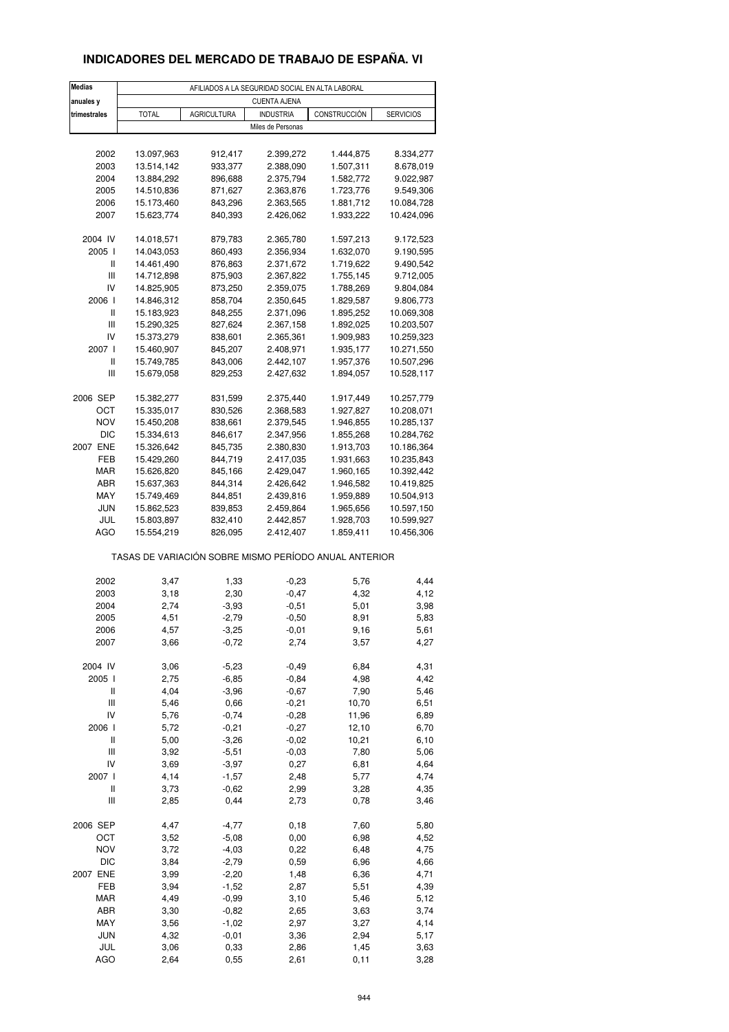# INDICADORES DEL MERCADO DE TRABAJO DE ESPAÑA. VI

| Medias anuales y trimestrales | AFILIADOS A LA SEGURIDAD SOCIAL EN ALTA LABORAL | | | | |
|---|---|---|---|---|---|
| | CUENTA AJENA | | | | |
| | TOTAL | AGRICULTURA | INDUSTRIA | CONSTRUCCIÓN | SERVICIOS |
| | Miles de Personas | | | | |
| 2002 | 13.097,963 | 912,417 | 2.399,272 | 1.444,875 | 8.334,277 |
| 2003 | 13.514,142 | 933,377 | 2.388,090 | 1.507,311 | 8.678,019 |
| 2004 | 13.884,292 | 896,688 | 2.375,794 | 1.582,772 | 9.022,987 |
| 2005 | 14.510,836 | 871,627 | 2.363,876 | 1.723,776 | 9.549,306 |
| 2006 | 15.173,460 | 843,296 | 2.363,565 | 1.881,712 | 10.084,728 |
| 2007 | 15.623,774 | 840,393 | 2.426,062 | 1.933,222 | 10.424,096 |
| 2004 IV | 14.018,571 | 879,783 | 2.365,780 | 1.597,213 | 9.172,523 |
| 2005 I | 14.043,053 | 860,493 | 2.356,934 | 1.632,070 | 9.190,595 |
| II | 14.461,490 | 876,863 | 2.371,672 | 1.719,622 | 9.490,542 |
| III | 14.712,898 | 875,903 | 2.367,822 | 1.755,145 | 9.712,005 |
| IV | 14.825,905 | 873,250 | 2.359,075 | 1.788,269 | 9.804,084 |
| 2006 I | 14.846,312 | 858,704 | 2.350,645 | 1.829,587 | 9.806,773 |
| II | 15.183,923 | 848,255 | 2.371,096 | 1.895,252 | 10.069,308 |
| III | 15.290,325 | 827,624 | 2.367,158 | 1.892,025 | 10.203,507 |
| IV | 15.373,279 | 838,601 | 2.365,361 | 1.909,983 | 10.259,323 |
| 2007 I | 15.460,907 | 845,207 | 2.408,971 | 1.935,177 | 10.271,550 |
| II | 15.749,785 | 843,006 | 2.442,107 | 1.957,376 | 10.507,296 |
| III | 15.679,058 | 829,253 | 2.427,632 | 1.894,057 | 10.528,117 |
| 2006 SEP | 15.382,277 | 831,599 | 2.375,440 | 1.917,449 | 10.257,779 |
| OCT | 15.335,017 | 830,526 | 2.368,583 | 1.927,827 | 10.208,071 |
| NOV | 15.450,208 | 838,661 | 2.379,545 | 1.946,855 | 10.285,137 |
| DIC | 15.334,613 | 846,617 | 2.347,956 | 1.855,268 | 10.284,762 |
| 2007 ENE | 15.326,642 | 845,735 | 2.380,830 | 1.913,703 | 10.186,364 |
| FEB | 15.429,260 | 844,719 | 2.417,035 | 1.931,663 | 10.235,843 |
| MAR | 15.626,820 | 845,166 | 2.429,047 | 1.960,165 | 10.392,442 |
| ABR | 15.637,363 | 844,314 | 2.426,642 | 1.946,582 | 10.419,825 |
| MAY | 15.749,469 | 844,851 | 2.439,816 | 1.959,889 | 10.504,913 |
| JUN | 15.862,523 | 839,853 | 2.459,864 | 1.965,656 | 10.597,150 |
| JUL | 15.803,897 | 832,410 | 2.442,857 | 1.928,703 | 10.599,927 |
| AGO | 15.554,219 | 826,095 | 2.412,407 | 1.859,411 | 10.456,306 |
| | TASAS DE VARIACIÓN SOBRE MISMO PERÍODO ANUAL ANTERIOR | | | | |
| 2002 | 3,47 | 1,33 | -0,23 | 5,76 | 4,44 |
| 2003 | 3,18 | 2,30 | -0,47 | 4,32 | 4,12 |
| 2004 | 2,74 | -3,93 | -0,51 | 5,01 | 3,98 |
| 2005 | 4,51 | -2,79 | -0,50 | 8,91 | 5,83 |
| 2006 | 4,57 | -3,25 | -0,01 | 9,16 | 5,61 |
| 2007 | 3,66 | -0,72 | 2,74 | 3,57 | 4,27 |
| 2004 IV | 3,06 | -5,23 | -0,49 | 6,84 | 4,31 |
| 2005 I | 2,75 | -6,85 | -0,84 | 4,98 | 4,42 |
| II | 4,04 | -3,96 | -0,67 | 7,90 | 5,46 |
| III | 5,46 | 0,66 | -0,21 | 10,70 | 6,51 |
| IV | 5,76 | -0,74 | -0,28 | 11,96 | 6,89 |
| 2006 I | 5,72 | -0,21 | -0,27 | 12,10 | 6,70 |
| II | 5,00 | -3,26 | -0,02 | 10,21 | 6,10 |
| III | 3,92 | -5,51 | -0,03 | 7,80 | 5,06 |
| IV | 3,69 | -3,97 | 0,27 | 6,81 | 4,64 |
| 2007 I | 4,14 | -1,57 | 2,48 | 5,77 | 4,74 |
| II | 3,73 | -0,62 | 2,99 | 3,28 | 4,35 |
| III | 2,85 | 0,44 | 2,73 | 0,78 | 3,46 |
| 2006 SEP | 4,47 | -4,77 | 0,18 | 7,60 | 5,80 |
| OCT | 3,52 | -5,08 | 0,00 | 6,98 | 4,52 |
| NOV | 3,72 | -4,03 | 0,22 | 6,48 | 4,75 |
| DIC | 3,84 | -2,79 | 0,59 | 6,96 | 4,66 |
| 2007 ENE | 3,99 | -2,20 | 1,48 | 6,36 | 4,71 |
| FEB | 3,94 | -1,52 | 2,87 | 5,51 | 4,39 |
| MAR | 4,49 | -0,99 | 3,10 | 5,46 | 5,12 |
| ABR | 3,30 | -0,82 | 2,65 | 3,63 | 3,74 |
| MAY | 3,56 | -1,02 | 2,97 | 3,27 | 4,14 |
| JUN | 4,32 | -0,01 | 3,36 | 2,94 | 5,17 |
| JUL | 3,06 | 0,33 | 2,86 | 1,45 | 3,63 |
| AGO | 2,64 | 0,55 | 2,61 | 0,11 | 3,28 |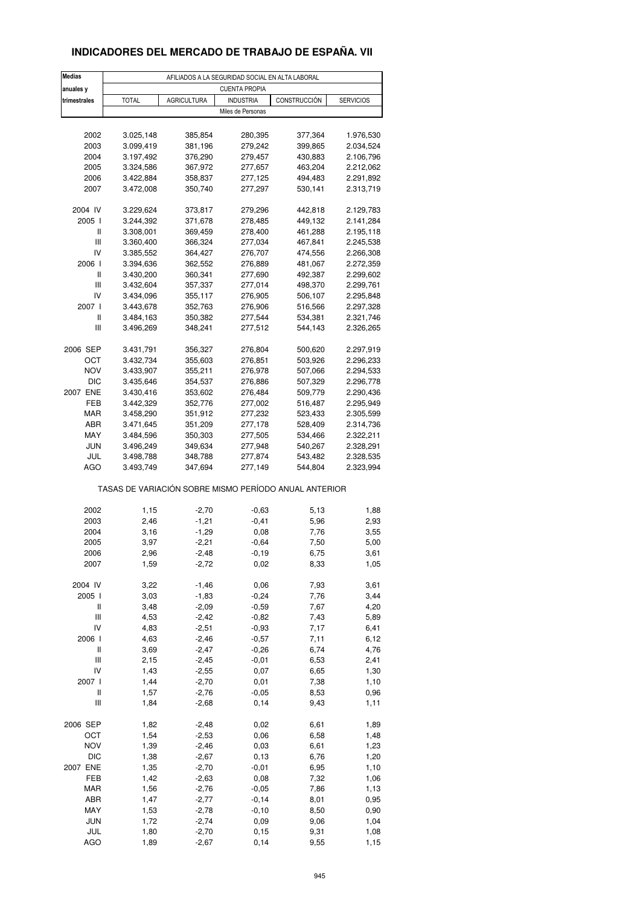# INDICADORES DEL MERCADO DE TRABAJO DE ESPAÑA. VII

| Medias anuales y trimestrales | AFILIADOS A LA SEGURIDAD SOCIAL EN ALTA LABORAL | | | | |
|---|---|---|---|---|---|
| | CUENTA PROPIA | | | | |
| | TOTAL | AGRICULTURA | INDUSTRIA | CONSTRUCCIÓN | SERVICIOS |
| | Miles de Personas | | | | |
| 2002 | 3.025,148 | 385,854 | 280,395 | 377,364 | 1.976,530 |
| 2003 | 3.099,419 | 381,196 | 279,242 | 399,865 | 2.034,524 |
| 2004 | 3.197,492 | 376,290 | 279,457 | 430,883 | 2.106,796 |
| 2005 | 3.324,586 | 367,972 | 277,657 | 463,204 | 2.212,062 |
| 2006 | 3.422,884 | 358,837 | 277,125 | 494,483 | 2.291,892 |
| 2007 | 3.472,008 | 350,740 | 277,297 | 530,141 | 2.313,719 |
| 2004 IV | 3.229,624 | 373,817 | 279,296 | 442,818 | 2.129,783 |
| 2005 I | 3.244,392 | 371,678 | 278,485 | 449,132 | 2.141,284 |
| II | 3.308,001 | 369,459 | 278,400 | 461,288 | 2.195,118 |
| III | 3.360,400 | 366,324 | 277,034 | 467,841 | 2.245,538 |
| IV | 3.385,552 | 364,427 | 276,707 | 474,556 | 2.266,308 |
| 2006 I | 3.394,636 | 362,552 | 276,889 | 481,067 | 2.272,359 |
| II | 3.430,200 | 360,341 | 277,690 | 492,387 | 2.299,602 |
| III | 3.432,604 | 357,337 | 277,014 | 498,370 | 2.299,761 |
| IV | 3.434,096 | 355,117 | 276,905 | 506,107 | 2.295,848 |
| 2007 I | 3.443,678 | 352,763 | 276,906 | 516,566 | 2.297,328 |
| II | 3.484,163 | 350,382 | 277,544 | 534,381 | 2.321,746 |
| III | 3.496,269 | 348,241 | 277,512 | 544,143 | 2.326,265 |
| 2006 SEP | 3.431,791 | 356,327 | 276,804 | 500,620 | 2.297,919 |
| OCT | 3.432,734 | 355,603 | 276,851 | 503,926 | 2.296,233 |
| NOV | 3.433,907 | 355,211 | 276,978 | 507,066 | 2.294,533 |
| DIC | 3.435,646 | 354,537 | 276,886 | 507,329 | 2.296,778 |
| 2007 ENE | 3.430,416 | 353,602 | 276,484 | 509,779 | 2.290,436 |
| FEB | 3.442,329 | 352,776 | 277,002 | 516,487 | 2.295,949 |
| MAR | 3.458,290 | 351,912 | 277,232 | 523,433 | 2.305,599 |
| ABR | 3.471,645 | 351,209 | 277,178 | 528,409 | 2.314,736 |
| MAY | 3.484,596 | 350,303 | 277,505 | 534,466 | 2.322,211 |
| JUN | 3.496,249 | 349,634 | 277,948 | 540,267 | 2.328,291 |
| JUL | 3.498,788 | 348,788 | 277,874 | 543,482 | 2.328,535 |
| AGO | 3.493,749 | 347,694 | 277,149 | 544,804 | 2.323,994 |
| | TASAS DE VARIACIÓN SOBRE MISMO PERÍODO ANUAL ANTERIOR | | | | |
| 2002 | 1,15 | -2,70 | -0,63 | 5,13 | 1,88 |
| 2003 | 2,46 | -1,21 | -0,41 | 5,96 | 2,93 |
| 2004 | 3,16 | -1,29 | 0,08 | 7,76 | 3,55 |
| 2005 | 3,97 | -2,21 | -0,64 | 7,50 | 5,00 |
| 2006 | 2,96 | -2,48 | -0,19 | 6,75 | 3,61 |
| 2007 | 1,59 | -2,72 | 0,02 | 8,33 | 1,05 |
| 2004 IV | 3,22 | -1,46 | 0,06 | 7,93 | 3,61 |
| 2005 I | 3,03 | -1,83 | -0,24 | 7,76 | 3,44 |
| II | 3,48 | -2,09 | -0,59 | 7,67 | 4,20 |
| III | 4,53 | -2,42 | -0,82 | 7,43 | 5,89 |
| IV | 4,83 | -2,51 | -0,93 | 7,17 | 6,41 |
| 2006 I | 4,63 | -2,46 | -0,57 | 7,11 | 6,12 |
| II | 3,69 | -2,47 | -0,26 | 6,74 | 4,76 |
| III | 2,15 | -2,45 | -0,01 | 6,53 | 2,41 |
| IV | 1,43 | -2,55 | 0,07 | 6,65 | 1,30 |
| 2007 I | 1,44 | -2,70 | 0,01 | 7,38 | 1,10 |
| II | 1,57 | -2,76 | -0,05 | 8,53 | 0,96 |
| III | 1,84 | -2,68 | 0,14 | 9,43 | 1,11 |
| 2006 SEP | 1,82 | -2,48 | 0,02 | 6,61 | 1,89 |
| OCT | 1,54 | -2,53 | 0,06 | 6,58 | 1,48 |
| NOV | 1,39 | -2,46 | 0,03 | 6,61 | 1,23 |
| DIC | 1,38 | -2,67 | 0,13 | 6,76 | 1,20 |
| 2007 ENE | 1,35 | -2,70 | -0,01 | 6,95 | 1,10 |
| FEB | 1,42 | -2,63 | 0,08 | 7,32 | 1,06 |
| MAR | 1,56 | -2,76 | -0,05 | 7,86 | 1,13 |
| ABR | 1,47 | -2,77 | -0,14 | 8,01 | 0,95 |
| MAY | 1,53 | -2,78 | -0,10 | 8,50 | 0,90 |
| JUN | 1,72 | -2,74 | 0,09 | 9,06 | 1,04 |
| JUL | 1,80 | -2,70 | 0,15 | 9,31 | 1,08 |
| AGO | 1,89 | -2,67 | 0,14 | 9,55 | 1,15 |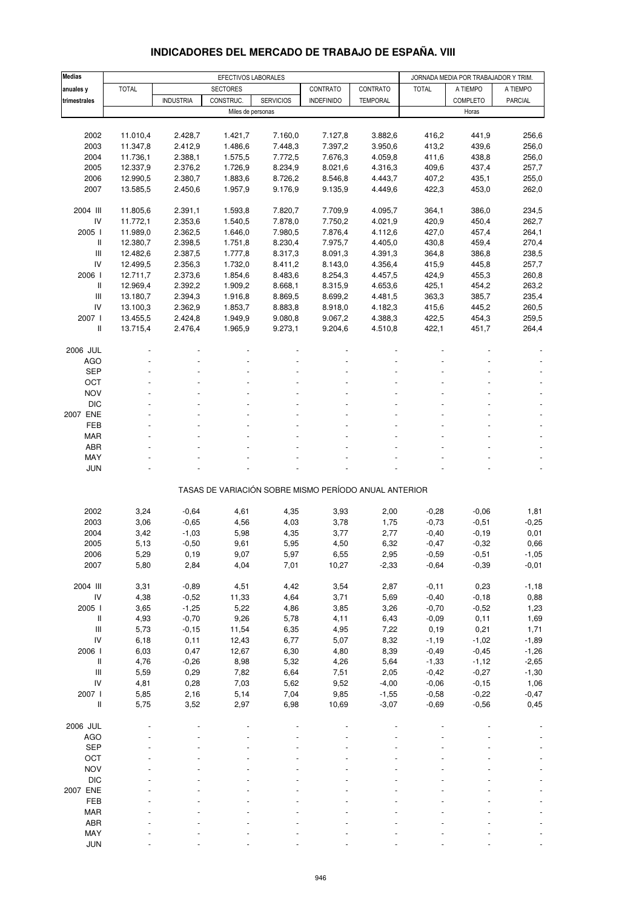# INDICADORES DEL MERCADO DE TRABAJO DE ESPAÑA. VIII

| Medias anuales y trimestrales | EFECTIVOS LABORALES | | | | | | JORNADA MEDIA POR TRABAJADOR Y TRIM. | | |
|---|---|---|---|---|---|---|---|---|---|
| | TOTAL | SECTORES | | | CONTRATO | CONTRATO | TOTAL | A TIEMPO | A TIEMPO |
| | | INDUSTRIA | CONSTRUC. | SERVICIOS | INDEFINIDO | TEMPORAL | | COMPLETO | PARCIAL |
| | Miles de personas | | | | | | Horas | | |
| 2002 | 11.010,4 | 2.428,7 | 1.421,7 | 7.160,0 | 7.127,8 | 3.882,6 | 416,2 | 441,9 | 256,6 |
| 2003 | 11.347,8 | 2.412,9 | 1.486,6 | 7.448,3 | 7.397,2 | 3.950,6 | 413,2 | 439,6 | 256,0 |
| 2004 | 11.736,1 | 2.388,1 | 1.575,5 | 7.772,5 | 7.676,3 | 4.059,8 | 411,6 | 438,8 | 256,0 |
| 2005 | 12.337,9 | 2.376,2 | 1.726,9 | 8.234,9 | 8.021,6 | 4.316,3 | 409,6 | 437,4 | 257,7 |
| 2006 | 12.990,5 | 2.380,7 | 1.883,6 | 8.726,2 | 8.546,8 | 4.443,7 | 407,2 | 435,1 | 255,0 |
| 2007 | 13.585,5 | 2.450,6 | 1.957,9 | 9.176,9 | 9.135,9 | 4.449,6 | 422,3 | 453,0 | 262,0 |
| 2004 III | 11.805,6 | 2.391,1 | 1.593,8 | 7.820,7 | 7.709,9 | 4.095,7 | 364,1 | 386,0 | 234,5 |
| IV | 11.772,1 | 2.353,6 | 1.540,5 | 7.878,0 | 7.750,2 | 4.021,9 | 420,9 | 450,4 | 262,7 |
| 2005 I | 11.989,0 | 2.362,5 | 1.646,0 | 7.980,5 | 7.876,4 | 4.112,6 | 427,0 | 457,4 | 264,1 |
| II | 12.380,7 | 2.398,5 | 1.751,8 | 8.230,4 | 7.975,7 | 4.405,0 | 430,8 | 459,4 | 270,4 |
| III | 12.482,6 | 2.387,5 | 1.777,8 | 8.317,3 | 8.091,3 | 4.391,3 | 364,8 | 386,8 | 238,5 |
| IV | 12.499,5 | 2.356,3 | 1.732,0 | 8.411,2 | 8.143,0 | 4.356,4 | 415,9 | 445,8 | 257,7 |
| 2006 I | 12.711,7 | 2.373,6 | 1.854,6 | 8.483,6 | 8.254,3 | 4.457,5 | 424,9 | 455,3 | 260,8 |
| II | 12.969,4 | 2.392,2 | 1.909,2 | 8.668,1 | 8.315,9 | 4.653,6 | 425,1 | 454,2 | 263,2 |
| III | 13.180,7 | 2.394,3 | 1.916,8 | 8.869,5 | 8.699,2 | 4.481,5 | 363,3 | 385,7 | 235,4 |
| IV | 13.100,3 | 2.362,9 | 1.853,7 | 8.883,8 | 8.918,0 | 4.182,3 | 415,6 | 445,2 | 260,5 |
| 2007 I | 13.455,5 | 2.424,8 | 1.949,9 | 9.080,8 | 9.067,2 | 4.388,3 | 422,5 | 454,3 | 259,5 |
| II | 13.715,4 | 2.476,4 | 1.965,9 | 9.273,1 | 9.204,6 | 4.510,8 | 422,1 | 451,7 | 264,4 |
| 2006 JUL | - | - | - | - | - | - | - | - | - |
| AGO | - | - | - | - | - | - | - | - | - |
| SEP | - | - | - | - | - | - | - | - | - |
| OCT | - | - | - | - | - | - | - | - | - |
| NOV | - | - | - | - | - | - | - | - | - |
| DIC | - | - | - | - | - | - | - | - | - |
| 2007 ENE | - | - | - | - | - | - | - | - | - |
| FEB | - | - | - | - | - | - | - | - | - |
| MAR | - | - | - | - | - | - | - | - | - |
| ABR | - | - | - | - | - | - | - | - | - |
| MAY | - | - | - | - | - | - | - | - | - |
| JUN | - | - | - | - | - | - | - | - | - |

TASAS DE VARIACIÓN SOBRE MISMO PERÍODO ANUAL ANTERIOR

| | | | | | | | | | |
|---|---|---|---|---|---|---|---|---|---|
| 2002 | 3,24 | -0,64 | 4,61 | 4,35 | 3,93 | 2,00 | -0,28 | -0,06 | 1,81 |
| 2003 | 3,06 | -0,65 | 4,56 | 4,03 | 3,78 | 1,75 | -0,73 | -0,51 | -0,25 |
| 2004 | 3,42 | -1,03 | 5,98 | 4,35 | 3,77 | 2,77 | -0,40 | -0,19 | 0,01 |
| 2005 | 5,13 | -0,50 | 9,61 | 5,95 | 4,50 | 6,32 | -0,47 | -0,32 | 0,66 |
| 2006 | 5,29 | 0,19 | 9,07 | 5,97 | 6,55 | 2,95 | -0,59 | -0,51 | -1,05 |
| 2007 | 5,80 | 2,84 | 4,04 | 7,01 | 10,27 | -2,33 | -0,64 | -0,39 | -0,01 |
| 2004 III | 3,31 | -0,89 | 4,51 | 4,42 | 3,54 | 2,87 | -0,11 | 0,23 | -1,18 |
| IV | 4,38 | -0,52 | 11,33 | 4,64 | 3,71 | 5,69 | -0,40 | -0,18 | 0,88 |
| 2005 I | 3,65 | -1,25 | 5,22 | 4,86 | 3,85 | 3,26 | -0,70 | -0,52 | 1,23 |
| II | 4,93 | -0,70 | 9,26 | 5,78 | 4,11 | 6,43 | -0,09 | 0,11 | 1,69 |
| III | 5,73 | -0,15 | 11,54 | 6,35 | 4,95 | 7,22 | 0,19 | 0,21 | 1,71 |
| IV | 6,18 | 0,11 | 12,43 | 6,77 | 5,07 | 8,32 | -1,19 | -1,02 | -1,89 |
| 2006 I | 6,03 | 0,47 | 12,67 | 6,30 | 4,80 | 8,39 | -0,49 | -0,45 | -1,26 |
| II | 4,76 | -0,26 | 8,98 | 5,32 | 4,26 | 5,64 | -1,33 | -1,12 | -2,65 |
| III | 5,59 | 0,29 | 7,82 | 6,64 | 7,51 | 2,05 | -0,42 | -0,27 | -1,30 |
| IV | 4,81 | 0,28 | 7,03 | 5,62 | 9,52 | -4,00 | -0,06 | -0,15 | 1,06 |
| 2007 I | 5,85 | 2,16 | 5,14 | 7,04 | 9,85 | -1,55 | -0,58 | -0,22 | -0,47 |
| II | 5,75 | 3,52 | 2,97 | 6,98 | 10,69 | -3,07 | -0,69 | -0,56 | 0,45 |
| 2006 JUL | - | - | - | - | - | - | - | - | - |
| AGO | - | - | - | - | - | - | - | - | - |
| SEP | - | - | - | - | - | - | - | - | - |
| OCT | - | - | - | - | - | - | - | - | - |
| NOV | - | - | - | - | - | - | - | - | - |
| DIC | - | - | - | - | - | - | - | - | - |
| 2007 ENE | - | - | - | - | - | - | - | - | - |
| FEB | - | - | - | - | - | - | - | - | - |
| MAR | - | - | - | - | - | - | - | - | - |
| ABR | - | - | - | - | - | - | - | - | - |
| MAY | - | - | - | - | - | - | - | - | - |
| JUN | - | - | - | - | - | - | - | - | - |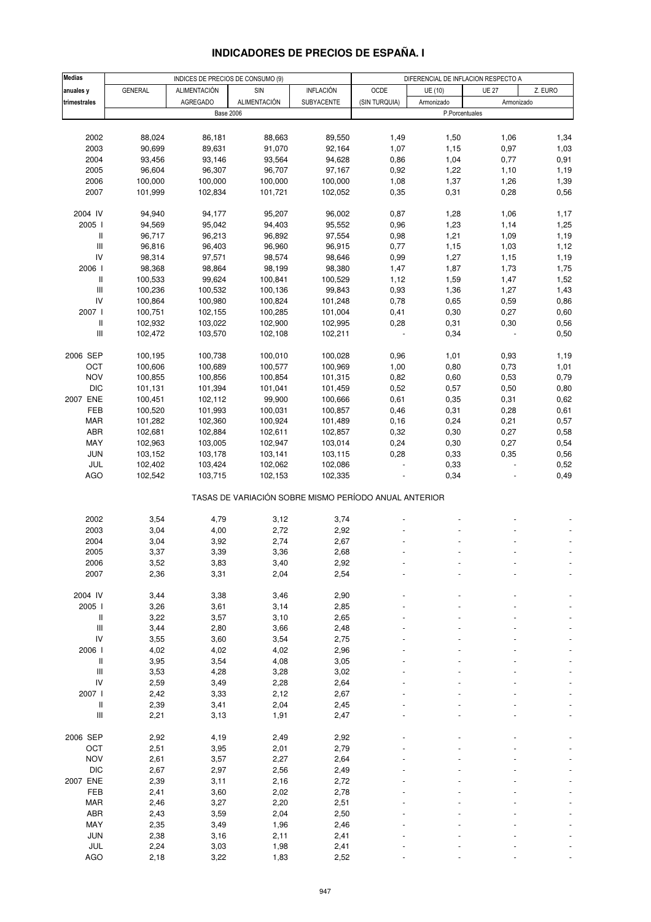# INDICADORES DE PRECIOS DE ESPAÑA. I

| Medias anuales y trimestrales | INDICES DE PRECIOS DE CONSUMO (9) | | | | DIFERENCIAL DE INFLACION RESPECTO A | | | |
|---|---|---|---|---|---|---|---|---|
| | GENERAL | ALIMENTACIÓN AGREGADO | SIN ALIMENTACIÓN | INFLACIÓN SUBYACENTE | OCDE (SIN TURQUIA) | UE (10) Armonizado | UE 27 Armonizado | Z. EURO |
| | Base 2006 | | | | P.Porcentuales | | | |
| 2002 | 88,024 | 86,181 | 88,663 | 89,550 | 1,49 | 1,50 | 1,06 | 1,34 |
| 2003 | 90,699 | 89,631 | 91,070 | 92,164 | 1,07 | 1,15 | 0,97 | 1,03 |
| 2004 | 93,456 | 93,146 | 93,564 | 94,628 | 0,86 | 1,04 | 0,77 | 0,91 |
| 2005 | 96,604 | 96,307 | 96,707 | 97,167 | 0,92 | 1,22 | 1,10 | 1,19 |
| 2006 | 100,000 | 100,000 | 100,000 | 100,000 | 1,08 | 1,37 | 1,26 | 1,39 |
| 2007 | 101,999 | 102,834 | 101,721 | 102,052 | 0,35 | 0,31 | 0,28 | 0,56 |
| 2004 IV | 94,940 | 94,177 | 95,207 | 96,002 | 0,87 | 1,28 | 1,06 | 1,17 |
| 2005 I | 94,569 | 95,042 | 94,403 | 95,552 | 0,96 | 1,23 | 1,14 | 1,25 |
| II | 96,717 | 96,213 | 96,892 | 97,554 | 0,98 | 1,21 | 1,09 | 1,19 |
| III | 96,816 | 96,403 | 96,960 | 96,915 | 0,77 | 1,15 | 1,03 | 1,12 |
| IV | 98,314 | 97,571 | 98,574 | 98,646 | 0,99 | 1,27 | 1,15 | 1,19 |
| 2006 I | 98,368 | 98,864 | 98,199 | 98,380 | 1,47 | 1,87 | 1,73 | 1,75 |
| II | 100,533 | 99,624 | 100,841 | 100,529 | 1,12 | 1,59 | 1,47 | 1,52 |
| III | 100,236 | 100,532 | 100,136 | 99,843 | 0,93 | 1,36 | 1,27 | 1,43 |
| IV | 100,864 | 100,980 | 100,824 | 101,248 | 0,78 | 0,65 | 0,59 | 0,86 |
| 2007 I | 100,751 | 102,155 | 100,285 | 101,004 | 0,41 | 0,30 | 0,27 | 0,60 |
| II | 102,932 | 103,022 | 102,900 | 102,995 | 0,28 | 0,31 | 0,30 | 0,56 |
| III | 102,472 | 103,570 | 102,108 | 102,211 | - | 0,34 | - | 0,50 |
| 2006 SEP | 100,195 | 100,738 | 100,010 | 100,028 | 0,96 | 1,01 | 0,93 | 1,19 |
| OCT | 100,606 | 100,689 | 100,577 | 100,969 | 1,00 | 0,80 | 0,73 | 1,01 |
| NOV | 100,855 | 100,856 | 100,854 | 101,315 | 0,82 | 0,60 | 0,53 | 0,79 |
| DIC | 101,131 | 101,394 | 101,041 | 101,459 | 0,52 | 0,57 | 0,50 | 0,80 |
| 2007 ENE | 100,451 | 102,112 | 99,900 | 100,666 | 0,61 | 0,35 | 0,31 | 0,62 |
| FEB | 100,520 | 101,993 | 100,031 | 100,857 | 0,46 | 0,31 | 0,28 | 0,61 |
| MAR | 101,282 | 102,360 | 100,924 | 101,489 | 0,16 | 0,24 | 0,21 | 0,57 |
| ABR | 102,681 | 102,884 | 102,611 | 102,857 | 0,32 | 0,30 | 0,27 | 0,58 |
| MAY | 102,963 | 103,005 | 102,947 | 103,014 | 0,24 | 0,30 | 0,27 | 0,54 |
| JUN | 103,152 | 103,178 | 103,141 | 103,115 | 0,28 | 0,33 | 0,35 | 0,56 |
| JUL | 102,402 | 103,424 | 102,062 | 102,086 | - | 0,33 | - | 0,52 |
| AGO | 102,542 | 103,715 | 102,153 | 102,335 | - | 0,34 | - | 0,49 |

TASAS DE VARIACIÓN SOBRE MISMO PERÍODO ANUAL ANTERIOR

| | GENERAL | ALIMENTACIÓN AGREGADO | SIN ALIMENTACIÓN | INFLACIÓN SUBYACENTE | OCDE (SIN TURQUIA) | UE (10) Armonizado | UE 27 Armonizado | Z. EURO |
|---|---|---|---|---|---|---|---|---|
| 2002 | 3,54 | 4,79 | 3,12 | 3,74 | - | - | - | - |
| 2003 | 3,04 | 4,00 | 2,72 | 2,92 | - | - | - | - |
| 2004 | 3,04 | 3,92 | 2,74 | 2,67 | - | - | - | - |
| 2005 | 3,37 | 3,39 | 3,36 | 2,68 | - | - | - | - |
| 2006 | 3,52 | 3,83 | 3,40 | 2,92 | - | - | - | - |
| 2007 | 2,36 | 3,31 | 2,04 | 2,54 | - | - | - | - |
| 2004 IV | 3,44 | 3,38 | 3,46 | 2,90 | - | - | - | - |
| 2005 I | 3,26 | 3,61 | 3,14 | 2,85 | - | - | - | - |
| II | 3,22 | 3,57 | 3,10 | 2,65 | - | - | - | - |
| III | 3,44 | 2,80 | 3,66 | 2,48 | - | - | - | - |
| IV | 3,55 | 3,60 | 3,54 | 2,75 | - | - | - | - |
| 2006 I | 4,02 | 4,02 | 4,02 | 2,96 | - | - | - | - |
| II | 3,95 | 3,54 | 4,08 | 3,05 | - | - | - | - |
| III | 3,53 | 4,28 | 3,28 | 3,02 | - | - | - | - |
| IV | 2,59 | 3,49 | 2,28 | 2,64 | - | - | - | - |
| 2007 I | 2,42 | 3,33 | 2,12 | 2,67 | - | - | - | - |
| II | 2,39 | 3,41 | 2,04 | 2,45 | - | - | - | - |
| III | 2,21 | 3,13 | 1,91 | 2,47 | - | - | - | - |
| 2006 SEP | 2,92 | 4,19 | 2,49 | 2,92 | - | - | - | - |
| OCT | 2,51 | 3,95 | 2,01 | 2,79 | - | - | - | - |
| NOV | 2,61 | 3,57 | 2,27 | 2,64 | - | - | - | - |
| DIC | 2,67 | 2,97 | 2,56 | 2,49 | - | - | - | - |
| 2007 ENE | 2,39 | 3,11 | 2,16 | 2,72 | - | - | - | - |
| FEB | 2,41 | 3,60 | 2,02 | 2,78 | - | - | - | - |
| MAR | 2,46 | 3,27 | 2,20 | 2,51 | - | - | - | - |
| ABR | 2,43 | 3,59 | 2,04 | 2,50 | - | - | - | - |
| MAY | 2,35 | 3,49 | 1,96 | 2,46 | - | - | - | - |
| JUN | 2,38 | 3,16 | 2,11 | 2,41 | - | - | - | - |
| JUL | 2,24 | 3,03 | 1,98 | 2,41 | - | - | - | - |
| AGO | 2,18 | 3,22 | 1,83 | 2,52 | - | - | - | - |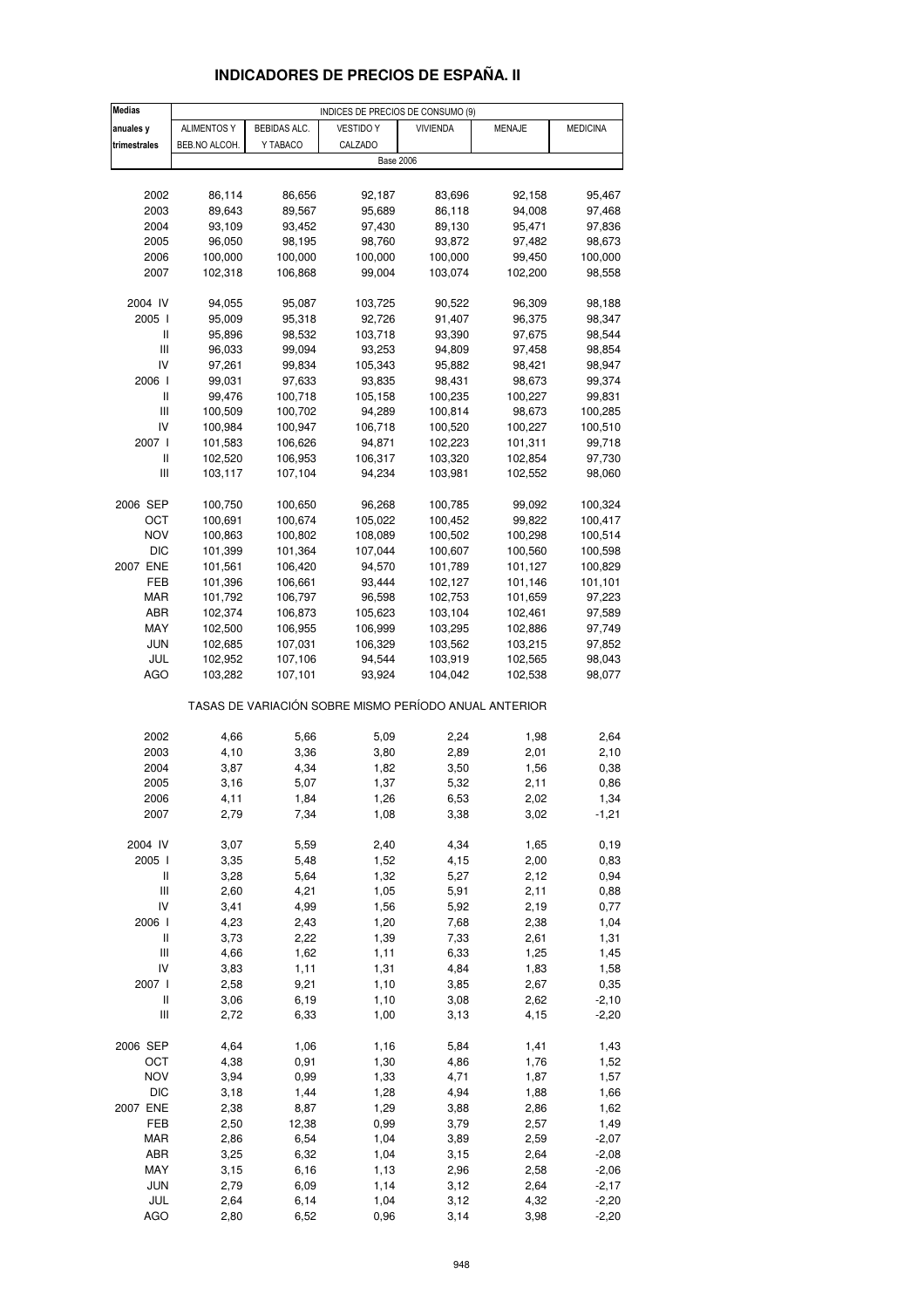# INDICADORES DE PRECIOS DE ESPAÑA. II

| Medias anuales y trimestrales | INDICES DE PRECIOS DE CONSUMO (9) | | | | | |
|---|---|---|---|---|---|---|
| | ALIMENTOS Y BEB.NO ALCOH. | BEBIDAS ALC. Y TABACO | VESTIDO Y CALZADO | VIVIENDA | MENAJE | MEDICINA |
| | Base 2006 | | | | | |
| 2002 | 86,114 | 86,656 | 92,187 | 83,696 | 92,158 | 95,467 |
| 2003 | 89,643 | 89,567 | 95,689 | 86,118 | 94,008 | 97,468 |
| 2004 | 93,109 | 93,452 | 97,430 | 89,130 | 95,471 | 97,836 |
| 2005 | 96,050 | 98,195 | 98,760 | 93,872 | 97,482 | 98,673 |
| 2006 | 100,000 | 100,000 | 100,000 | 100,000 | 99,450 | 100,000 |
| 2007 | 102,318 | 106,868 | 99,004 | 103,074 | 102,200 | 98,558 |
| 2004 IV | 94,055 | 95,087 | 103,725 | 90,522 | 96,309 | 98,188 |
| 2005 I | 95,009 | 95,318 | 92,726 | 91,407 | 96,375 | 98,347 |
| II | 95,896 | 98,532 | 103,718 | 93,390 | 97,675 | 98,544 |
| III | 96,033 | 99,094 | 93,253 | 94,809 | 97,458 | 98,854 |
| IV | 97,261 | 99,834 | 105,343 | 95,882 | 98,421 | 98,947 |
| 2006 I | 99,031 | 97,633 | 93,835 | 98,431 | 98,673 | 99,374 |
| II | 99,476 | 100,718 | 105,158 | 100,235 | 100,227 | 99,831 |
| III | 100,509 | 100,702 | 94,289 | 100,814 | 98,673 | 100,285 |
| IV | 100,984 | 100,947 | 106,718 | 100,520 | 100,227 | 100,510 |
| 2007 I | 101,583 | 106,626 | 94,871 | 102,223 | 101,311 | 99,718 |
| II | 102,520 | 106,953 | 106,317 | 103,320 | 102,854 | 97,730 |
| III | 103,117 | 107,104 | 94,234 | 103,981 | 102,552 | 98,060 |
| 2006 SEP | 100,750 | 100,650 | 96,268 | 100,785 | 99,092 | 100,324 |
| OCT | 100,691 | 100,674 | 105,022 | 100,452 | 99,822 | 100,417 |
| NOV | 100,863 | 100,802 | 108,089 | 100,502 | 100,298 | 100,514 |
| DIC | 101,399 | 101,364 | 107,044 | 100,607 | 100,560 | 100,598 |
| 2007 ENE | 101,561 | 106,420 | 94,570 | 101,789 | 101,127 | 100,829 |
| FEB | 101,396 | 106,661 | 93,444 | 102,127 | 101,146 | 101,101 |
| MAR | 101,792 | 106,797 | 96,598 | 102,753 | 101,659 | 97,223 |
| ABR | 102,374 | 106,873 | 105,623 | 103,104 | 102,461 | 97,589 |
| MAY | 102,500 | 106,955 | 106,999 | 103,295 | 102,886 | 97,749 |
| JUN | 102,685 | 107,031 | 106,329 | 103,562 | 103,215 | 97,852 |
| JUL | 102,952 | 107,106 | 94,544 | 103,919 | 102,565 | 98,043 |
| AGO | 103,282 | 107,101 | 93,924 | 104,042 | 102,538 | 98,077 |
| | TASAS DE VARIACIÓN SOBRE MISMO PERÍODO ANUAL ANTERIOR | | | | | |
| 2002 | 4,66 | 5,66 | 5,09 | 2,24 | 1,98 | 2,64 |
| 2003 | 4,10 | 3,36 | 3,80 | 2,89 | 2,01 | 2,10 |
| 2004 | 3,87 | 4,34 | 1,82 | 3,50 | 1,56 | 0,38 |
| 2005 | 3,16 | 5,07 | 1,37 | 5,32 | 2,11 | 0,86 |
| 2006 | 4,11 | 1,84 | 1,26 | 6,53 | 2,02 | 1,34 |
| 2007 | 2,79 | 7,34 | 1,08 | 3,38 | 3,02 | -1,21 |
| 2004 IV | 3,07 | 5,59 | 2,40 | 4,34 | 1,65 | 0,19 |
| 2005 I | 3,35 | 5,48 | 1,52 | 4,15 | 2,00 | 0,83 |
| II | 3,28 | 5,64 | 1,32 | 5,27 | 2,12 | 0,94 |
| III | 2,60 | 4,21 | 1,05 | 5,91 | 2,11 | 0,88 |
| IV | 3,41 | 4,99 | 1,56 | 5,92 | 2,19 | 0,77 |
| 2006 I | 4,23 | 2,43 | 1,20 | 7,68 | 2,38 | 1,04 |
| II | 3,73 | 2,22 | 1,39 | 7,33 | 2,61 | 1,31 |
| III | 4,66 | 1,62 | 1,11 | 6,33 | 1,25 | 1,45 |
| IV | 3,83 | 1,11 | 1,31 | 4,84 | 1,83 | 1,58 |
| 2007 I | 2,58 | 9,21 | 1,10 | 3,85 | 2,67 | 0,35 |
| II | 3,06 | 6,19 | 1,10 | 3,08 | 2,62 | -2,10 |
| III | 2,72 | 6,33 | 1,00 | 3,13 | 4,15 | -2,20 |
| 2006 SEP | 4,64 | 1,06 | 1,16 | 5,84 | 1,41 | 1,43 |
| OCT | 4,38 | 0,91 | 1,30 | 4,86 | 1,76 | 1,52 |
| NOV | 3,94 | 0,99 | 1,33 | 4,71 | 1,87 | 1,57 |
| DIC | 3,18 | 1,44 | 1,28 | 4,94 | 1,88 | 1,66 |
| 2007 ENE | 2,38 | 8,87 | 1,29 | 3,88 | 2,86 | 1,62 |
| FEB | 2,50 | 12,38 | 0,99 | 3,79 | 2,57 | 1,49 |
| MAR | 2,86 | 6,54 | 1,04 | 3,89 | 2,59 | -2,07 |
| ABR | 3,25 | 6,32 | 1,04 | 3,15 | 2,64 | -2,08 |
| MAY | 3,15 | 6,16 | 1,13 | 2,96 | 2,58 | -2,06 |
| JUN | 2,79 | 6,09 | 1,14 | 3,12 | 2,64 | -2,17 |
| JUL | 2,64 | 6,14 | 1,04 | 3,12 | 4,32 | -2,20 |
| AGO | 2,80 | 6,52 | 0,96 | 3,14 | 3,98 | -2,20 |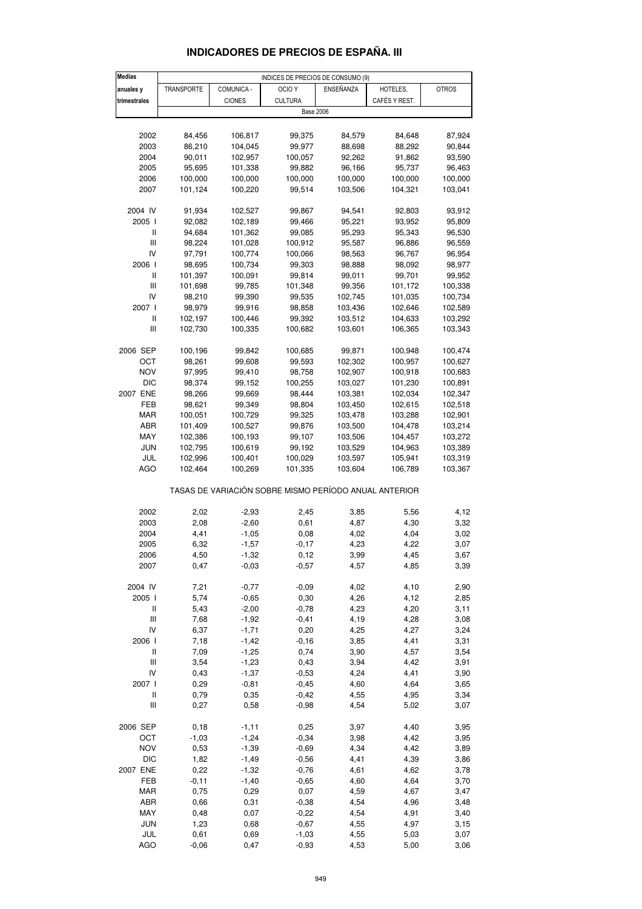# INDICADORES DE PRECIOS DE ESPAÑA. III

| Medias anuales y trimestrales | INDICES DE PRECIOS DE CONSUMO (9) | | | | | |
|---|---|---|---|---|---|---|
| | TRANSPORTE | COMUNICA - CIONES | OCIO Y CULTURA | ENSEÑANZA | HOTELES, CAFÉS Y REST. | OTROS |
| | Base 2006 | | | | | |
| 2002 | 84,456 | 106,817 | 99,375 | 84,579 | 84,648 | 87,924 |
| 2003 | 86,210 | 104,045 | 99,977 | 88,698 | 88,292 | 90,844 |
| 2004 | 90,011 | 102,957 | 100,057 | 92,262 | 91,862 | 93,590 |
| 2005 | 95,695 | 101,338 | 99,882 | 96,166 | 95,737 | 96,463 |
| 2006 | 100,000 | 100,000 | 100,000 | 100,000 | 100,000 | 100,000 |
| 2007 | 101,124 | 100,220 | 99,514 | 103,506 | 104,321 | 103,041 |
| 2004 IV | 91,934 | 102,527 | 99,867 | 94,541 | 92,803 | 93,912 |
| 2005 I | 92,082 | 102,189 | 99,466 | 95,221 | 93,952 | 95,809 |
| II | 94,684 | 101,362 | 99,085 | 95,293 | 95,343 | 96,530 |
| III | 98,224 | 101,028 | 100,912 | 95,587 | 96,886 | 96,559 |
| IV | 97,791 | 100,774 | 100,066 | 98,563 | 96,767 | 96,954 |
| 2006 I | 98,695 | 100,734 | 99,303 | 98,888 | 98,092 | 98,977 |
| II | 101,397 | 100,091 | 99,814 | 99,011 | 99,701 | 99,952 |
| III | 101,698 | 99,785 | 101,348 | 99,356 | 101,172 | 100,338 |
| IV | 98,210 | 99,390 | 99,535 | 102,745 | 101,035 | 100,734 |
| 2007 I | 98,979 | 99,916 | 98,858 | 103,436 | 102,646 | 102,589 |
| II | 102,197 | 100,446 | 99,392 | 103,512 | 104,633 | 103,292 |
| III | 102,730 | 100,335 | 100,682 | 103,601 | 106,365 | 103,343 |
| 2006 SEP | 100,196 | 99,842 | 100,685 | 99,871 | 100,948 | 100,474 |
| OCT | 98,261 | 99,608 | 99,593 | 102,302 | 100,957 | 100,627 |
| NOV | 97,995 | 99,410 | 98,758 | 102,907 | 100,918 | 100,683 |
| DIC | 98,374 | 99,152 | 100,255 | 103,027 | 101,230 | 100,891 |
| 2007 ENE | 98,266 | 99,669 | 98,444 | 103,381 | 102,034 | 102,347 |
| FEB | 98,621 | 99,349 | 98,804 | 103,450 | 102,615 | 102,518 |
| MAR | 100,051 | 100,729 | 99,325 | 103,478 | 103,288 | 102,901 |
| ABR | 101,409 | 100,527 | 99,876 | 103,500 | 104,478 | 103,214 |
| MAY | 102,386 | 100,193 | 99,107 | 103,506 | 104,457 | 103,272 |
| JUN | 102,795 | 100,619 | 99,192 | 103,529 | 104,963 | 103,389 |
| JUL | 102,996 | 100,401 | 100,029 | 103,597 | 105,941 | 103,319 |
| AGO | 102,464 | 100,269 | 101,335 | 103,604 | 106,789 | 103,367 |
| | TASAS DE VARIACIÓN SOBRE MISMO PERÍODO ANUAL ANTERIOR | | | | | |
| 2002 | 2,02 | -2,93 | 2,45 | 3,85 | 5,56 | 4,12 |
| 2003 | 2,08 | -2,60 | 0,61 | 4,87 | 4,30 | 3,32 |
| 2004 | 4,41 | -1,05 | 0,08 | 4,02 | 4,04 | 3,02 |
| 2005 | 6,32 | -1,57 | -0,17 | 4,23 | 4,22 | 3,07 |
| 2006 | 4,50 | -1,32 | 0,12 | 3,99 | 4,45 | 3,67 |
| 2007 | 0,47 | -0,03 | -0,57 | 4,57 | 4,85 | 3,39 |
| 2004 IV | 7,21 | -0,77 | -0,09 | 4,02 | 4,10 | 2,90 |
| 2005 I | 5,74 | -0,65 | 0,30 | 4,26 | 4,12 | 2,85 |
| II | 5,43 | -2,00 | -0,78 | 4,23 | 4,20 | 3,11 |
| III | 7,68 | -1,92 | -0,41 | 4,19 | 4,28 | 3,08 |
| IV | 6,37 | -1,71 | 0,20 | 4,25 | 4,27 | 3,24 |
| 2006 I | 7,18 | -1,42 | -0,16 | 3,85 | 4,41 | 3,31 |
| II | 7,09 | -1,25 | 0,74 | 3,90 | 4,57 | 3,54 |
| III | 3,54 | -1,23 | 0,43 | 3,94 | 4,42 | 3,91 |
| IV | 0,43 | -1,37 | -0,53 | 4,24 | 4,41 | 3,90 |
| 2007 I | 0,29 | -0,81 | -0,45 | 4,60 | 4,64 | 3,65 |
| II | 0,79 | 0,35 | -0,42 | 4,55 | 4,95 | 3,34 |
| III | 0,27 | 0,58 | -0,98 | 4,54 | 5,02 | 3,07 |
| 2006 SEP | 0,18 | -1,11 | 0,25 | 3,97 | 4,40 | 3,95 |
| OCT | -1,03 | -1,24 | -0,34 | 3,98 | 4,42 | 3,95 |
| NOV | 0,53 | -1,39 | -0,69 | 4,34 | 4,42 | 3,89 |
| DIC | 1,82 | -1,49 | -0,56 | 4,41 | 4,39 | 3,86 |
| 2007 ENE | 0,22 | -1,32 | -0,76 | 4,61 | 4,62 | 3,78 |
| FEB | -0,11 | -1,40 | -0,65 | 4,60 | 4,64 | 3,70 |
| MAR | 0,75 | 0,29 | 0,07 | 4,59 | 4,67 | 3,47 |
| ABR | 0,66 | 0,31 | -0,38 | 4,54 | 4,96 | 3,48 |
| MAY | 0,48 | 0,07 | -0,22 | 4,54 | 4,91 | 3,40 |
| JUN | 1,23 | 0,68 | -0,67 | 4,55 | 4,97 | 3,15 |
| JUL | 0,61 | 0,69 | -1,03 | 4,55 | 5,03 | 3,07 |
| AGO | -0,06 | 0,47 | -0,93 | 4,53 | 5,00 | 3,06 |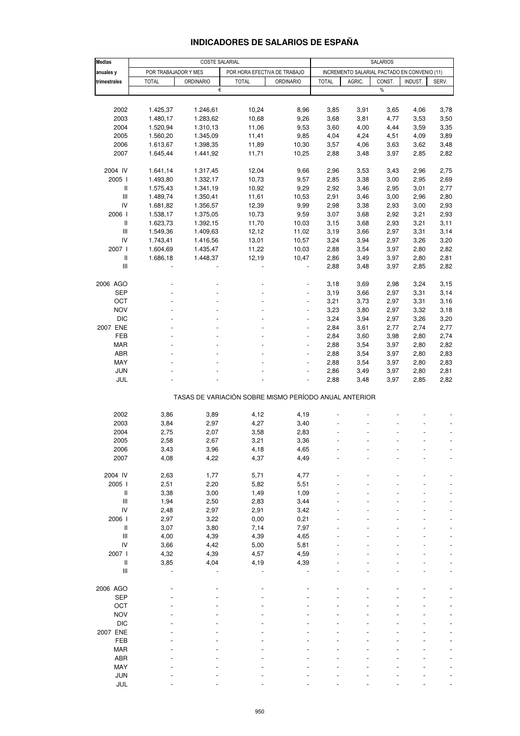# INDICADORES DE SALARIOS DE ESPAÑA

| Medias anuales y trimestrales | COSTE SALARIAL | | | | SALARIOS | | | | |
|---|---|---|---|---|---|---|---|---|---|
| | POR TRABAJADOR Y MES | | POR HORA EFECTIVA DE TRABAJO | | INCREMENTO SALARIAL PACTADO EN CONVENIO (11) | | | | |
| | TOTAL | ORDINARIO | TOTAL | ORDINARIO | TOTAL | AGRIC. | CONST. | INDUST. | SERV. |
| | € | | | | % | | | | |
| 2002 | 1.425,37 | 1.246,61 | 10,24 | 8,96 | 3,85 | 3,91 | 3,65 | 4,06 | 3,78 |
| 2003 | 1.480,17 | 1.283,62 | 10,68 | 9,26 | 3,68 | 3,81 | 4,77 | 3,53 | 3,50 |
| 2004 | 1.520,94 | 1.310,13 | 11,06 | 9,53 | 3,60 | 4,00 | 4,44 | 3,59 | 3,35 |
| 2005 | 1.560,20 | 1.345,09 | 11,41 | 9,85 | 4,04 | 4,24 | 4,51 | 4,09 | 3,89 |
| 2006 | 1.613,67 | 1.398,35 | 11,89 | 10,30 | 3,57 | 4,06 | 3,63 | 3,62 | 3,48 |
| 2007 | 1.645,44 | 1.441,92 | 11,71 | 10,25 | 2,88 | 3,48 | 3,97 | 2,85 | 2,82 |
| 2004 IV | 1.641,14 | 1.317,45 | 12,04 | 9,66 | 2,96 | 3,53 | 3,43 | 2,96 | 2,75 |
| 2005 I | 1.493,80 | 1.332,17 | 10,73 | 9,57 | 2,85 | 3,38 | 3,00 | 2,95 | 2,69 |
| II | 1.575,43 | 1.341,19 | 10,92 | 9,29 | 2,92 | 3,46 | 2,95 | 3,01 | 2,77 |
| III | 1.489,74 | 1.350,41 | 11,61 | 10,53 | 2,91 | 3,46 | 3,00 | 2,96 | 2,80 |
| IV | 1.681,82 | 1.356,57 | 12,39 | 9,99 | 2,98 | 3,38 | 2,93 | 3,00 | 2,93 |
| 2006 I | 1.538,17 | 1.375,05 | 10,73 | 9,59 | 3,07 | 3,68 | 2,92 | 3,21 | 2,93 |
| II | 1.623,73 | 1.392,15 | 11,70 | 10,03 | 3,15 | 3,68 | 2,93 | 3,21 | 3,11 |
| III | 1.549,36 | 1.409,63 | 12,12 | 11,02 | 3,19 | 3,66 | 2,97 | 3,31 | 3,14 |
| IV | 1.743,41 | 1.416,56 | 13,01 | 10,57 | 3,24 | 3,94 | 2,97 | 3,26 | 3,20 |
| 2007 I | 1.604,69 | 1.435,47 | 11,22 | 10,03 | 2,88 | 3,54 | 3,97 | 2,80 | 2,82 |
| II | 1.686,18 | 1.448,37 | 12,19 | 10,47 | 2,86 | 3,49 | 3,97 | 2,80 | 2,81 |
| III | - | - | - | - | 2,88 | 3,48 | 3,97 | 2,85 | 2,82 |
| 2006 AGO | - | - | - | - | 3,18 | 3,69 | 2,98 | 3,24 | 3,15 |
| SEP | - | - | - | - | 3,19 | 3,66 | 2,97 | 3,31 | 3,14 |
| OCT | - | - | - | - | 3,21 | 3,73 | 2,97 | 3,31 | 3,16 |
| NOV | - | - | - | - | 3,23 | 3,80 | 2,97 | 3,32 | 3,18 |
| DIC | - | - | - | - | 3,24 | 3,94 | 2,97 | 3,26 | 3,20 |
| 2007 ENE | - | - | - | - | 2,84 | 3,61 | 2,77 | 2,74 | 2,77 |
| FEB | - | - | - | - | 2,84 | 3,60 | 3,98 | 2,80 | 2,74 |
| MAR | - | - | - | - | 2,88 | 3,54 | 3,97 | 2,80 | 2,82 |
| ABR | - | - | - | - | 2,88 | 3,54 | 3,97 | 2,80 | 2,83 |
| MAY | - | - | - | - | 2,88 | 3,54 | 3,97 | 2,80 | 2,83 |
| JUN | - | - | - | - | 2,86 | 3,49 | 3,97 | 2,80 | 2,81 |
| JUL | - | - | - | - | 2,88 | 3,48 | 3,97 | 2,85 | 2,82 |
| | TASAS DE VARIACIÓN SOBRE MISMO PERÍODO ANUAL ANTERIOR | | | | | | | | |
| 2002 | 3,86 | 3,89 | 4,12 | 4,19 | - | - | - | - | - |
| 2003 | 3,84 | 2,97 | 4,27 | 3,40 | - | - | - | - | - |
| 2004 | 2,75 | 2,07 | 3,58 | 2,83 | - | - | - | - | - |
| 2005 | 2,58 | 2,67 | 3,21 | 3,36 | - | - | - | - | - |
| 2006 | 3,43 | 3,96 | 4,18 | 4,65 | - | - | - | - | - |
| 2007 | 4,08 | 4,22 | 4,37 | 4,49 | - | - | - | - | - |
| 2004 IV | 2,63 | 1,77 | 5,71 | 4,77 | - | - | - | - | - |
| 2005 I | 2,51 | 2,20 | 5,82 | 5,51 | - | - | - | - | - |
| II | 3,38 | 3,00 | 1,49 | 1,09 | - | - | - | - | - |
| III | 1,94 | 2,50 | 2,83 | 3,44 | - | - | - | - | - |
| IV | 2,48 | 2,97 | 2,91 | 3,42 | - | - | - | - | - |
| 2006 I | 2,97 | 3,22 | 0,00 | 0,21 | - | - | - | - | - |
| II | 3,07 | 3,80 | 7,14 | 7,97 | - | - | - | - | - |
| III | 4,00 | 4,39 | 4,39 | 4,65 | - | - | - | - | - |
| IV | 3,66 | 4,42 | 5,00 | 5,81 | - | - | - | - | - |
| 2007 I | 4,32 | 4,39 | 4,57 | 4,59 | - | - | - | - | - |
| II | 3,85 | 4,04 | 4,19 | 4,39 | - | - | - | - | - |
| III | - | - | - | - | - | - | - | - | - |
| 2006 AGO | - | - | - | - | - | - | - | - | - |
| SEP | - | - | - | - | - | - | - | - | - |
| OCT | - | - | - | - | - | - | - | - | - |
| NOV | - | - | - | - | - | - | - | - | - |
| DIC | - | - | - | - | - | - | - | - | - |
| 2007 ENE | - | - | - | - | - | - | - | - | - |
| FEB | - | - | - | - | - | - | - | - | - |
| MAR | - | - | - | - | - | - | - | - | - |
| ABR | - | - | - | - | - | - | - | - | - |
| MAY | - | - | - | - | - | - | - | - | - |
| JUN | - | - | - | - | - | - | - | - | - |
| JUL | - | - | - | - | - | - | - | - | - |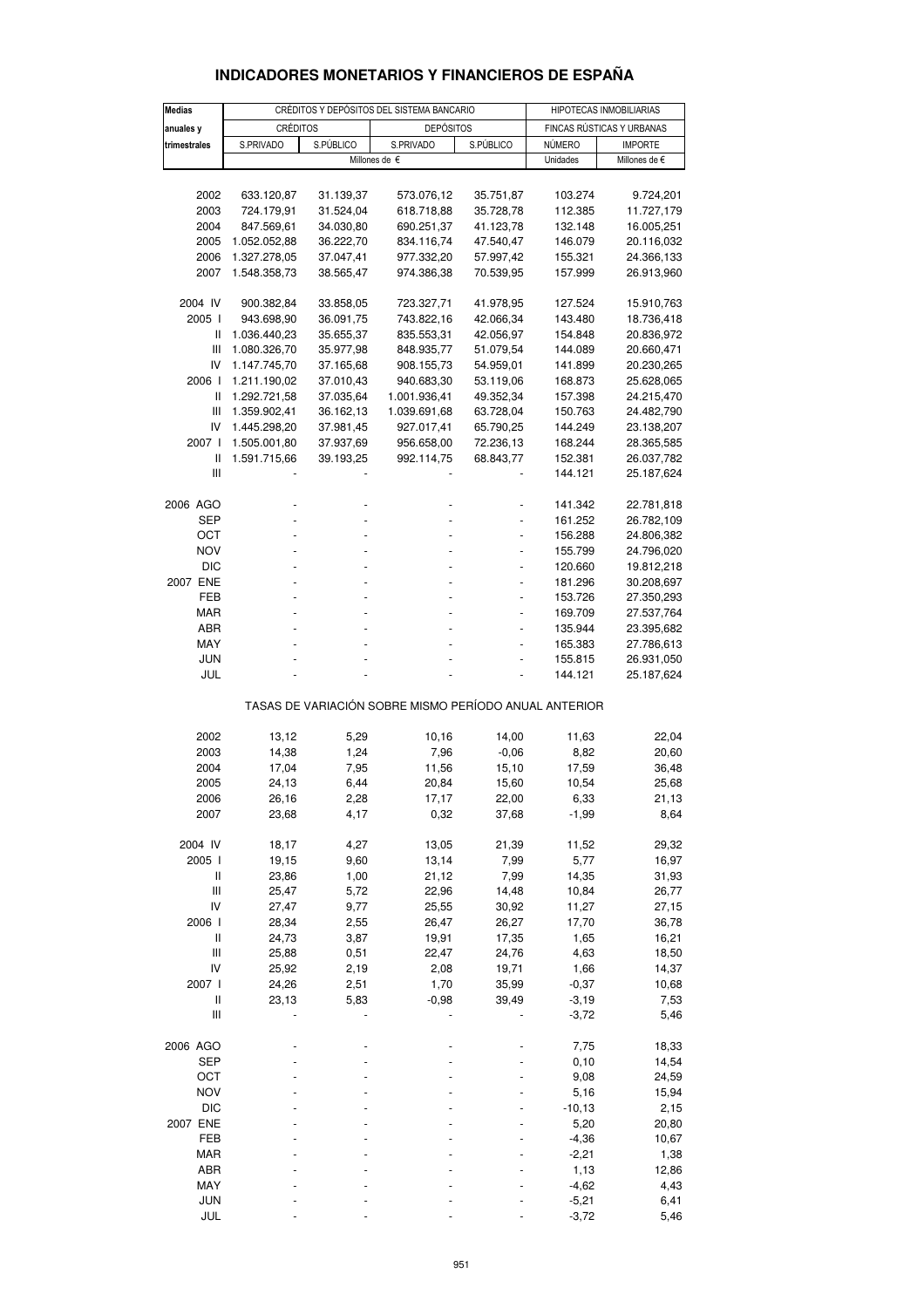## INDICADORES MONETARIOS Y FINANCIEROS DE ESPAÑA

| Medias anuales y trimestrales | CRÉDITOS Y DEPÓSITOS DEL SISTEMA BANCARIO | | | | HIPOTECAS INMOBILIARIAS | |
|---|---|---|---|---|---|---|
| | CRÉDITOS | | DEPÓSITOS | | FINCAS RÚSTICAS Y URBANAS | |
| | S.PRIVADO | S.PÚBLICO | S.PRIVADO | S.PÚBLICO | NÚMERO | IMPORTE |
| | Millones de € | | | | Unidades | Millones de € |
| 2002 | 633.120,87 | 31.139,37 | 573.076,12 | 35.751,87 | 103.274 | 9.724,201 |
| 2003 | 724.179,91 | 31.524,04 | 618.718,88 | 35.728,78 | 112.385 | 11.727,179 |
| 2004 | 847.569,61 | 34.030,80 | 690.251,37 | 41.123,78 | 132.148 | 16.005,251 |
| 2005 | 1.052.052,88 | 36.222,70 | 834.116,74 | 47.540,47 | 146.079 | 20.116,032 |
| 2006 | 1.327.278,05 | 37.047,41 | 977.332,20 | 57.997,42 | 155.321 | 24.366,133 |
| 2007 | 1.548.358,73 | 38.565,47 | 974.386,38 | 70.539,95 | 157.999 | 26.913,960 |
| 2004 IV | 900.382,84 | 33.858,05 | 723.327,71 | 41.978,95 | 127.524 | 15.910,763 |
| 2005 I | 943.698,90 | 36.091,75 | 743.822,16 | 42.066,34 | 143.480 | 18.736,418 |
| II | 1.036.440,23 | 35.655,37 | 835.553,31 | 42.056,97 | 154.848 | 20.836,972 |
| III | 1.080.326,70 | 35.977,98 | 848.935,77 | 51.079,54 | 144.089 | 20.660,471 |
| IV | 1.147.745,70 | 37.165,68 | 908.155,73 | 54.959,01 | 141.899 | 20.230,265 |
| 2006 I | 1.211.190,02 | 37.010,43 | 940.683,30 | 53.119,06 | 168.873 | 25.628,065 |
| II | 1.292.721,58 | 37.035,64 | 1.001.936,41 | 49.352,34 | 157.398 | 24.215,470 |
| III | 1.359.902,41 | 36.162,13 | 1.039.691,68 | 63.728,04 | 150.763 | 24.482,790 |
| IV | 1.445.298,20 | 37.981,45 | 927.017,41 | 65.790,25 | 144.249 | 23.138,207 |
| 2007 I | 1.505.001,80 | 37.937,69 | 956.658,00 | 72.236,13 | 168.244 | 28.365,585 |
| II | 1.591.715,66 | 39.193,25 | 992.114,75 | 68.843,77 | 152.381 | 26.037,782 |
| III | - | - | - | - | 144.121 | 25.187,624 |
| 2006 AGO | - | - | - | - | 141.342 | 22.781,818 |
| SEP | - | - | - | - | 161.252 | 26.782,109 |
| OCT | - | - | - | - | 156.288 | 24.806,382 |
| NOV | - | - | - | - | 155.799 | 24.796,020 |
| DIC | - | - | - | - | 120.660 | 19.812,218 |
| 2007 ENE | - | - | - | - | 181.296 | 30.208,697 |
| FEB | - | - | - | - | 153.726 | 27.350,293 |
| MAR | - | - | - | - | 169.709 | 27.537,764 |
| ABR | - | - | - | - | 135.944 | 23.395,682 |
| MAY | - | - | - | - | 165.383 | 27.786,613 |
| JUN | - | - | - | - | 155.815 | 26.931,050 |
| JUL | - | - | - | - | 144.121 | 25.187,624 |
| TASAS DE VARIACIÓN SOBRE MISMO PERÍODO ANUAL ANTERIOR | | | | | | |
| 2002 | 13,12 | 5,29 | 10,16 | 14,00 | 11,63 | 22,04 |
| 2003 | 14,38 | 1,24 | 7,96 | -0,06 | 8,82 | 20,60 |
| 2004 | 17,04 | 7,95 | 11,56 | 15,10 | 17,59 | 36,48 |
| 2005 | 24,13 | 6,44 | 20,84 | 15,60 | 10,54 | 25,68 |
| 2006 | 26,16 | 2,28 | 17,17 | 22,00 | 6,33 | 21,13 |
| 2007 | 23,68 | 4,17 | 0,32 | 37,68 | -1,99 | 8,64 |
| 2004 IV | 18,17 | 4,27 | 13,05 | 21,39 | 11,52 | 29,32 |
| 2005 I | 19,15 | 9,60 | 13,14 | 7,99 | 5,77 | 16,97 |
| II | 23,86 | 1,00 | 21,12 | 7,99 | 14,35 | 31,93 |
| III | 25,47 | 5,72 | 22,96 | 14,48 | 10,84 | 26,77 |
| IV | 27,47 | 9,77 | 25,55 | 30,92 | 11,27 | 27,15 |
| 2006 I | 28,34 | 2,55 | 26,47 | 26,27 | 17,70 | 36,78 |
| II | 24,73 | 3,87 | 19,91 | 17,35 | 1,65 | 16,21 |
| III | 25,88 | 0,51 | 22,47 | 24,76 | 4,63 | 18,50 |
| IV | 25,92 | 2,19 | 2,08 | 19,71 | 1,66 | 14,37 |
| 2007 I | 24,26 | 2,51 | 1,70 | 35,99 | -0,37 | 10,68 |
| II | 23,13 | 5,83 | -0,98 | 39,49 | -3,19 | 7,53 |
| III | - | - | - | - | -3,72 | 5,46 |
| 2006 AGO | - | - | - | - | 7,75 | 18,33 |
| SEP | - | - | - | - | 0,10 | 14,54 |
| OCT | - | - | - | - | 9,08 | 24,59 |
| NOV | - | - | - | - | 5,16 | 15,94 |
| DIC | - | - | - | - | -10,13 | 2,15 |
| 2007 ENE | - | - | - | - | 5,20 | 20,80 |
| FEB | - | - | - | - | -4,36 | 10,67 |
| MAR | - | - | - | - | -2,21 | 1,38 |
| ABR | - | - | - | - | 1,13 | 12,86 |
| MAY | - | - | - | - | -4,62 | 4,43 |
| JUN | - | - | - | - | -5,21 | 6,41 |
| JUL | - | - | - | - | -3,72 | 5,46 |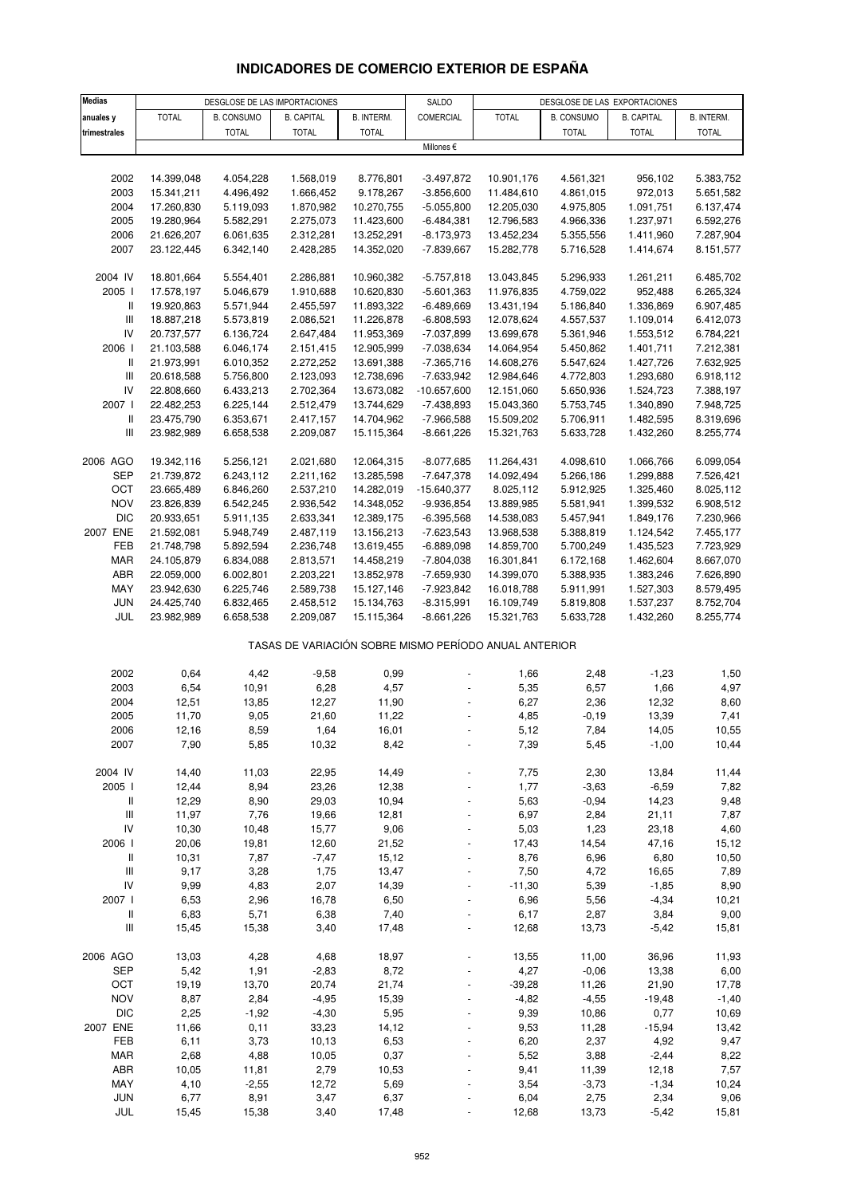# INDICADORES DE COMERCIO EXTERIOR DE ESPAÑA

| Medias anuales y trimestrales | DESGLOSE DE LAS IMPORTACIONES | | | | SALDO | DESGLOSE DE LAS EXPORTACIONES | | | |
|---|---|---|---|---|---|---|---|---|---|
| | TOTAL | B. CONSUMO TOTAL | B. CAPITAL TOTAL | B. INTERM. TOTAL | COMERCIAL | TOTAL | B. CONSUMO TOTAL | B. CAPITAL TOTAL | B. INTERM. TOTAL |
| | | | | | Millones € | | | | |
| 2002 | 14.399,048 | 4.054,228 | 1.568,019 | 8.776,801 | -3.497,872 | 10.901,176 | 4.561,321 | 956,102 | 5.383,752 |
| 2003 | 15.341,211 | 4.496,492 | 1.666,452 | 9.178,267 | -3.856,600 | 11.484,610 | 4.861,015 | 972,013 | 5.651,582 |
| 2004 | 17.260,830 | 5.119,093 | 1.870,982 | 10.270,755 | -5.055,800 | 12.205,030 | 4.975,805 | 1.091,751 | 6.137,474 |
| 2005 | 19.280,964 | 5.582,291 | 2.275,073 | 11.423,600 | -6.484,381 | 12.796,583 | 4.966,336 | 1.237,971 | 6.592,276 |
| 2006 | 21.626,207 | 6.061,635 | 2.312,281 | 13.252,291 | -8.173,973 | 13.452,234 | 5.355,556 | 1.411,960 | 7.287,904 |
| 2007 | 23.122,445 | 6.342,140 | 2.428,285 | 14.352,020 | -7.839,667 | 15.282,778 | 5.716,528 | 1.414,674 | 8.151,577 |
| 2004 IV | 18.801,664 | 5.554,401 | 2.286,881 | 10.960,382 | -5.757,818 | 13.043,845 | 5.296,933 | 1.261,211 | 6.485,702 |
| 2005 I | 17.578,197 | 5.046,679 | 1.910,688 | 10.620,830 | -5.601,363 | 11.976,835 | 4.759,022 | 952,488 | 6.265,324 |
| II | 19.920,863 | 5.571,944 | 2.455,597 | 11.893,322 | -6.489,669 | 13.431,194 | 5.186,840 | 1.336,869 | 6.907,485 |
| III | 18.887,218 | 5.573,819 | 2.086,521 | 11.226,878 | -6.808,593 | 12.078,624 | 4.557,537 | 1.109,014 | 6.412,073 |
| IV | 20.737,577 | 6.136,724 | 2.647,484 | 11.953,369 | -7.037,899 | 13.699,678 | 5.361,946 | 1.553,512 | 6.784,221 |
| 2006 I | 21.103,588 | 6.046,174 | 2.151,415 | 12.905,999 | -7.038,634 | 14.064,954 | 5.450,862 | 1.401,711 | 7.212,381 |
| II | 21.973,991 | 6.010,352 | 2.272,252 | 13.691,388 | -7.365,716 | 14.608,276 | 5.547,624 | 1.427,726 | 7.632,925 |
| III | 20.618,588 | 5.756,800 | 2.123,093 | 12.738,696 | -7.633,942 | 12.984,646 | 4.772,803 | 1.293,680 | 6.918,112 |
| IV | 22.808,660 | 6.433,213 | 2.702,364 | 13.673,082 | -10.657,600 | 12.151,060 | 5.650,936 | 1.524,723 | 7.388,197 |
| 2007 I | 22.482,253 | 6.225,144 | 2.512,479 | 13.744,629 | -7.438,893 | 15.043,360 | 5.753,745 | 1.340,890 | 7.948,725 |
| II | 23.475,790 | 6.353,671 | 2.417,157 | 14.704,962 | -7.966,588 | 15.509,202 | 5.706,911 | 1.482,595 | 8.319,696 |
| III | 23.982,989 | 6.658,538 | 2.209,087 | 15.115,364 | -8.661,226 | 15.321,763 | 5.633,728 | 1.432,260 | 8.255,774 |
| 2006 AGO | 19.342,116 | 5.256,121 | 2.021,680 | 12.064,315 | -8.077,685 | 11.264,431 | 4.098,610 | 1.066,766 | 6.099,054 |
| SEP | 21.739,872 | 6.243,112 | 2.211,162 | 13.285,598 | -7.647,378 | 14.092,494 | 5.266,186 | 1.299,888 | 7.526,421 |
| OCT | 23.665,489 | 6.846,260 | 2.537,210 | 14.282,019 | -15.640,377 | 8.025,112 | 5.912,925 | 1.325,460 | 8.025,112 |
| NOV | 23.826,839 | 6.542,245 | 2.936,542 | 14.348,052 | -9.936,854 | 13.889,985 | 5.581,941 | 1.399,532 | 6.908,512 |
| DIC | 20.933,651 | 5.911,135 | 2.633,341 | 12.389,175 | -6.395,568 | 14.538,083 | 5.457,941 | 1.849,176 | 7.230,966 |
| 2007 ENE | 21.592,081 | 5.948,749 | 2.487,119 | 13.156,213 | -7.623,543 | 13.968,538 | 5.388,819 | 1.124,542 | 7.455,177 |
| FEB | 21.748,798 | 5.892,594 | 2.236,748 | 13.619,455 | -6.889,098 | 14.859,700 | 5.700,249 | 1.435,523 | 7.723,929 |
| MAR | 24.105,879 | 6.834,088 | 2.813,571 | 14.458,219 | -7.804,038 | 16.301,841 | 6.172,168 | 1.462,604 | 8.667,070 |
| ABR | 22.059,000 | 6.002,801 | 2.203,221 | 13.852,978 | -7.659,930 | 14.399,070 | 5.388,935 | 1.383,246 | 7.626,890 |
| MAY | 23.942,630 | 6.225,746 | 2.589,738 | 15.127,146 | -7.923,842 | 16.018,788 | 5.911,991 | 1.527,303 | 8.579,495 |
| JUN | 24.425,740 | 6.832,465 | 2.458,512 | 15.134,763 | -8.315,991 | 16.109,749 | 5.819,808 | 1.537,237 | 8.752,704 |
| JUL | 23.982,989 | 6.658,538 | 2.209,087 | 15.115,364 | -8.661,226 | 15.321,763 | 5.633,728 | 1.432,260 | 8.255,774 |
| | TASAS DE VARIACIÓN SOBRE MISMO PERÍODO ANUAL ANTERIOR | | | | | | | | |
| 2002 | 0,64 | 4,42 | -9,58 | 0,99 | - | 1,66 | 2,48 | -1,23 | 1,50 |
| 2003 | 6,54 | 10,91 | 6,28 | 4,57 | - | 5,35 | 6,57 | 1,66 | 4,97 |
| 2004 | 12,51 | 13,85 | 12,27 | 11,90 | - | 6,27 | 2,36 | 12,32 | 8,60 |
| 2005 | 11,70 | 9,05 | 21,60 | 11,22 | - | 4,85 | -0,19 | 13,39 | 7,41 |
| 2006 | 12,16 | 8,59 | 1,64 | 16,01 | - | 5,12 | 7,84 | 14,05 | 10,55 |
| 2007 | 7,90 | 5,85 | 10,32 | 8,42 | - | 7,39 | 5,45 | -1,00 | 10,44 |
| 2004 IV | 14,40 | 11,03 | 22,95 | 14,49 | - | 7,75 | 2,30 | 13,84 | 11,44 |
| 2005 I | 12,44 | 8,94 | 23,26 | 12,38 | - | 1,77 | -3,63 | -6,59 | 7,82 |
| II | 12,29 | 8,90 | 29,03 | 10,94 | - | 5,63 | -0,94 | 14,23 | 9,48 |
| III | 11,97 | 7,76 | 19,66 | 12,81 | - | 6,97 | 2,84 | 21,11 | 7,87 |
| IV | 10,30 | 10,48 | 15,77 | 9,06 | - | 5,03 | 1,23 | 23,18 | 4,60 |
| 2006 I | 20,06 | 19,81 | 12,60 | 21,52 | - | 17,43 | 14,54 | 47,16 | 15,12 |
| II | 10,31 | 7,87 | -7,47 | 15,12 | - | 8,76 | 6,96 | 6,80 | 10,50 |
| III | 9,17 | 3,28 | 1,75 | 13,47 | - | 7,50 | 4,72 | 16,65 | 7,89 |
| IV | 9,99 | 4,83 | 2,07 | 14,39 | - | -11,30 | 5,39 | -1,85 | 8,90 |
| 2007 I | 6,53 | 2,96 | 16,78 | 6,50 | - | 6,96 | 5,56 | -4,34 | 10,21 |
| II | 6,83 | 5,71 | 6,38 | 7,40 | - | 6,17 | 2,87 | 3,84 | 9,00 |
| III | 15,45 | 15,38 | 3,40 | 17,48 | - | 12,68 | 13,73 | -5,42 | 15,81 |
| 2006 AGO | 13,03 | 4,28 | 4,68 | 18,97 | - | 13,55 | 11,00 | 36,96 | 11,93 |
| SEP | 5,42 | 1,91 | -2,83 | 8,72 | - | 4,27 | -0,06 | 13,38 | 6,00 |
| OCT | 19,19 | 13,70 | 20,74 | 21,74 | - | -39,28 | 11,26 | 21,90 | 17,78 |
| NOV | 8,87 | 2,84 | -4,95 | 15,39 | - | -4,82 | -4,55 | -19,48 | -1,40 |
| DIC | 2,25 | -1,92 | -4,30 | 5,95 | - | 9,39 | 10,86 | 0,77 | 10,69 |
| 2007 ENE | 11,66 | 0,11 | 33,23 | 14,12 | - | 9,53 | 11,28 | -15,94 | 13,42 |
| FEB | 6,11 | 3,73 | 10,13 | 6,53 | - | 6,20 | 2,37 | 4,92 | 9,47 |
| MAR | 2,68 | 4,88 | 10,05 | 0,37 | - | 5,52 | 3,88 | -2,44 | 8,22 |
| ABR | 10,05 | 11,81 | 2,79 | 10,53 | - | 9,41 | 11,39 | 12,18 | 7,57 |
| MAY | 4,10 | -2,55 | 12,72 | 5,69 | - | 3,54 | -3,73 | -1,34 | 10,24 |
| JUN | 6,77 | 8,91 | 3,47 | 6,37 | - | 6,04 | 2,75 | 2,34 | 9,06 |
| JUL | 15,45 | 15,38 | 3,40 | 17,48 | - | 12,68 | 13,73 | -5,42 | 15,81 |